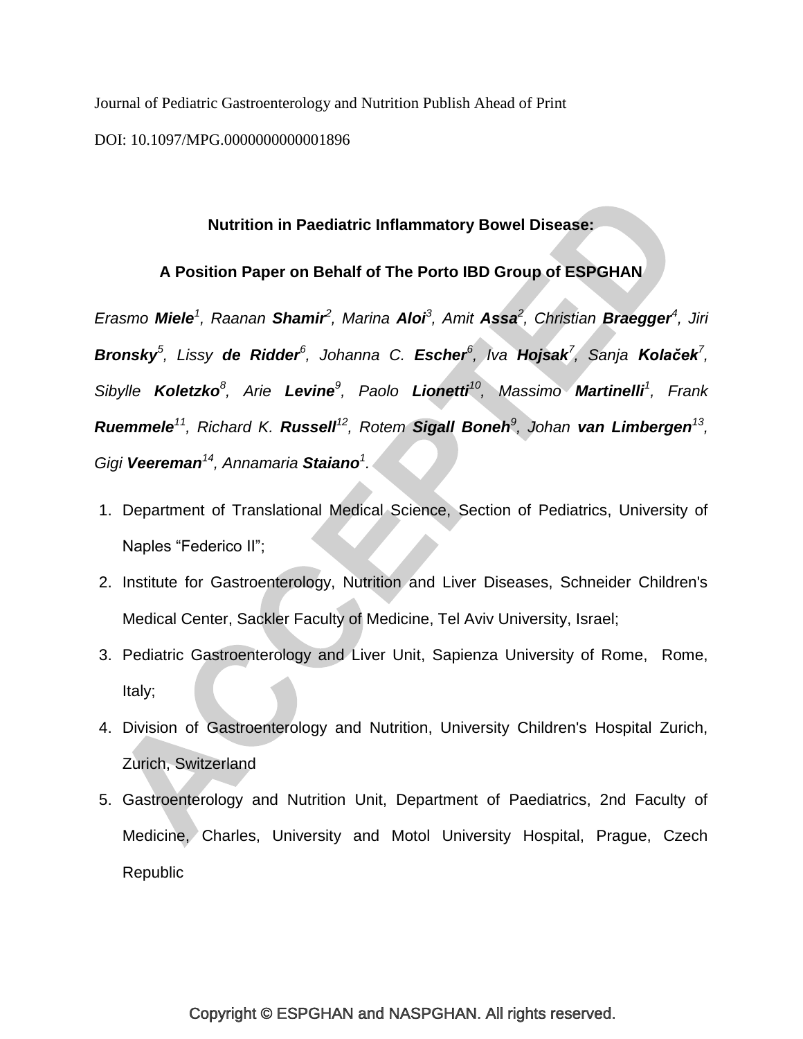Journal of Pediatric Gastroenterology and Nutrition Publish Ahead of Print

DOI: 10.1097/MPG.0000000000001896

# Nutrition in Paediatric Inflammatory Bowel Disease:

## A Position Paper on Behalf of The Porto IBD Group of ESPGHAN

*Erasmo* ***Miele***[1], *Raanan* ***Shamir***[2], *Marina* ***Aloi***[3], *Amit* ***Assa***[2], *Christian* ***Braegger***[4], *Jiri* ***Bronsky***[5], *Lissy* ***de Ridder***[6], *Johanna C.* ***Escher***[6], *Iva* ***Hojsak***[7], *Sanja* ***Kolaček***[7], *Sibylle* ***Koletzko***[8], *Arie* ***Levine***[9], *Paolo* ***Lionetti***[10], *Massimo* ***Martinelli***[1], *Frank* ***Ruemmele***[11], *Richard K.* ***Russell***[12], *Rotem* ***Sigall Boneh***[9], *Johan* ***van Limbergen***[13], *Gigi* ***Veereman***[14], *Annamaria* ***Staiano***[1].

1. Department of Translational Medical Science, Section of Pediatrics, University of Naples "Federico II";
2. Institute for Gastroenterology, Nutrition and Liver Diseases, Schneider Children's Medical Center, Sackler Faculty of Medicine, Tel Aviv University, Israel;
3. Pediatric Gastroenterology and Liver Unit, Sapienza University of Rome, Rome, Italy;
4. Division of Gastroenterology and Nutrition, University Children's Hospital Zurich, Zurich, Switzerland
5. Gastroenterology and Nutrition Unit, Department of Paediatrics, 2nd Faculty of Medicine, Charles, University and Motol University Hospital, Prague, Czech Republic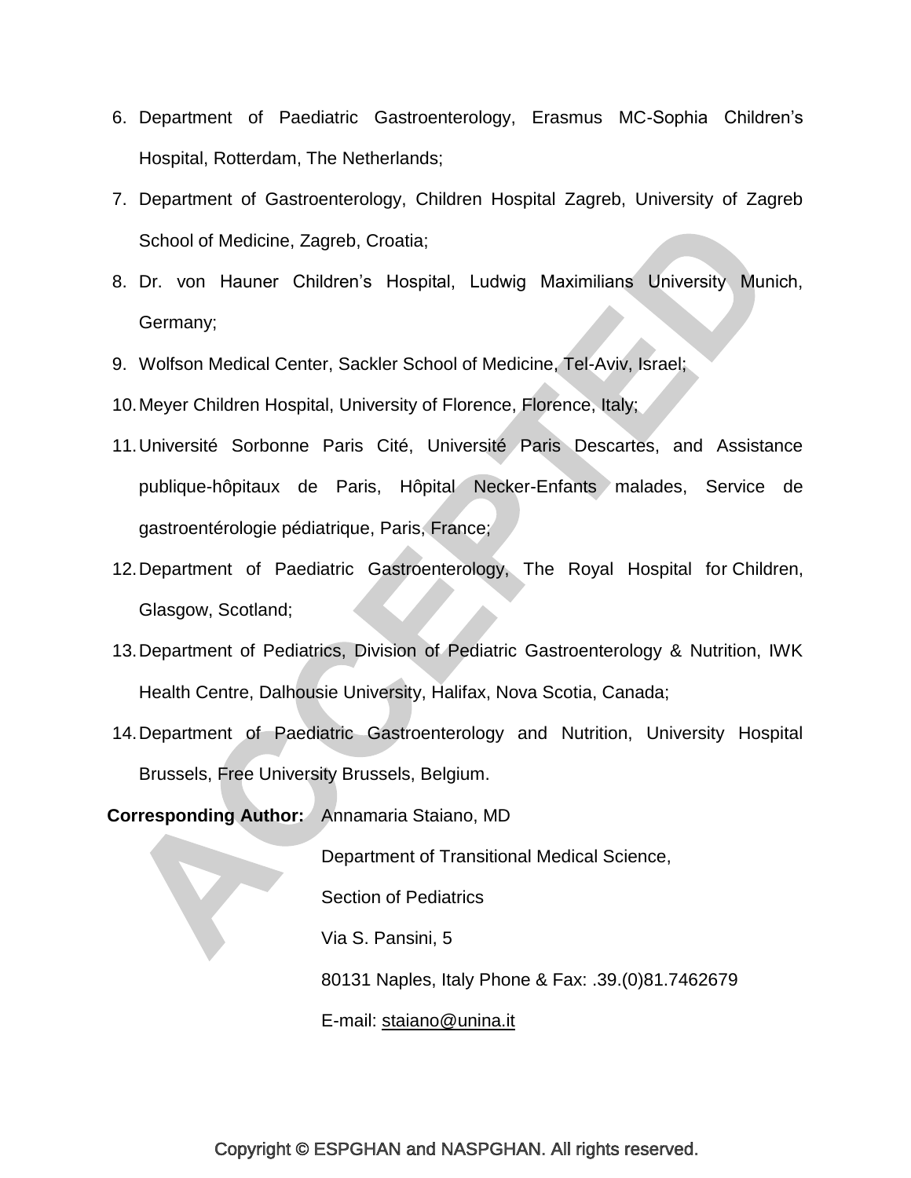6. Department of Paediatric Gastroenterology, Erasmus MC-Sophia Children's Hospital, Rotterdam, The Netherlands;
7. Department of Gastroenterology, Children Hospital Zagreb, University of Zagreb School of Medicine, Zagreb, Croatia;
8. Dr. von Hauner Children's Hospital, Ludwig Maximilians University Munich, Germany;
9. Wolfson Medical Center, Sackler School of Medicine, Tel-Aviv, Israel;
10. Meyer Children Hospital, University of Florence, Florence, Italy;
11. Université Sorbonne Paris Cité, Université Paris Descartes, and Assistance publique-hôpitaux de Paris, Hôpital Necker-Enfants malades, Service de gastroentérologie pédiatrique, Paris, France;
12. Department of Paediatric Gastroenterology, The Royal Hospital for Children, Glasgow, Scotland;
13. Department of Pediatrics, Division of Pediatric Gastroenterology & Nutrition, IWK Health Centre, Dalhousie University, Halifax, Nova Scotia, Canada;
14. Department of Paediatric Gastroenterology and Nutrition, University Hospital Brussels, Free University Brussels, Belgium.

**Corresponding Author:** Annamaria Staiano, MD

Department of Transitional Medical Science,

Section of Pediatrics

Via S. Pansini, 5

80131 Naples, Italy Phone & Fax: .39.(0)81.7462679

E-mail: staiano@unina.it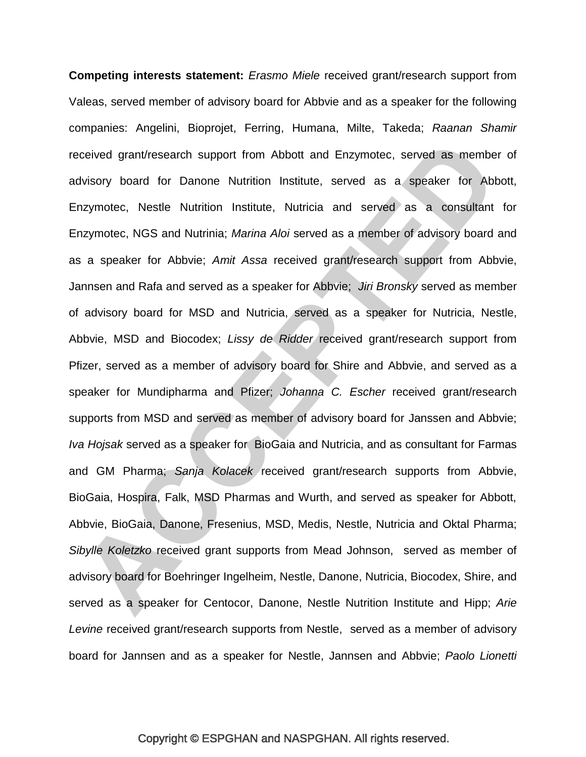**Competing interests statement:** *Erasmo Miele* received grant/research support from Valeas, served member of advisory board for Abbvie and as a speaker for the following companies: Angelini, Bioprojet, Ferring, Humana, Milte, Takeda; *Raanan Shamir* received grant/research support from Abbott and Enzymotec, served as member of advisory board for Danone Nutrition Institute, served as a speaker for Abbott, Enzymotec, Nestle Nutrition Institute, Nutricia and served as a consultant for Enzymotec, NGS and Nutrinia; *Marina Aloi* served as a member of advisory board and as a speaker for Abbvie; *Amit Assa* received grant/research support from Abbvie, Jannsen and Rafa and served as a speaker for Abbvie; *Jiri Bronsky* served as member of advisory board for MSD and Nutricia, served as a speaker for Nutricia, Nestle, Abbvie, MSD and Biocodex; *Lissy de Ridder* received grant/research support from Pfizer, served as a member of advisory board for Shire and Abbvie, and served as a speaker for Mundipharma and Pfizer; *Johanna C. Escher* received grant/research supports from MSD and served as member of advisory board for Janssen and Abbvie; *Iva Hojsak* served as a speaker for BioGaia and Nutricia, and as consultant for Farmas and GM Pharma; *Sanja Kolacek* received grant/research supports from Abbvie, BioGaia, Hospira, Falk, MSD Pharmas and Wurth, and served as speaker for Abbott, Abbvie, BioGaia, Danone, Fresenius, MSD, Medis, Nestle, Nutricia and Oktal Pharma; *Sibylle Koletzko* received grant supports from Mead Johnson, served as member of advisory board for Boehringer Ingelheim, Nestle, Danone, Nutricia, Biocodex, Shire, and served as a speaker for Centocor, Danone, Nestle Nutrition Institute and Hipp; *Arie Levine* received grant/research supports from Nestle, served as a member of advisory board for Jannsen and as a speaker for Nestle, Jannsen and Abbvie; *Paolo Lionetti*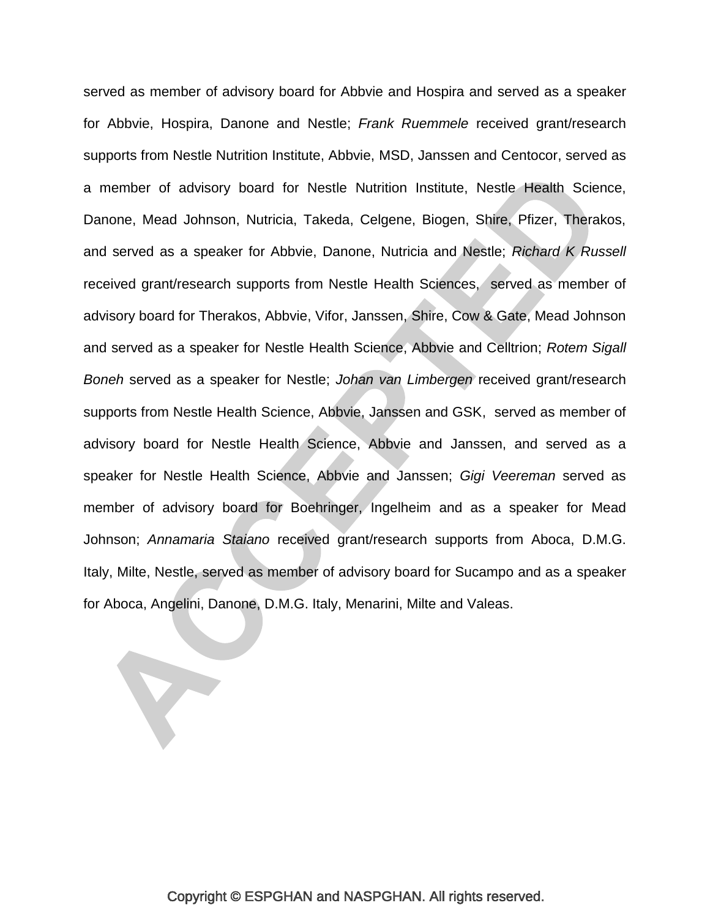served as member of advisory board for Abbvie and Hospira and served as a speaker for Abbvie, Hospira, Danone and Nestle; *Frank Ruemmele* received grant/research supports from Nestle Nutrition Institute, Abbvie, MSD, Janssen and Centocor, served as a member of advisory board for Nestle Nutrition Institute, Nestle Health Science, Danone, Mead Johnson, Nutricia, Takeda, Celgene, Biogen, Shire, Pfizer, Therakos, and served as a speaker for Abbvie, Danone, Nutricia and Nestle; *Richard K Russell* received grant/research supports from Nestle Health Sciences, served as member of advisory board for Therakos, Abbvie, Vifor, Janssen, Shire, Cow & Gate, Mead Johnson and served as a speaker for Nestle Health Science, Abbvie and Celltrion; *Rotem Sigall Boneh* served as a speaker for Nestle; *Johan van Limbergen* received grant/research supports from Nestle Health Science, Abbvie, Janssen and GSK, served as member of advisory board for Nestle Health Science, Abbvie and Janssen, and served as a speaker for Nestle Health Science, Abbvie and Janssen; *Gigi Veereman* served as member of advisory board for Boehringer, Ingelheim and as a speaker for Mead Johnson; *Annamaria Staiano* received grant/research supports from Aboca, D.M.G. Italy, Milte, Nestle, served as member of advisory board for Sucampo and as a speaker for Aboca, Angelini, Danone, D.M.G. Italy, Menarini, Milte and Valeas.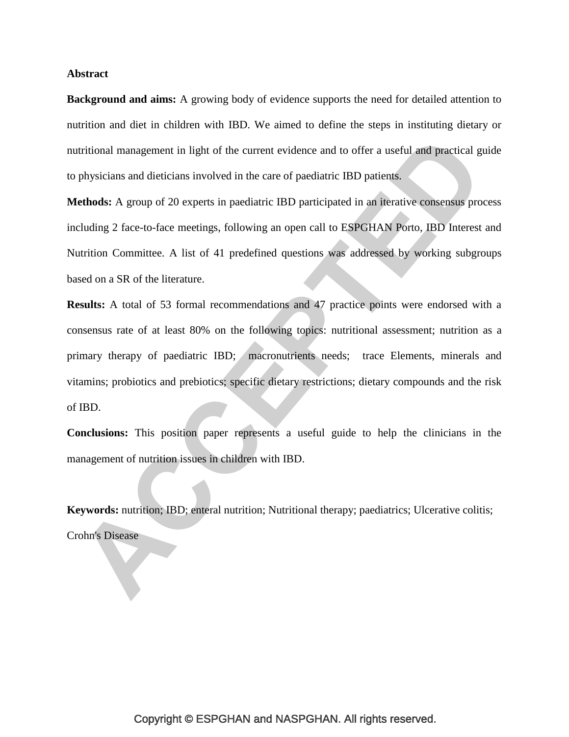**Abstract**

**Background and aims:** A growing body of evidence supports the need for detailed attention to nutrition and diet in children with IBD. We aimed to define the steps in instituting dietary or nutritional management in light of the current evidence and to offer a useful and practical guide to physicians and dieticians involved in the care of paediatric IBD patients.

**Methods:** A group of 20 experts in paediatric IBD participated in an iterative consensus process including 2 face-to-face meetings, following an open call to ESPGHAN Porto, IBD Interest and Nutrition Committee. A list of 41 predefined questions was addressed by working subgroups based on a SR of the literature.

**Results:** A total of 53 formal recommendations and 47 practice points were endorsed with a consensus rate of at least 80% on the following topics: nutritional assessment; nutrition as a primary therapy of paediatric IBD; macronutrients needs; trace Elements, minerals and vitamins; probiotics and prebiotics; specific dietary restrictions; dietary compounds and the risk of IBD.

**Conclusions:** This position paper represents a useful guide to help the clinicians in the management of nutrition issues in children with IBD.

**Keywords:** nutrition; IBD; enteral nutrition; Nutritional therapy; paediatrics; Ulcerative colitis; Crohn's Disease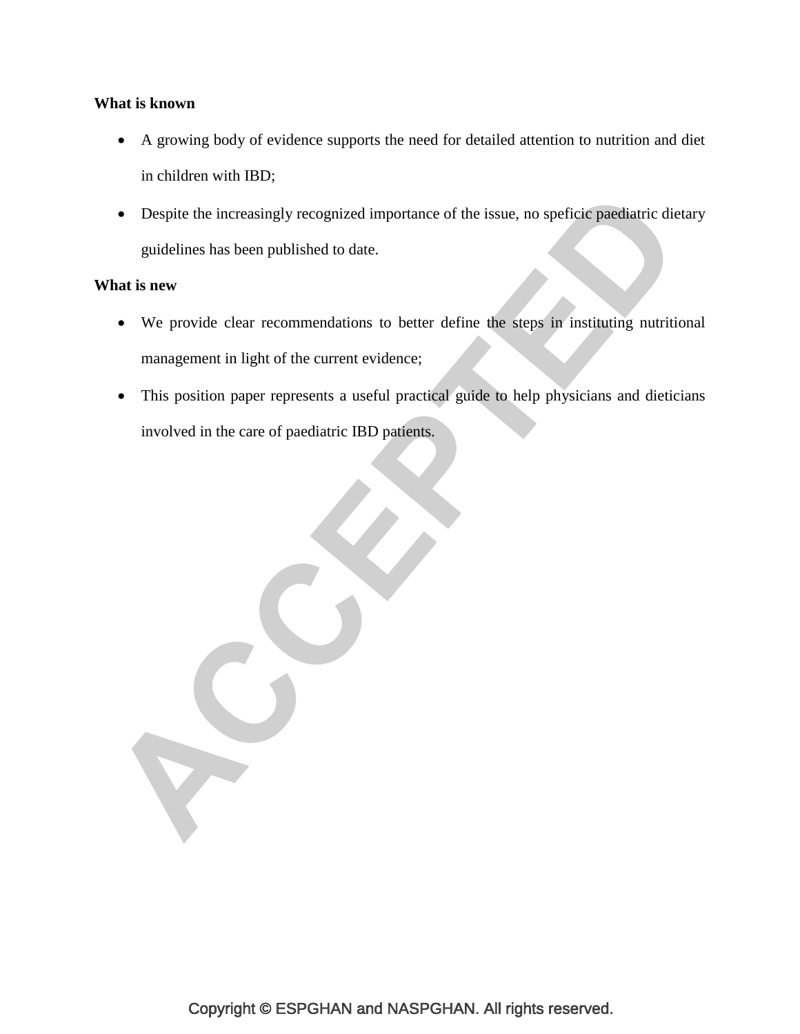**What is known**

- A growing body of evidence supports the need for detailed attention to nutrition and diet in children with IBD;
- Despite the increasingly recognized importance of the issue, no speficic paediatric dietary guidelines has been published to date.

**What is new**

- We provide clear recommendations to better define the steps in instituting nutritional management in light of the current evidence;
- This position paper represents a useful practical guide to help physicians and dieticians involved in the care of paediatric IBD patients.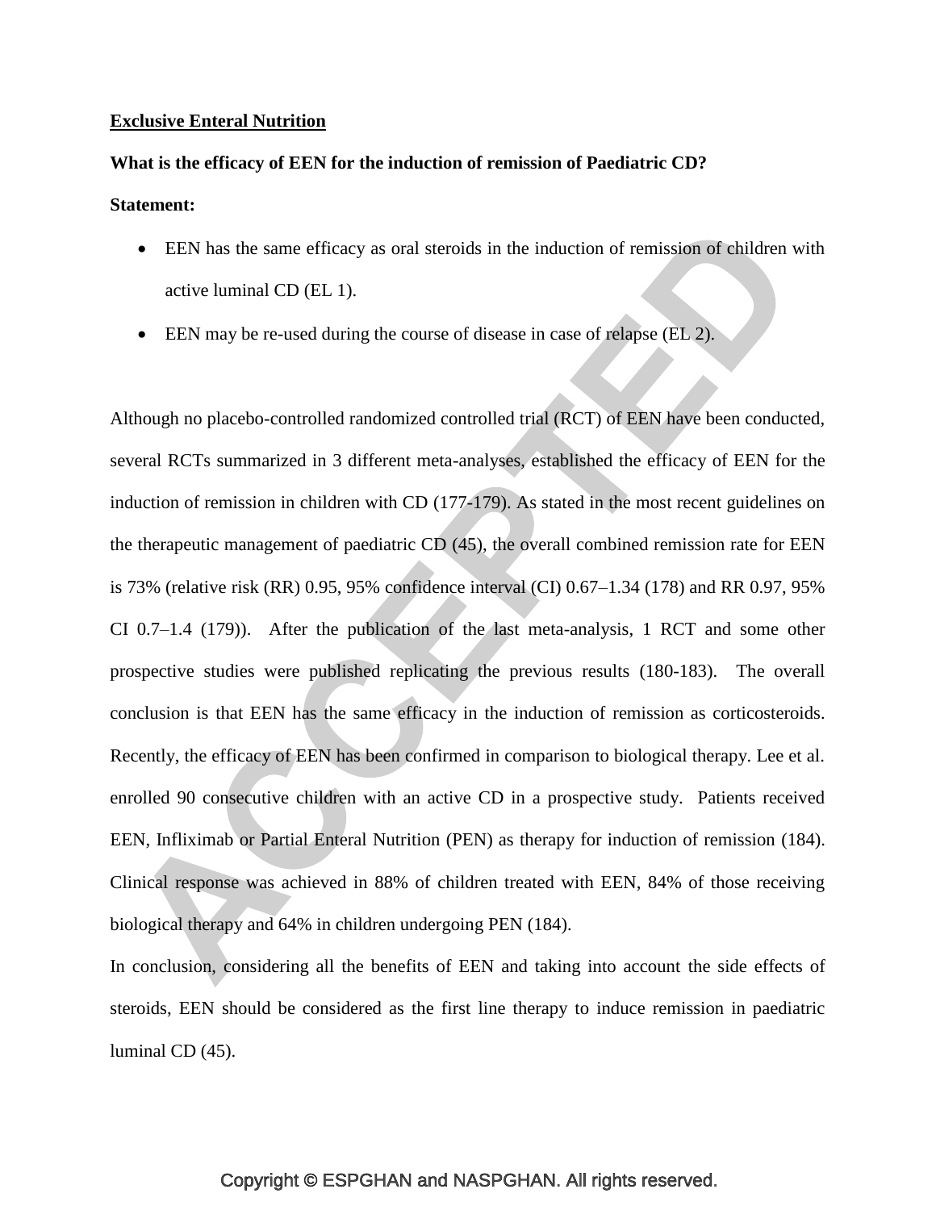**Exclusive Enteral Nutrition**

**What is the efficacy of EEN for the induction of remission of Paediatric CD?**

**Statement:**

- EEN has the same efficacy as oral steroids in the induction of remission of children with active luminal CD (EL 1).
- EEN may be re-used during the course of disease in case of relapse (EL 2).

Although no placebo-controlled randomized controlled trial (RCT) of EEN have been conducted, several RCTs summarized in 3 different meta-analyses, established the efficacy of EEN for the induction of remission in children with CD (177-179). As stated in the most recent guidelines on the therapeutic management of paediatric CD (45), the overall combined remission rate for EEN is 73% (relative risk (RR) 0.95, 95% confidence interval (CI) 0.67–1.34 (178) and RR 0.97, 95% CI 0.7–1.4 (179)). After the publication of the last meta-analysis, 1 RCT and some other prospective studies were published replicating the previous results (180-183). The overall conclusion is that EEN has the same efficacy in the induction of remission as corticosteroids. Recently, the efficacy of EEN has been confirmed in comparison to biological therapy. Lee et al. enrolled 90 consecutive children with an active CD in a prospective study. Patients received EEN, Infliximab or Partial Enteral Nutrition (PEN) as therapy for induction of remission (184). Clinical response was achieved in 88% of children treated with EEN, 84% of those receiving biological therapy and 64% in children undergoing PEN (184).

In conclusion, considering all the benefits of EEN and taking into account the side effects of steroids, EEN should be considered as the first line therapy to induce remission in paediatric luminal CD (45).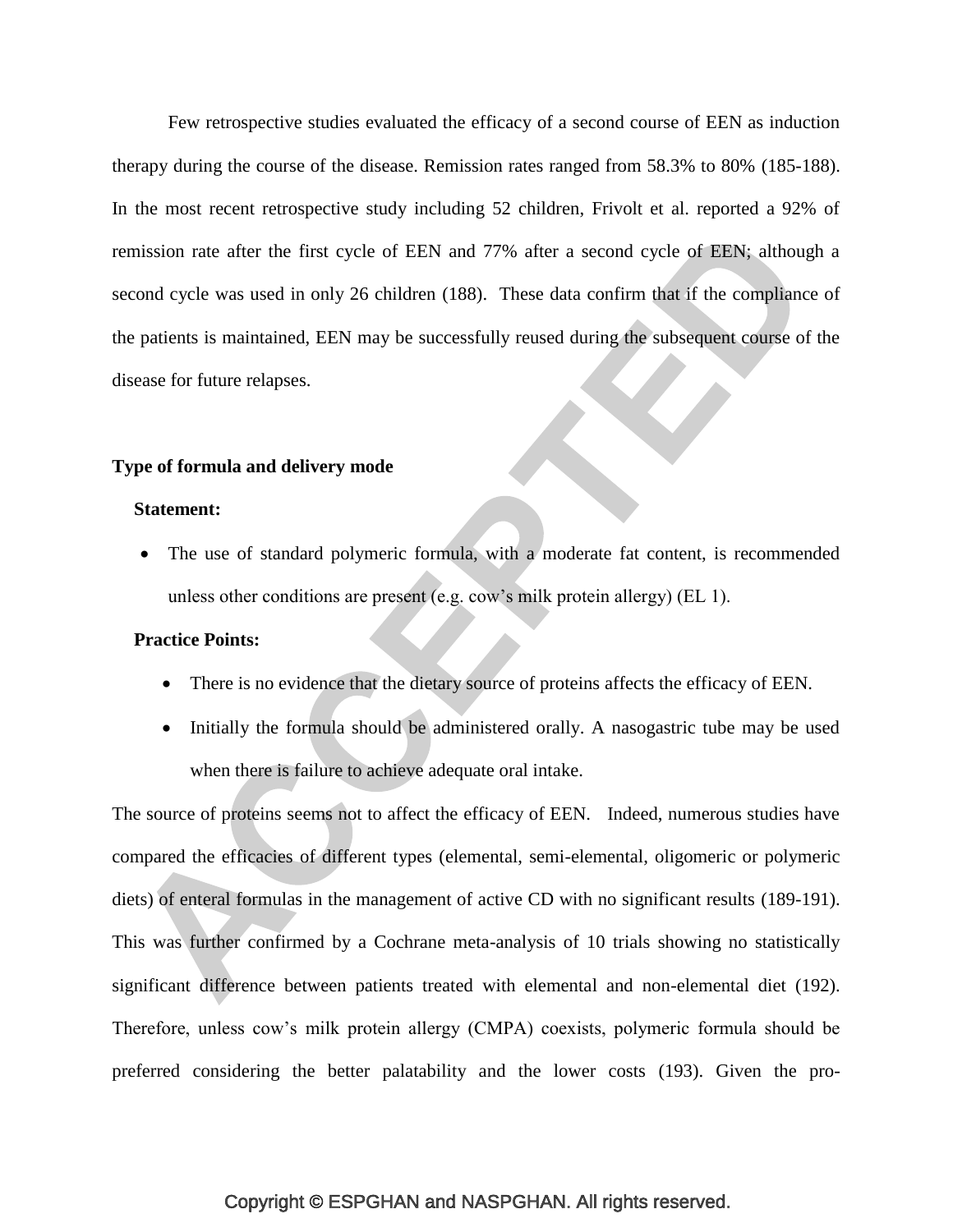Few retrospective studies evaluated the efficacy of a second course of EEN as induction therapy during the course of the disease. Remission rates ranged from 58.3% to 80% (185-188). In the most recent retrospective study including 52 children, Frivolt et al. reported a 92% of remission rate after the first cycle of EEN and 77% after a second cycle of EEN; although a second cycle was used in only 26 children (188). These data confirm that if the compliance of the patients is maintained, EEN may be successfully reused during the subsequent course of the disease for future relapses.

**Type of formula and delivery mode**

**Statement:**

- The use of standard polymeric formula, with a moderate fat content, is recommended unless other conditions are present (e.g. cow's milk protein allergy) (EL 1).

**Practice Points:**

- There is no evidence that the dietary source of proteins affects the efficacy of EEN.
- Initially the formula should be administered orally. A nasogastric tube may be used when there is failure to achieve adequate oral intake.

The source of proteins seems not to affect the efficacy of EEN. Indeed, numerous studies have compared the efficacies of different types (elemental, semi-elemental, oligomeric or polymeric diets) of enteral formulas in the management of active CD with no significant results (189-191). This was further confirmed by a Cochrane meta-analysis of 10 trials showing no statistically significant difference between patients treated with elemental and non-elemental diet (192). Therefore, unless cow's milk protein allergy (CMPA) coexists, polymeric formula should be preferred considering the better palatability and the lower costs (193). Given the pro-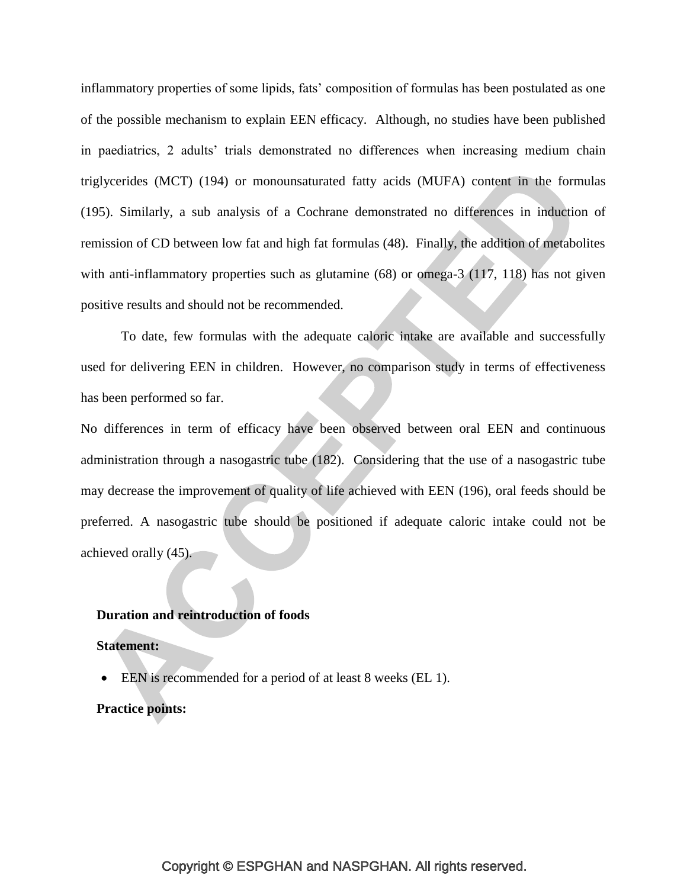inflammatory properties of some lipids, fats' composition of formulas has been postulated as one of the possible mechanism to explain EEN efficacy. Although, no studies have been published in paediatrics, 2 adults' trials demonstrated no differences when increasing medium chain triglycerides (MCT) (194) or monounsaturated fatty acids (MUFA) content in the formulas (195). Similarly, a sub analysis of a Cochrane demonstrated no differences in induction of remission of CD between low fat and high fat formulas (48). Finally, the addition of metabolites with anti-inflammatory properties such as glutamine (68) or omega-3 (117, 118) has not given positive results and should not be recommended.

To date, few formulas with the adequate caloric intake are available and successfully used for delivering EEN in children. However, no comparison study in terms of effectiveness has been performed so far.

No differences in term of efficacy have been observed between oral EEN and continuous administration through a nasogastric tube (182). Considering that the use of a nasogastric tube may decrease the improvement of quality of life achieved with EEN (196), oral feeds should be preferred. A nasogastric tube should be positioned if adequate caloric intake could not be achieved orally (45).

**Duration and reintroduction of foods**

**Statement:**

- EEN is recommended for a period of at least 8 weeks (EL 1).

**Practice points:**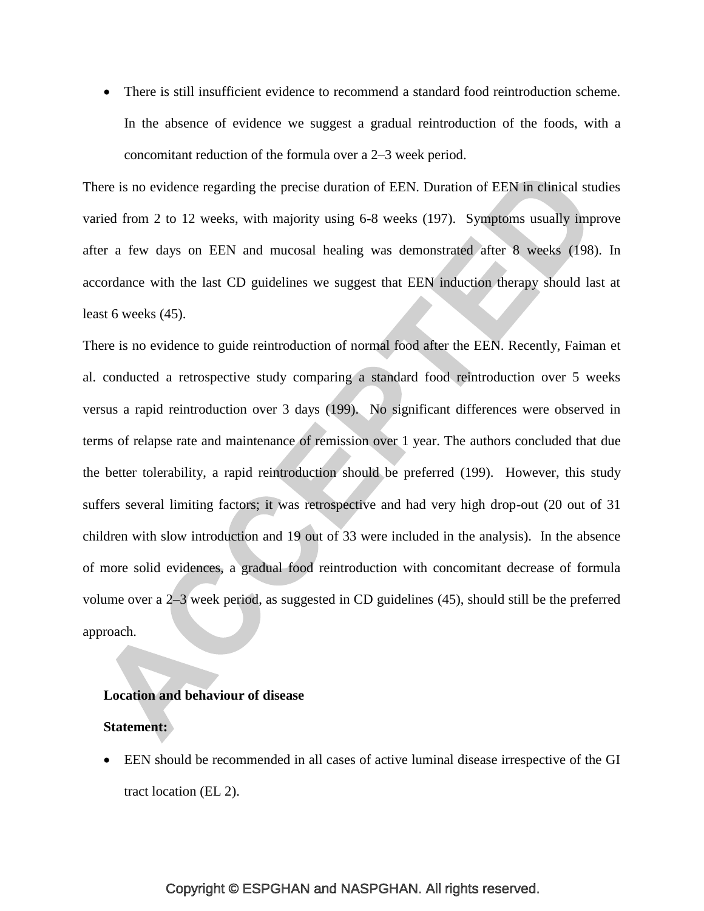- There is still insufficient evidence to recommend a standard food reintroduction scheme. In the absence of evidence we suggest a gradual reintroduction of the foods, with a concomitant reduction of the formula over a 2–3 week period.

There is no evidence regarding the precise duration of EEN. Duration of EEN in clinical studies varied from 2 to 12 weeks, with majority using 6-8 weeks (197). Symptoms usually improve after a few days on EEN and mucosal healing was demonstrated after 8 weeks (198). In accordance with the last CD guidelines we suggest that EEN induction therapy should last at least 6 weeks (45).

There is no evidence to guide reintroduction of normal food after the EEN. Recently, Faiman et al. conducted a retrospective study comparing a standard food reintroduction over 5 weeks versus a rapid reintroduction over 3 days (199). No significant differences were observed in terms of relapse rate and maintenance of remission over 1 year. The authors concluded that due the better tolerability, a rapid reintroduction should be preferred (199). However, this study suffers several limiting factors; it was retrospective and had very high drop-out (20 out of 31 children with slow introduction and 19 out of 33 were included in the analysis). In the absence of more solid evidences, a gradual food reintroduction with concomitant decrease of formula volume over a 2–3 week period, as suggested in CD guidelines (45), should still be the preferred approach.

**Location and behaviour of disease**

**Statement:**

- EEN should be recommended in all cases of active luminal disease irrespective of the GI tract location (EL 2).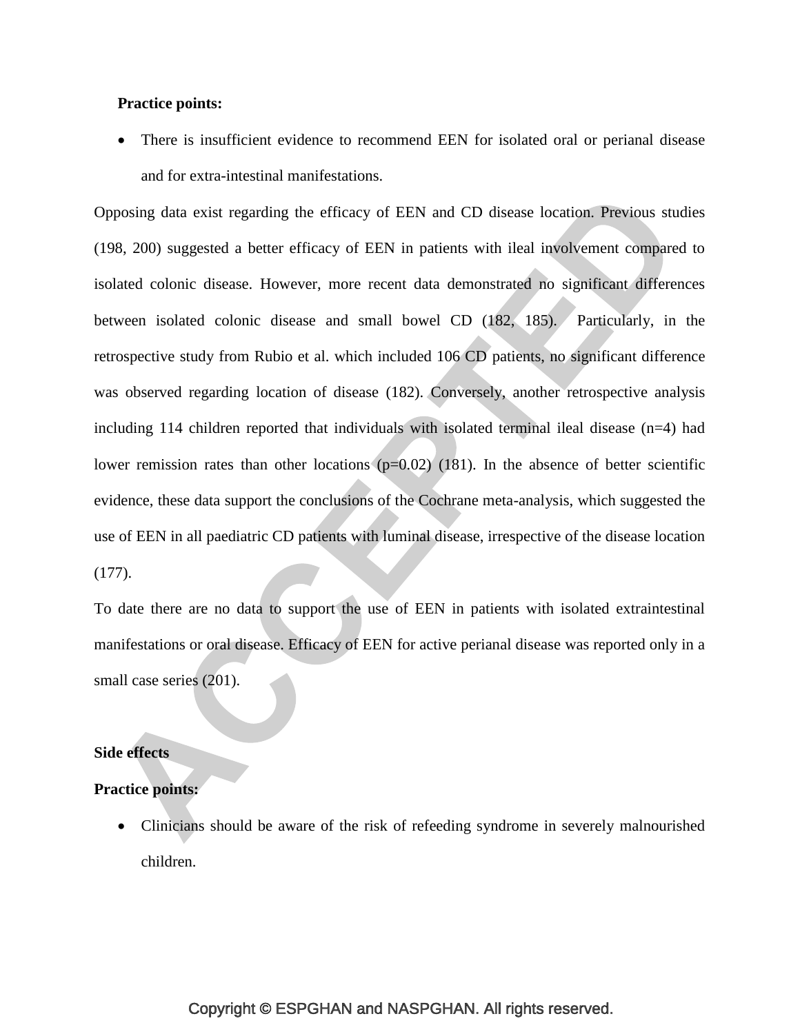**Practice points:**

- There is insufficient evidence to recommend EEN for isolated oral or perianal disease and for extra-intestinal manifestations.

Opposing data exist regarding the efficacy of EEN and CD disease location. Previous studies (198, 200) suggested a better efficacy of EEN in patients with ileal involvement compared to isolated colonic disease. However, more recent data demonstrated no significant differences between isolated colonic disease and small bowel CD (182, 185). Particularly, in the retrospective study from Rubio et al. which included 106 CD patients, no significant difference was observed regarding location of disease (182). Conversely, another retrospective analysis including 114 children reported that individuals with isolated terminal ileal disease (n=4) had lower remission rates than other locations (p=0.02) (181). In the absence of better scientific evidence, these data support the conclusions of the Cochrane meta-analysis, which suggested the use of EEN in all paediatric CD patients with luminal disease, irrespective of the disease location (177).

To date there are no data to support the use of EEN in patients with isolated extraintestinal manifestations or oral disease. Efficacy of EEN for active perianal disease was reported only in a small case series (201).

**Side effects**

**Practice points:**

- Clinicians should be aware of the risk of refeeding syndrome in severely malnourished children.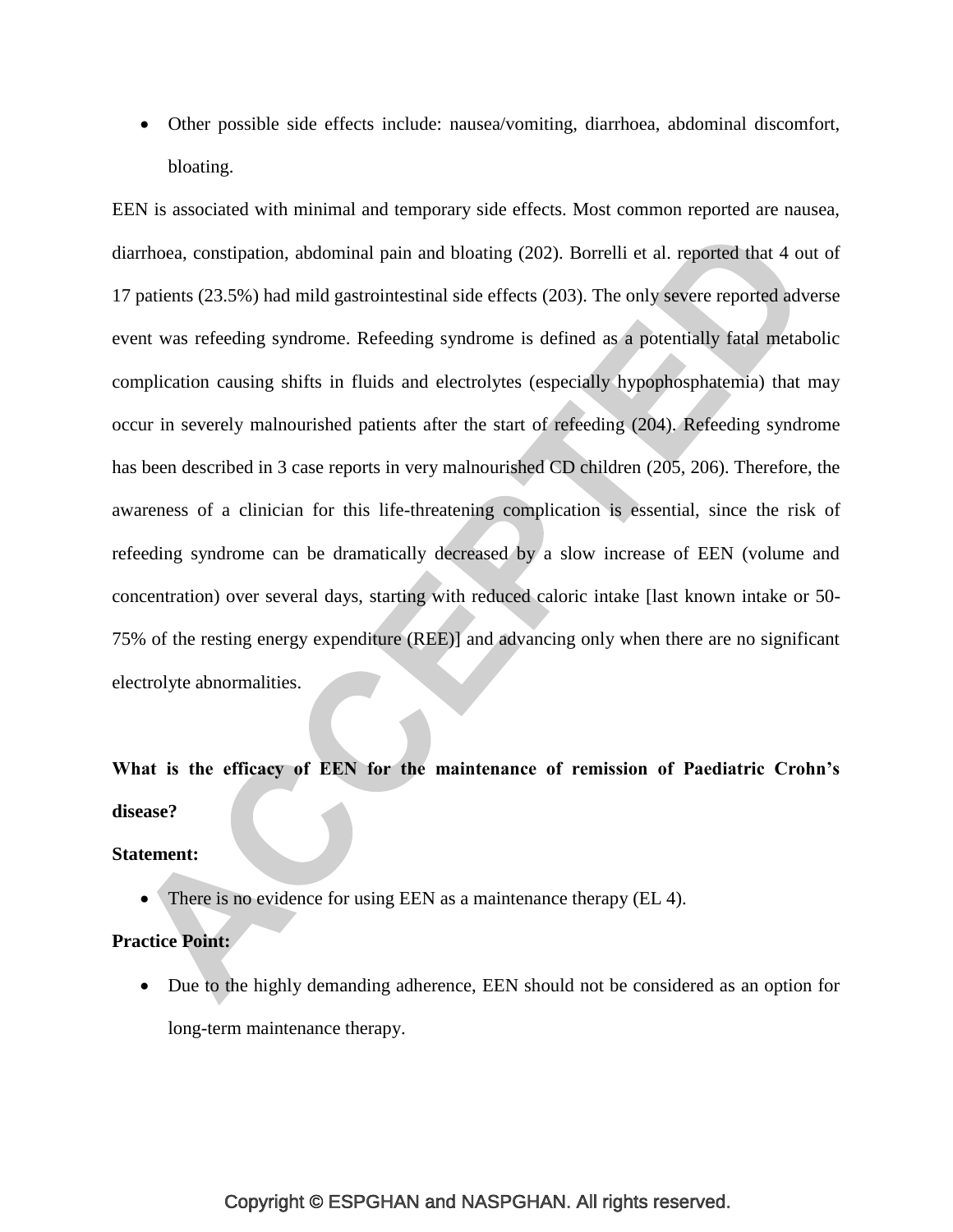- Other possible side effects include: nausea/vomiting, diarrhoea, abdominal discomfort, bloating.

EEN is associated with minimal and temporary side effects. Most common reported are nausea, diarrhoea, constipation, abdominal pain and bloating (202). Borrelli et al. reported that 4 out of 17 patients (23.5%) had mild gastrointestinal side effects (203). The only severe reported adverse event was refeeding syndrome. Refeeding syndrome is defined as a potentially fatal metabolic complication causing shifts in fluids and electrolytes (especially hypophosphatemia) that may occur in severely malnourished patients after the start of refeeding (204). Refeeding syndrome has been described in 3 case reports in very malnourished CD children (205, 206). Therefore, the awareness of a clinician for this life-threatening complication is essential, since the risk of refeeding syndrome can be dramatically decreased by a slow increase of EEN (volume and concentration) over several days, starting with reduced caloric intake [last known intake or 50-75% of the resting energy expenditure (REE)] and advancing only when there are no significant electrolyte abnormalities.

**What is the efficacy of EEN for the maintenance of remission of Paediatric Crohn's disease?**

**Statement:**

- There is no evidence for using EEN as a maintenance therapy (EL 4).

**Practice Point:**

- Due to the highly demanding adherence, EEN should not be considered as an option for long-term maintenance therapy.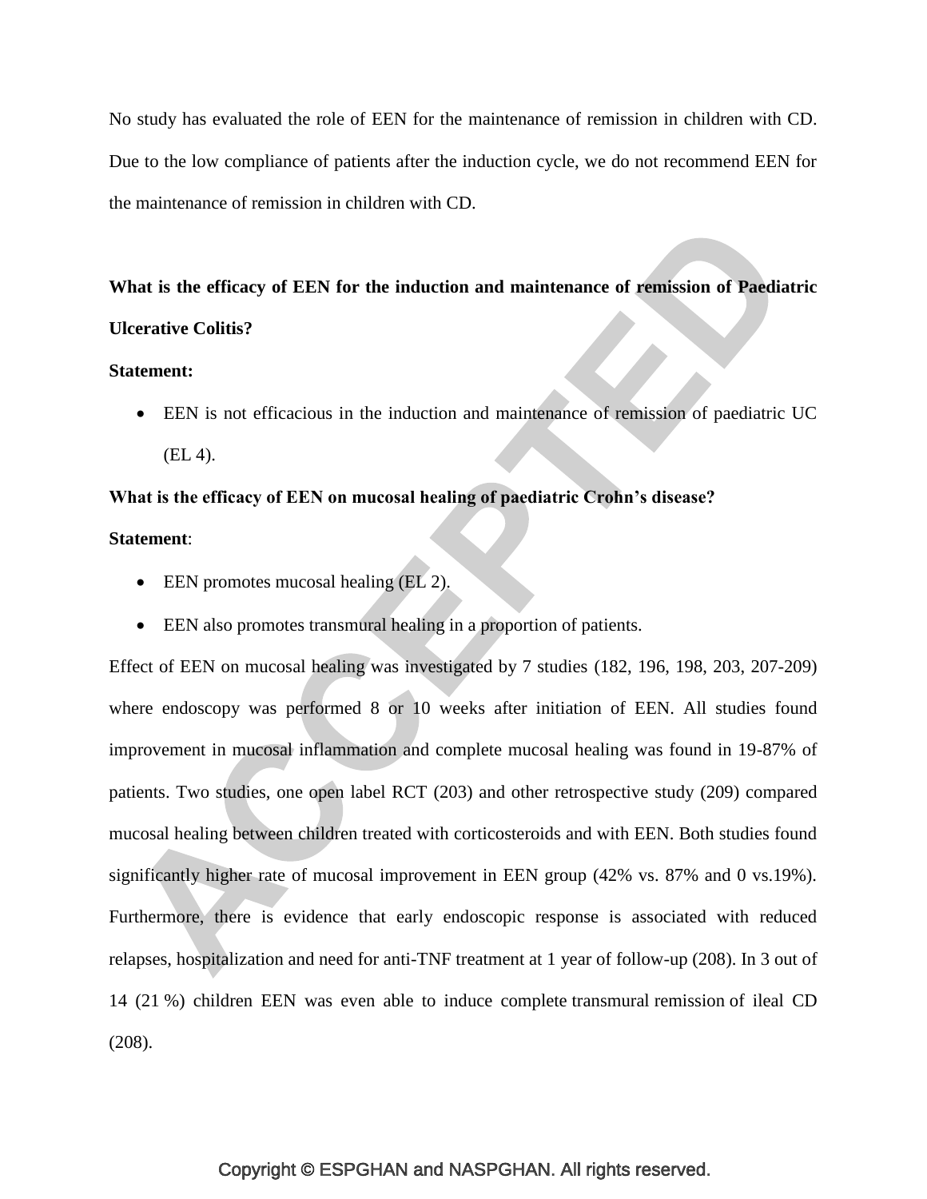No study has evaluated the role of EEN for the maintenance of remission in children with CD. Due to the low compliance of patients after the induction cycle, we do not recommend EEN for the maintenance of remission in children with CD.

**What is the efficacy of EEN for the induction and maintenance of remission of Paediatric Ulcerative Colitis?**

**Statement:**

- EEN is not efficacious in the induction and maintenance of remission of paediatric UC (EL 4).

**What is the efficacy of EEN on mucosal healing of paediatric Crohn's disease?**

**Statement**:

- EEN promotes mucosal healing (EL 2).
- EEN also promotes transmural healing in a proportion of patients.

Effect of EEN on mucosal healing was investigated by 7 studies (182, 196, 198, 203, 207-209) where endoscopy was performed 8 or 10 weeks after initiation of EEN. All studies found improvement in mucosal inflammation and complete mucosal healing was found in 19-87% of patients. Two studies, one open label RCT (203) and other retrospective study (209) compared mucosal healing between children treated with corticosteroids and with EEN. Both studies found significantly higher rate of mucosal improvement in EEN group (42% vs. 87% and 0 vs.19%). Furthermore, there is evidence that early endoscopic response is associated with reduced relapses, hospitalization and need for anti-TNF treatment at 1 year of follow-up (208). In 3 out of 14 (21 %) children EEN was even able to induce complete transmural remission of ileal CD (208).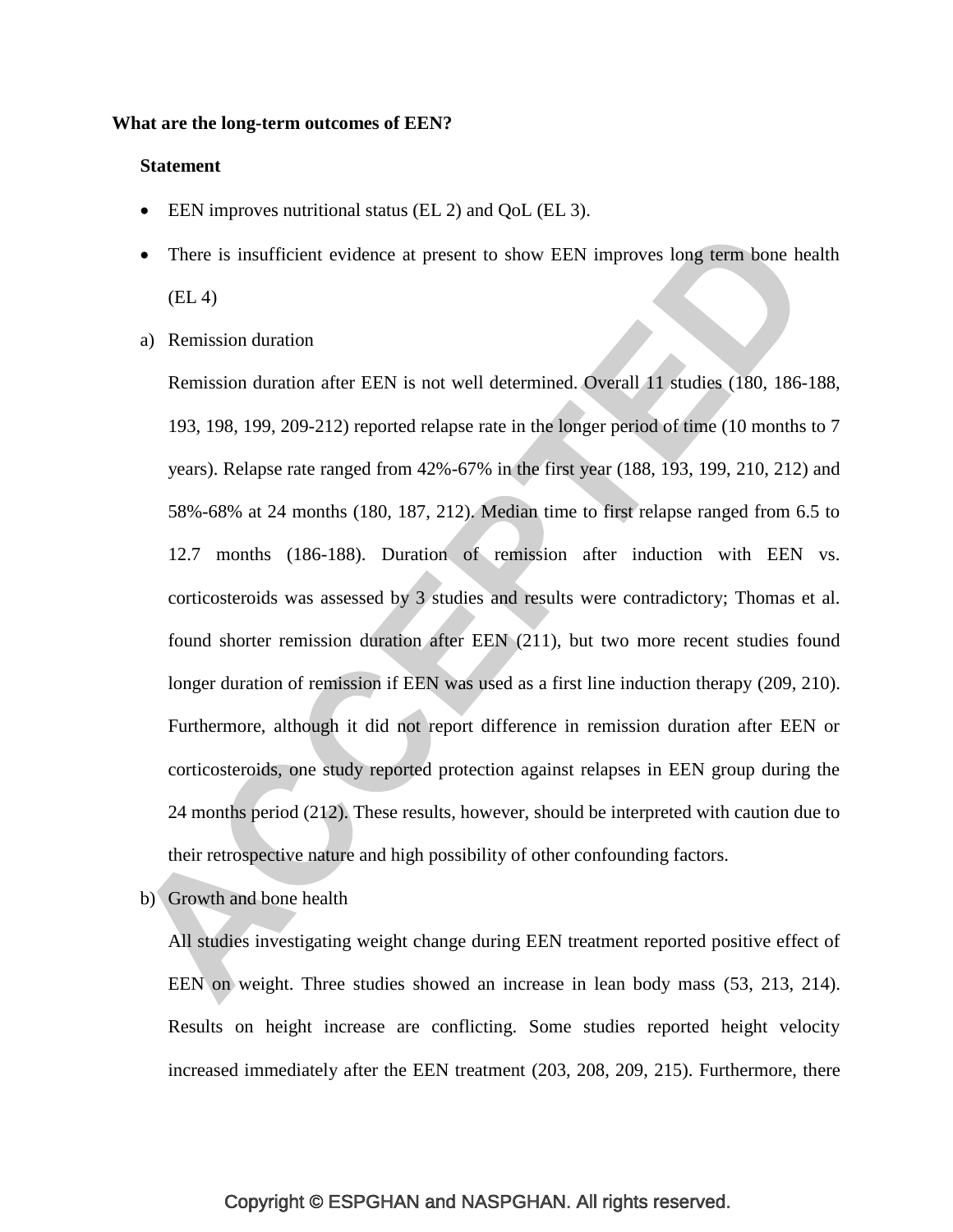**What are the long-term outcomes of EEN?**

**Statement**

- EEN improves nutritional status (EL 2) and QoL (EL 3).
- There is insufficient evidence at present to show EEN improves long term bone health (EL 4)

a) Remission duration

Remission duration after EEN is not well determined. Overall 11 studies (180, 186-188, 193, 198, 199, 209-212) reported relapse rate in the longer period of time (10 months to 7 years). Relapse rate ranged from 42%-67% in the first year (188, 193, 199, 210, 212) and 58%-68% at 24 months (180, 187, 212). Median time to first relapse ranged from 6.5 to 12.7 months (186-188). Duration of remission after induction with EEN vs. corticosteroids was assessed by 3 studies and results were contradictory; Thomas et al. found shorter remission duration after EEN (211), but two more recent studies found longer duration of remission if EEN was used as a first line induction therapy (209, 210). Furthermore, although it did not report difference in remission duration after EEN or corticosteroids, one study reported protection against relapses in EEN group during the 24 months period (212). These results, however, should be interpreted with caution due to their retrospective nature and high possibility of other confounding factors.

b) Growth and bone health

All studies investigating weight change during EEN treatment reported positive effect of EEN on weight. Three studies showed an increase in lean body mass (53, 213, 214). Results on height increase are conflicting. Some studies reported height velocity increased immediately after the EEN treatment (203, 208, 209, 215). Furthermore, there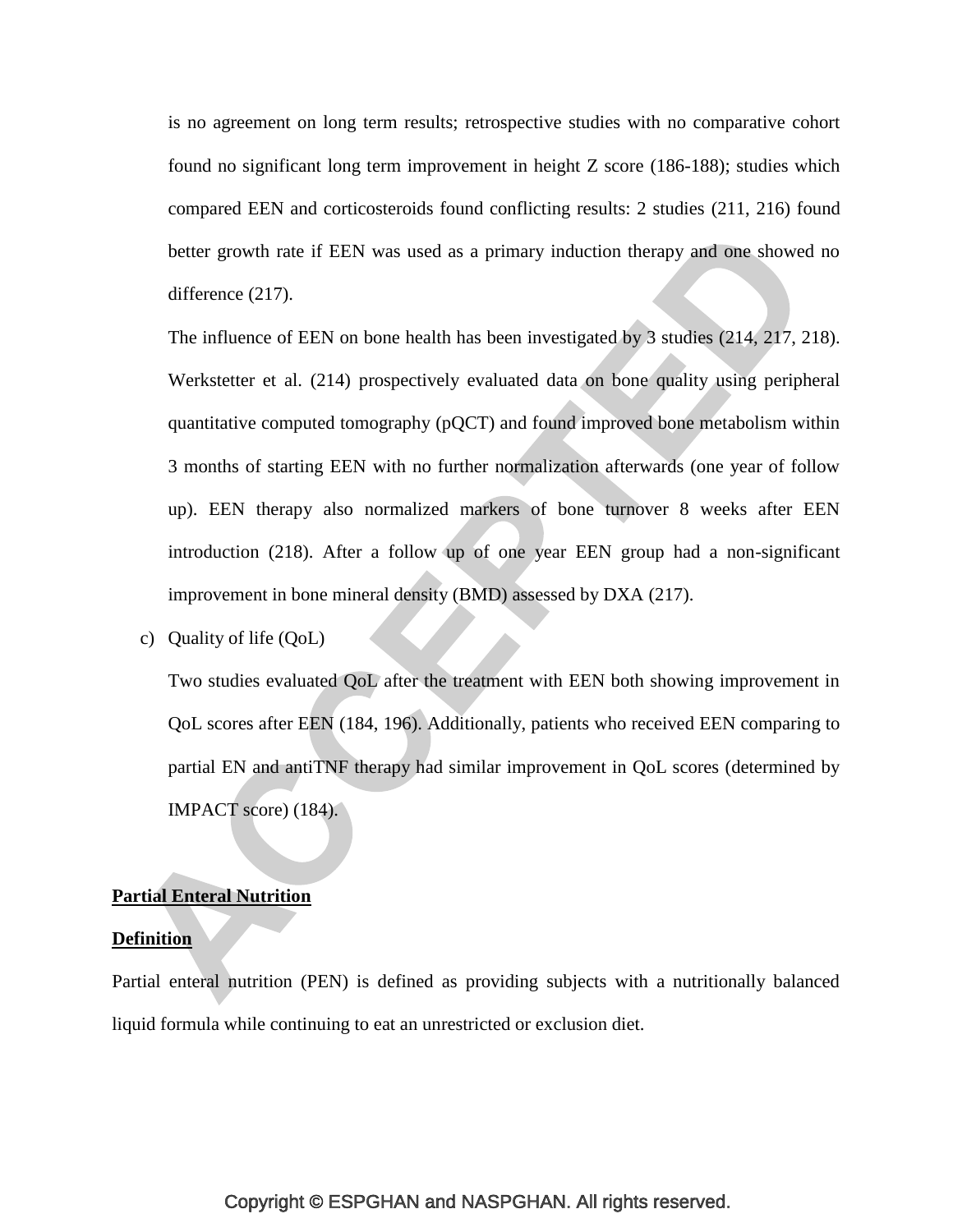is no agreement on long term results; retrospective studies with no comparative cohort found no significant long term improvement in height Z score (186-188); studies which compared EEN and corticosteroids found conflicting results: 2 studies (211, 216) found better growth rate if EEN was used as a primary induction therapy and one showed no difference (217).

The influence of EEN on bone health has been investigated by 3 studies (214, 217, 218). Werkstetter et al. (214) prospectively evaluated data on bone quality using peripheral quantitative computed tomography (pQCT) and found improved bone metabolism within 3 months of starting EEN with no further normalization afterwards (one year of follow up). EEN therapy also normalized markers of bone turnover 8 weeks after EEN introduction (218). After a follow up of one year EEN group had a non-significant improvement in bone mineral density (BMD) assessed by DXA (217).

c) Quality of life (QoL)

Two studies evaluated QoL after the treatment with EEN both showing improvement in QoL scores after EEN (184, 196). Additionally, patients who received EEN comparing to partial EN and antiTNF therapy had similar improvement in QoL scores (determined by IMPACT score) (184).

**Partial Enteral Nutrition**

**Definition**

Partial enteral nutrition (PEN) is defined as providing subjects with a nutritionally balanced liquid formula while continuing to eat an unrestricted or exclusion diet.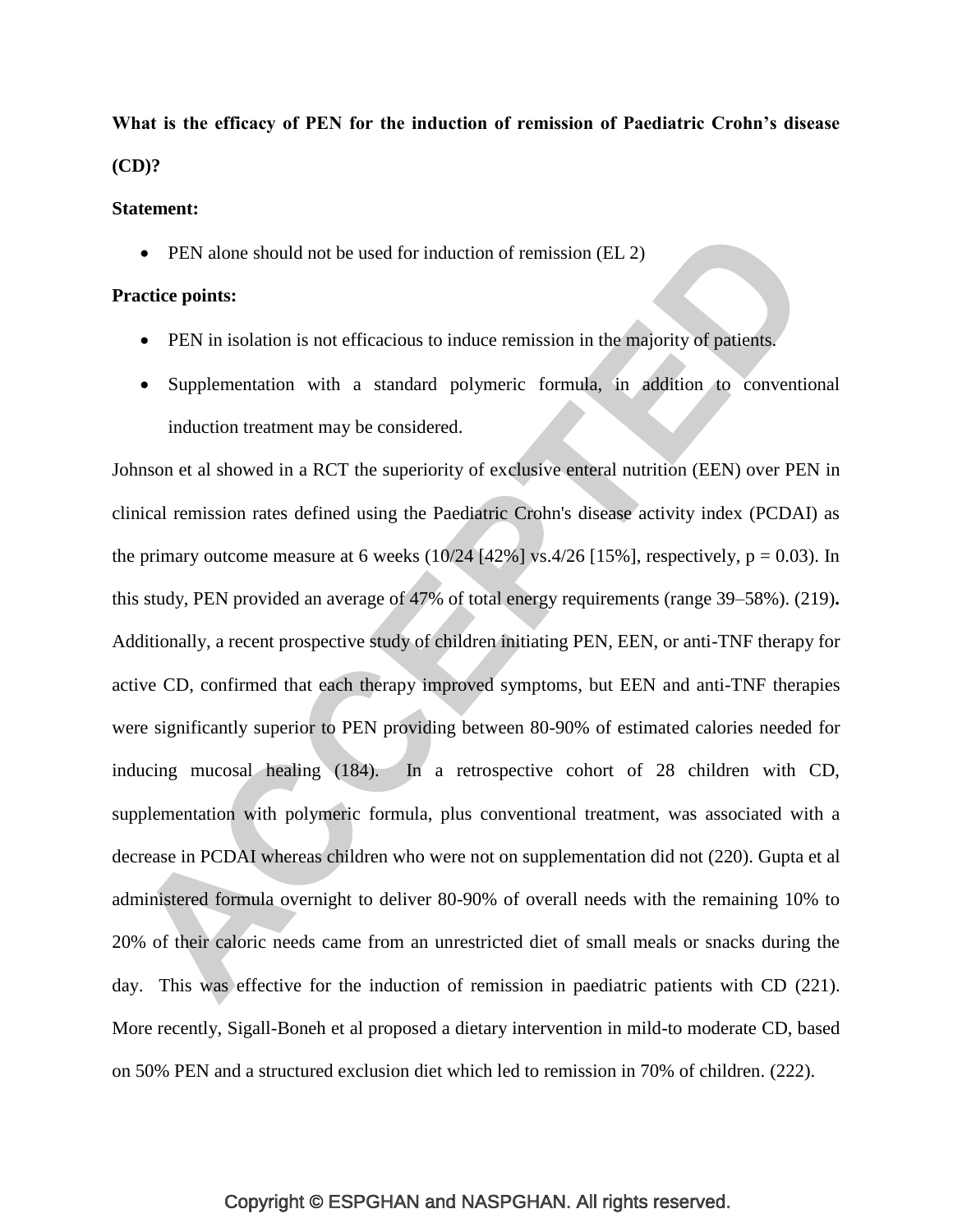**What is the efficacy of PEN for the induction of remission of Paediatric Crohn's disease (CD)?**

**Statement:**

- PEN alone should not be used for induction of remission (EL 2)

**Practice points:**

- PEN in isolation is not efficacious to induce remission in the majority of patients.
- Supplementation with a standard polymeric formula, in addition to conventional induction treatment may be considered.

Johnson et al showed in a RCT the superiority of exclusive enteral nutrition (EEN) over PEN in clinical remission rates defined using the Paediatric Crohn's disease activity index (PCDAI) as the primary outcome measure at 6 weeks (10/24 [42%] vs.4/26 [15%], respectively, $p = 0.03$). In this study, PEN provided an average of 47% of total energy requirements (range 39–58%). (219). Additionally, a recent prospective study of children initiating PEN, EEN, or anti-TNF therapy for active CD, confirmed that each therapy improved symptoms, but EEN and anti-TNF therapies were significantly superior to PEN providing between 80-90% of estimated calories needed for inducing mucosal healing (184). In a retrospective cohort of 28 children with CD, supplementation with polymeric formula, plus conventional treatment, was associated with a decrease in PCDAI whereas children who were not on supplementation did not (220). Gupta et al administered formula overnight to deliver 80-90% of overall needs with the remaining 10% to 20% of their caloric needs came from an unrestricted diet of small meals or snacks during the day. This was effective for the induction of remission in paediatric patients with CD (221). More recently, Sigall-Boneh et al proposed a dietary intervention in mild-to moderate CD, based on 50% PEN and a structured exclusion diet which led to remission in 70% of children. (222).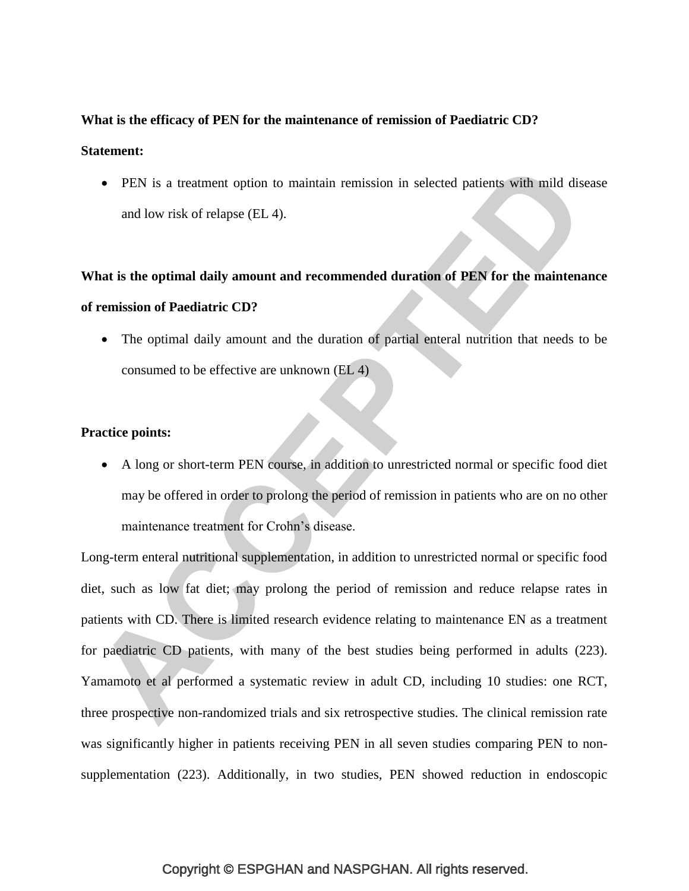**What is the efficacy of PEN for the maintenance of remission of Paediatric CD?**

**Statement:**

- PEN is a treatment option to maintain remission in selected patients with mild disease and low risk of relapse (EL 4).

**What is the optimal daily amount and recommended duration of PEN for the maintenance of remission of Paediatric CD?**

- The optimal daily amount and the duration of partial enteral nutrition that needs to be consumed to be effective are unknown (EL 4)

**Practice points:**

- A long or short-term PEN course, in addition to unrestricted normal or specific food diet may be offered in order to prolong the period of remission in patients who are on no other maintenance treatment for Crohn's disease.

Long-term enteral nutritional supplementation, in addition to unrestricted normal or specific food diet, such as low fat diet; may prolong the period of remission and reduce relapse rates in patients with CD. There is limited research evidence relating to maintenance EN as a treatment for paediatric CD patients, with many of the best studies being performed in adults (223). Yamamoto et al performed a systematic review in adult CD, including 10 studies: one RCT, three prospective non-randomized trials and six retrospective studies. The clinical remission rate was significantly higher in patients receiving PEN in all seven studies comparing PEN to non-supplementation (223). Additionally, in two studies, PEN showed reduction in endoscopic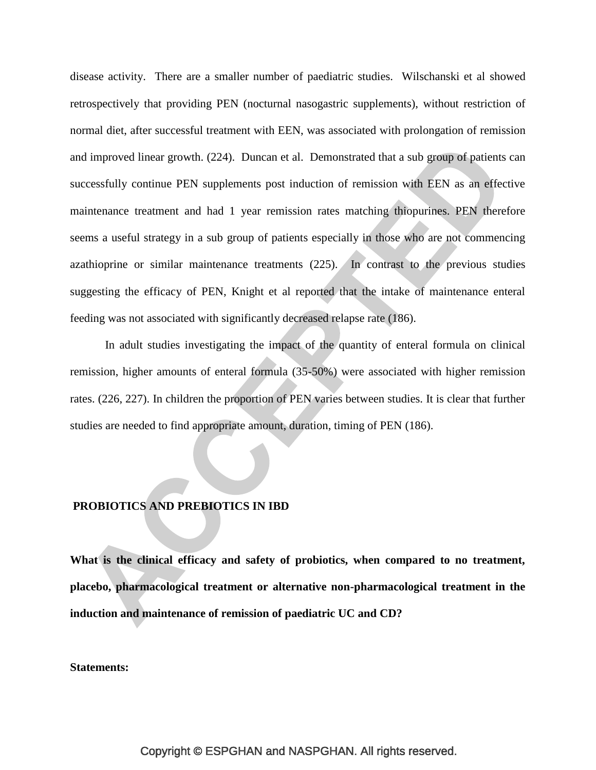disease activity. There are a smaller number of paediatric studies. Wilschanski et al showed retrospectively that providing PEN (nocturnal nasogastric supplements), without restriction of normal diet, after successful treatment with EEN, was associated with prolongation of remission and improved linear growth. (224). Duncan et al. Demonstrated that a sub group of patients can successfully continue PEN supplements post induction of remission with EEN as an effective maintenance treatment and had 1 year remission rates matching thiopurines. PEN therefore seems a useful strategy in a sub group of patients especially in those who are not commencing azathioprine or similar maintenance treatments (225). In contrast to the previous studies suggesting the efficacy of PEN, Knight et al reported that the intake of maintenance enteral feeding was not associated with significantly decreased relapse rate (186).

In adult studies investigating the impact of the quantity of enteral formula on clinical remission, higher amounts of enteral formula (35-50%) were associated with higher remission rates. (226, 227). In children the proportion of PEN varies between studies. It is clear that further studies are needed to find appropriate amount, duration, timing of PEN (186).

## PROBIOTICS AND PREBIOTICS IN IBD

**What is the clinical efficacy and safety of probiotics, when compared to no treatment, placebo, pharmacological treatment or alternative non-pharmacological treatment in the induction and maintenance of remission of paediatric UC and CD?**

**Statements:**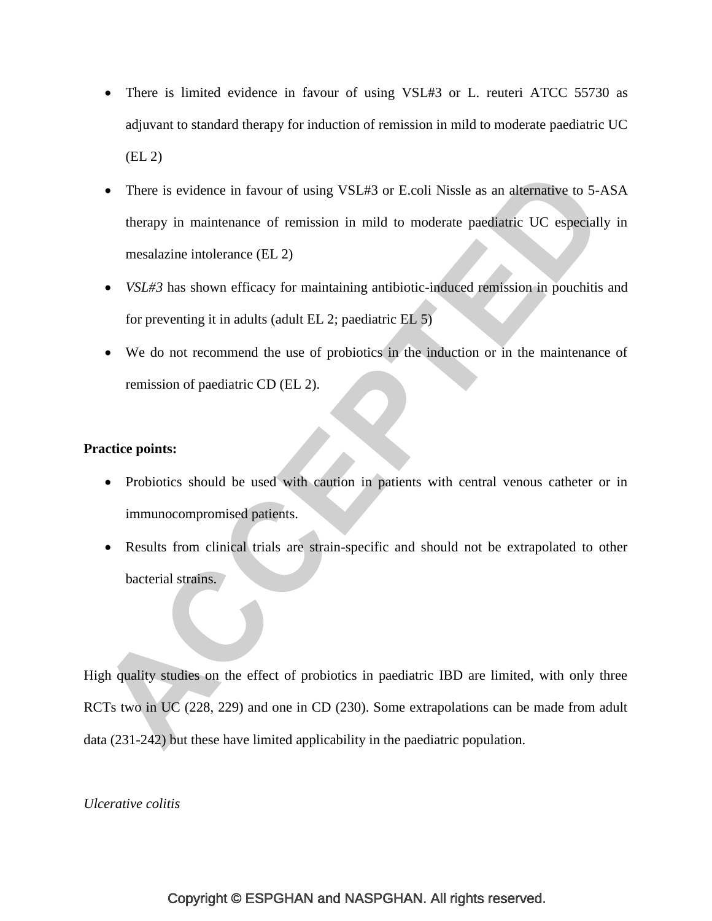- There is limited evidence in favour of using VSL#3 or L. reuteri ATCC 55730 as adjuvant to standard therapy for induction of remission in mild to moderate paediatric UC (EL 2)
- There is evidence in favour of using VSL#3 or E.coli Nissle as an alternative to 5-ASA therapy in maintenance of remission in mild to moderate paediatric UC especially in mesalazine intolerance (EL 2)
- *VSL#3* has shown efficacy for maintaining antibiotic-induced remission in pouchitis and for preventing it in adults (adult EL 2; paediatric EL 5)
- We do not recommend the use of probiotics in the induction or in the maintenance of remission of paediatric CD (EL 2).

**Practice points:**

- Probiotics should be used with caution in patients with central venous catheter or in immunocompromised patients.
- Results from clinical trials are strain-specific and should not be extrapolated to other bacterial strains.

High quality studies on the effect of probiotics in paediatric IBD are limited, with only three RCTs two in UC (228, 229) and one in CD (230). Some extrapolations can be made from adult data (231-242) but these have limited applicability in the paediatric population.

*Ulcerative colitis*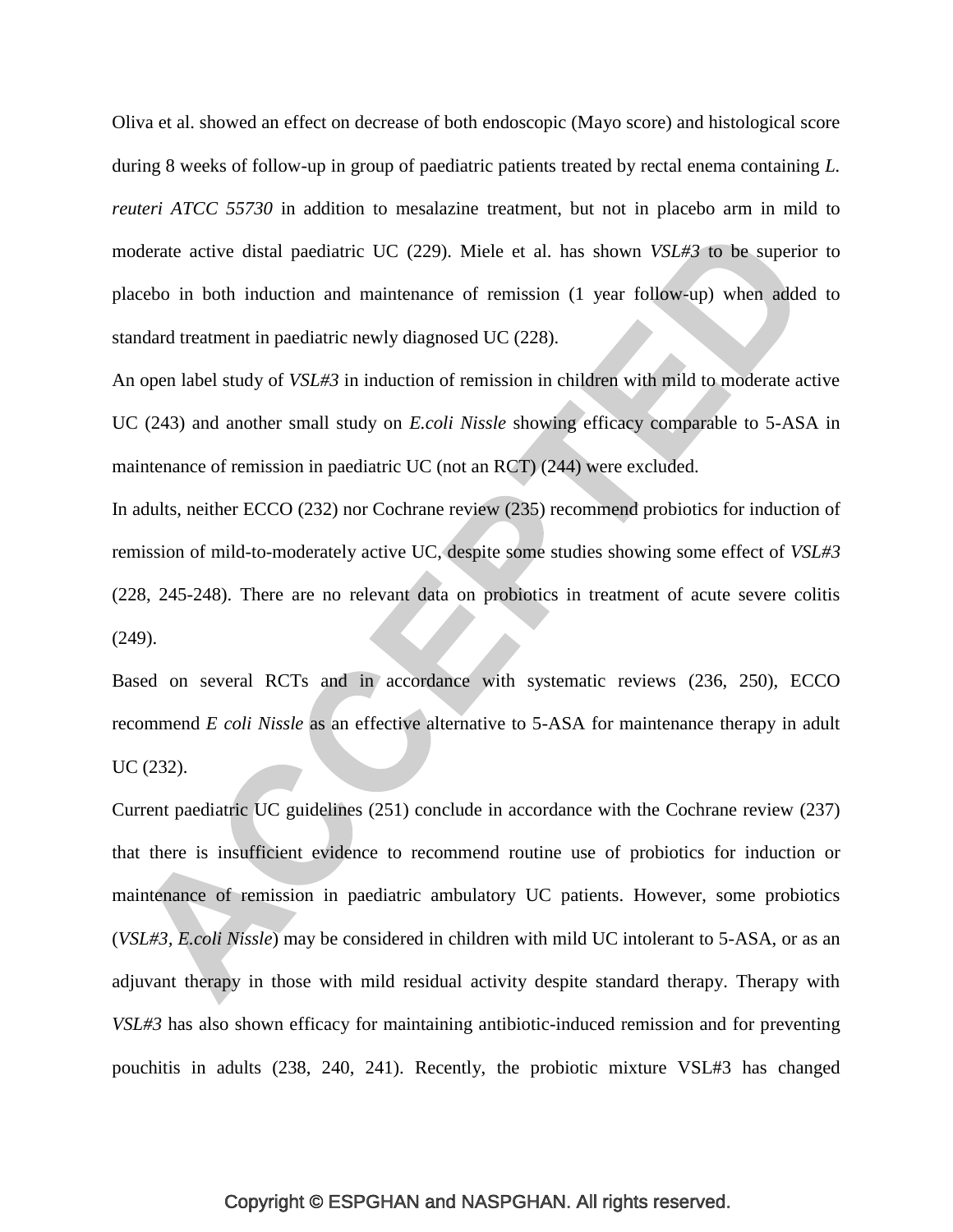Oliva et al. showed an effect on decrease of both endoscopic (Mayo score) and histological score during 8 weeks of follow-up in group of paediatric patients treated by rectal enema containing *L. reuteri ATCC 55730* in addition to mesalazine treatment, but not in placebo arm in mild to moderate active distal paediatric UC (229). Miele et al. has shown *VSL#3* to be superior to placebo in both induction and maintenance of remission (1 year follow-up) when added to standard treatment in paediatric newly diagnosed UC (228).

An open label study of *VSL#3* in induction of remission in children with mild to moderate active UC (243) and another small study on *E.coli Nissle* showing efficacy comparable to 5-ASA in maintenance of remission in paediatric UC (not an RCT) (244) were excluded.

In adults, neither ECCO (232) nor Cochrane review (235) recommend probiotics for induction of remission of mild-to-moderately active UC, despite some studies showing some effect of *VSL#3* (228, 245-248). There are no relevant data on probiotics in treatment of acute severe colitis (249).

Based on several RCTs and in accordance with systematic reviews (236, 250), ECCO recommend *E coli Nissle* as an effective alternative to 5-ASA for maintenance therapy in adult UC (232).

Current paediatric UC guidelines (251) conclude in accordance with the Cochrane review (237) that there is insufficient evidence to recommend routine use of probiotics for induction or maintenance of remission in paediatric ambulatory UC patients. However, some probiotics (*VSL#3, E.coli Nissle*) may be considered in children with mild UC intolerant to 5-ASA, or as an adjuvant therapy in those with mild residual activity despite standard therapy. Therapy with *VSL#3* has also shown efficacy for maintaining antibiotic-induced remission and for preventing pouchitis in adults (238, 240, 241). Recently, the probiotic mixture VSL#3 has changed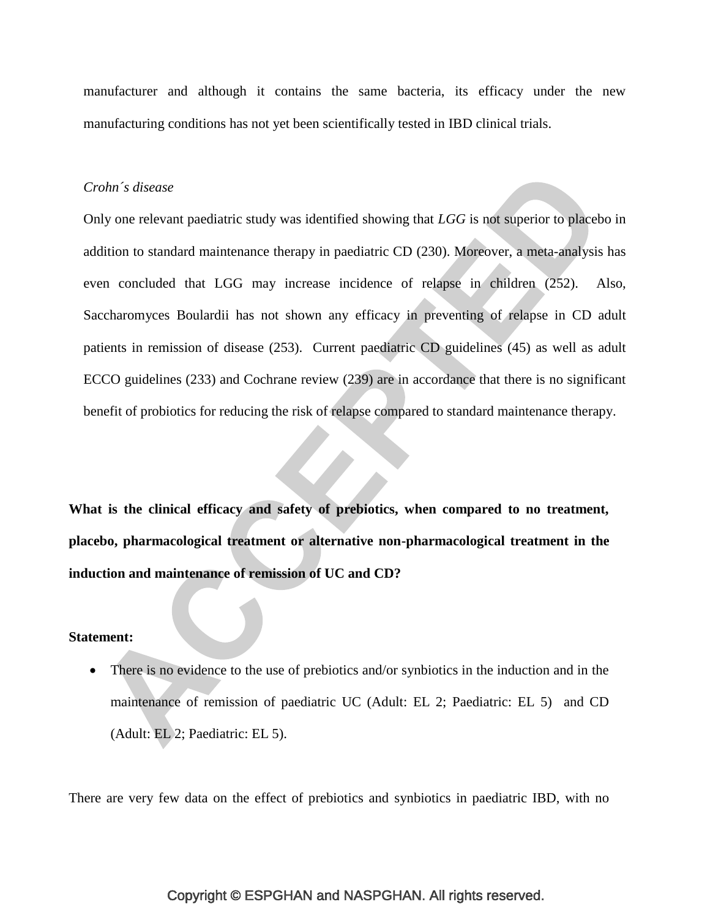manufacturer and although it contains the same bacteria, its efficacy under the new manufacturing conditions has not yet been scientifically tested in IBD clinical trials.

*Crohn´s disease*

Only one relevant paediatric study was identified showing that *LGG* is not superior to placebo in addition to standard maintenance therapy in paediatric CD (230). Moreover, a meta-analysis has even concluded that LGG may increase incidence of relapse in children (252). Also, Saccharomyces Boulardii has not shown any efficacy in preventing of relapse in CD adult patients in remission of disease (253). Current paediatric CD guidelines (45) as well as adult ECCO guidelines (233) and Cochrane review (239) are in accordance that there is no significant benefit of probiotics for reducing the risk of relapse compared to standard maintenance therapy.

**What is the clinical efficacy and safety of prebiotics, when compared to no treatment, placebo, pharmacological treatment or alternative non-pharmacological treatment in the induction and maintenance of remission of UC and CD?**

**Statement:**

- There is no evidence to the use of prebiotics and/or synbiotics in the induction and in the maintenance of remission of paediatric UC (Adult: EL 2; Paediatric: EL 5) and CD (Adult: EL 2; Paediatric: EL 5).

There are very few data on the effect of prebiotics and synbiotics in paediatric IBD, with no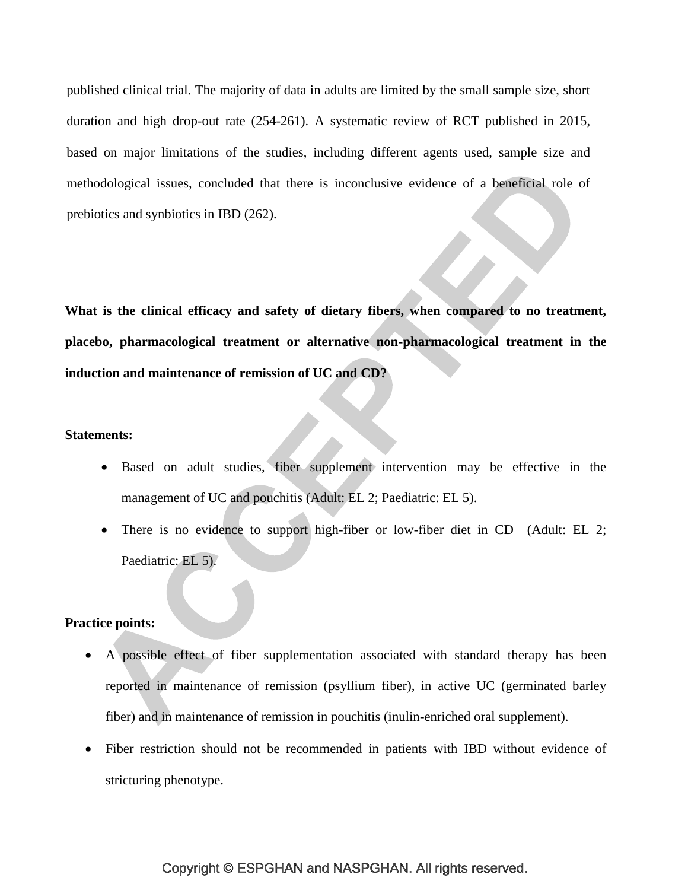published clinical trial. The majority of data in adults are limited by the small sample size, short duration and high drop-out rate (254-261). A systematic review of RCT published in 2015, based on major limitations of the studies, including different agents used, sample size and methodological issues, concluded that there is inconclusive evidence of a beneficial role of prebiotics and synbiotics in IBD (262).

**What is the clinical efficacy and safety of dietary fibers, when compared to no treatment, placebo, pharmacological treatment or alternative non-pharmacological treatment in the induction and maintenance of remission of UC and CD?**

**Statements:**

- Based on adult studies, fiber supplement intervention may be effective in the management of UC and pouchitis (Adult: EL 2; Paediatric: EL 5).
- There is no evidence to support high-fiber or low-fiber diet in CD (Adult: EL 2; Paediatric: EL 5).

**Practice points:**

- A possible effect of fiber supplementation associated with standard therapy has been reported in maintenance of remission (psyllium fiber), in active UC (germinated barley fiber) and in maintenance of remission in pouchitis (inulin-enriched oral supplement).
- Fiber restriction should not be recommended in patients with IBD without evidence of stricturing phenotype.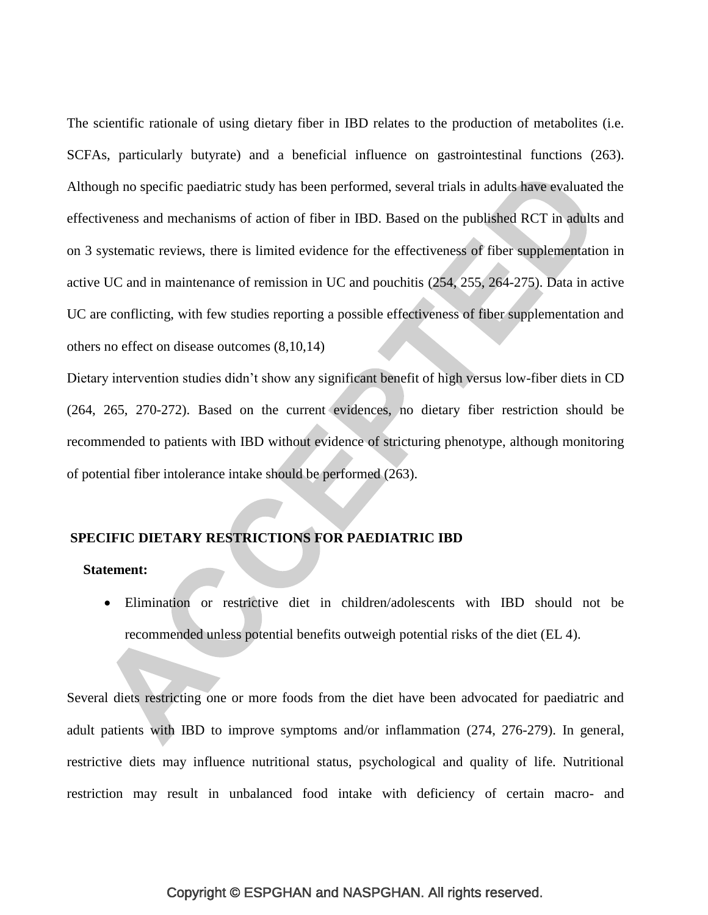The scientific rationale of using dietary fiber in IBD relates to the production of metabolites (i.e. SCFAs, particularly butyrate) and a beneficial influence on gastrointestinal functions (263). Although no specific paediatric study has been performed, several trials in adults have evaluated the effectiveness and mechanisms of action of fiber in IBD. Based on the published RCT in adults and on 3 systematic reviews, there is limited evidence for the effectiveness of fiber supplementation in active UC and in maintenance of remission in UC and pouchitis (254, 255, 264-275). Data in active UC are conflicting, with few studies reporting a possible effectiveness of fiber supplementation and others no effect on disease outcomes (8,10,14)

Dietary intervention studies didn't show any significant benefit of high versus low-fiber diets in CD (264, 265, 270-272). Based on the current evidences, no dietary fiber restriction should be recommended to patients with IBD without evidence of stricturing phenotype, although monitoring of potential fiber intolerance intake should be performed (263).

## SPECIFIC DIETARY RESTRICTIONS FOR PAEDIATRIC IBD

**Statement:**

- Elimination or restrictive diet in children/adolescents with IBD should not be recommended unless potential benefits outweigh potential risks of the diet (EL 4).

Several diets restricting one or more foods from the diet have been advocated for paediatric and adult patients with IBD to improve symptoms and/or inflammation (274, 276-279). In general, restrictive diets may influence nutritional status, psychological and quality of life. Nutritional restriction may result in unbalanced food intake with deficiency of certain macro- and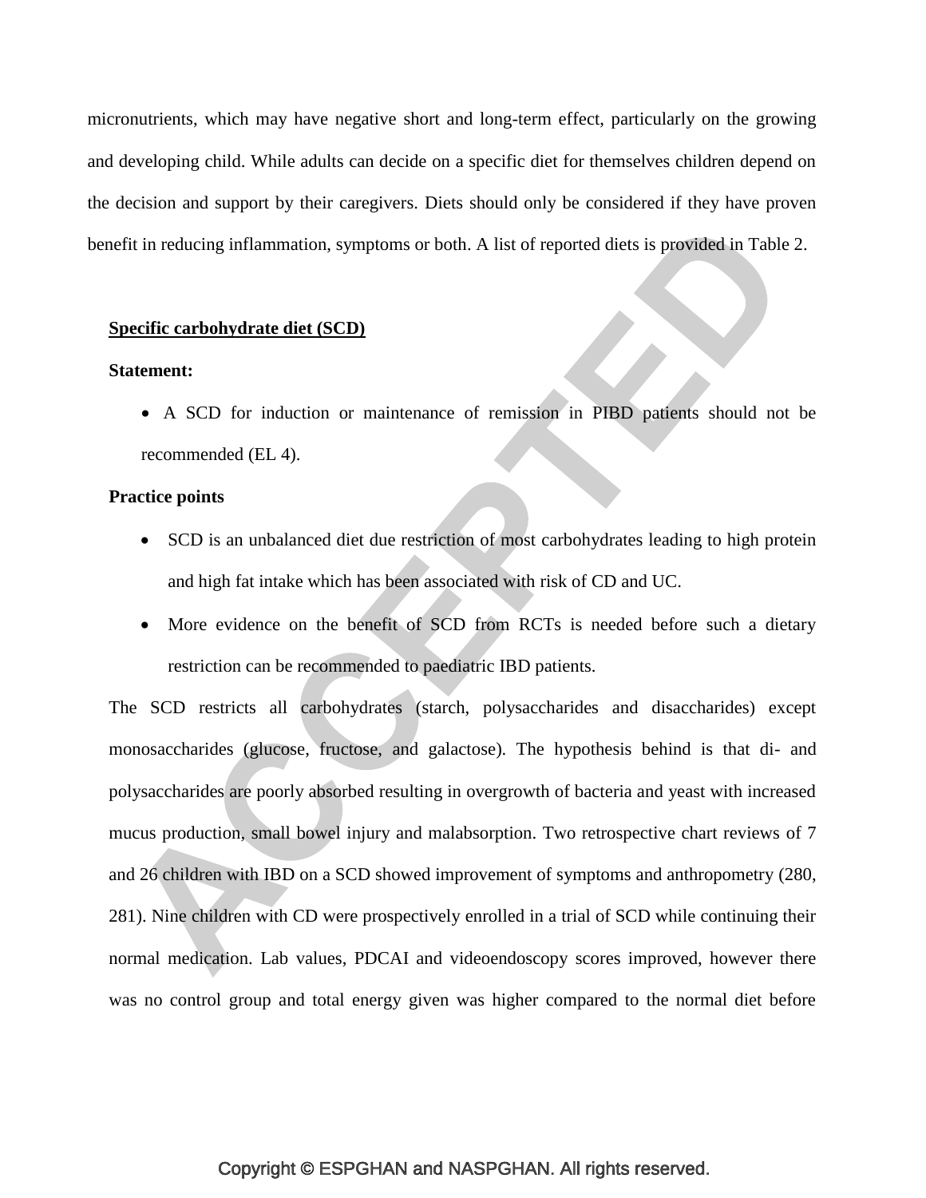micronutrients, which may have negative short and long-term effect, particularly on the growing and developing child. While adults can decide on a specific diet for themselves children depend on the decision and support by their caregivers. Diets should only be considered if they have proven benefit in reducing inflammation, symptoms or both. A list of reported diets is provided in Table 2.

**Specific carbohydrate diet (SCD)**

**Statement:**

- A SCD for induction or maintenance of remission in PIBD patients should not be recommended (EL 4).

**Practice points**

- SCD is an unbalanced diet due restriction of most carbohydrates leading to high protein and high fat intake which has been associated with risk of CD and UC.
- More evidence on the benefit of SCD from RCTs is needed before such a dietary restriction can be recommended to paediatric IBD patients.

The SCD restricts all carbohydrates (starch, polysaccharides and disaccharides) except monosaccharides (glucose, fructose, and galactose). The hypothesis behind is that di- and polysaccharides are poorly absorbed resulting in overgrowth of bacteria and yeast with increased mucus production, small bowel injury and malabsorption. Two retrospective chart reviews of 7 and 26 children with IBD on a SCD showed improvement of symptoms and anthropometry (280, 281). Nine children with CD were prospectively enrolled in a trial of SCD while continuing their normal medication. Lab values, PDCAI and videoendoscopy scores improved, however there was no control group and total energy given was higher compared to the normal diet before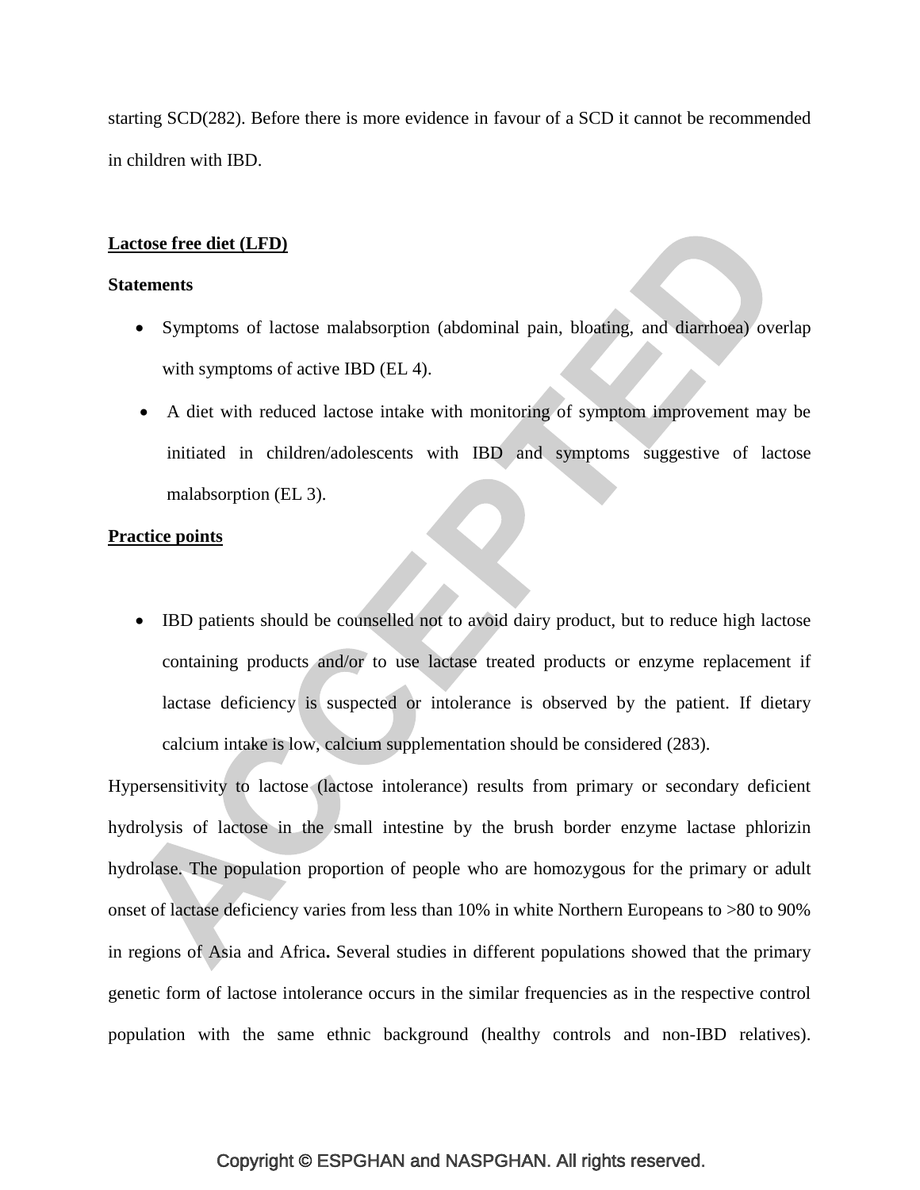starting SCD(282). Before there is more evidence in favour of a SCD it cannot be recommended in children with IBD.

**Lactose free diet (LFD)**

**Statements**

- Symptoms of lactose malabsorption (abdominal pain, bloating, and diarrhoea) overlap with symptoms of active IBD (EL 4).
- A diet with reduced lactose intake with monitoring of symptom improvement may be initiated in children/adolescents with IBD and symptoms suggestive of lactose malabsorption (EL 3).

**Practice points**

- IBD patients should be counselled not to avoid dairy product, but to reduce high lactose containing products and/or to use lactase treated products or enzyme replacement if lactase deficiency is suspected or intolerance is observed by the patient. If dietary calcium intake is low, calcium supplementation should be considered (283).

Hypersensitivity to lactose (lactose intolerance) results from primary or secondary deficient hydrolysis of lactose in the small intestine by the brush border enzyme lactase phlorizin hydrolase. The population proportion of people who are homozygous for the primary or adult onset of lactase deficiency varies from less than 10% in white Northern Europeans to >80 to 90% in regions of Asia and Africa**.** Several studies in different populations showed that the primary genetic form of lactose intolerance occurs in the similar frequencies as in the respective control population with the same ethnic background (healthy controls and non-IBD relatives).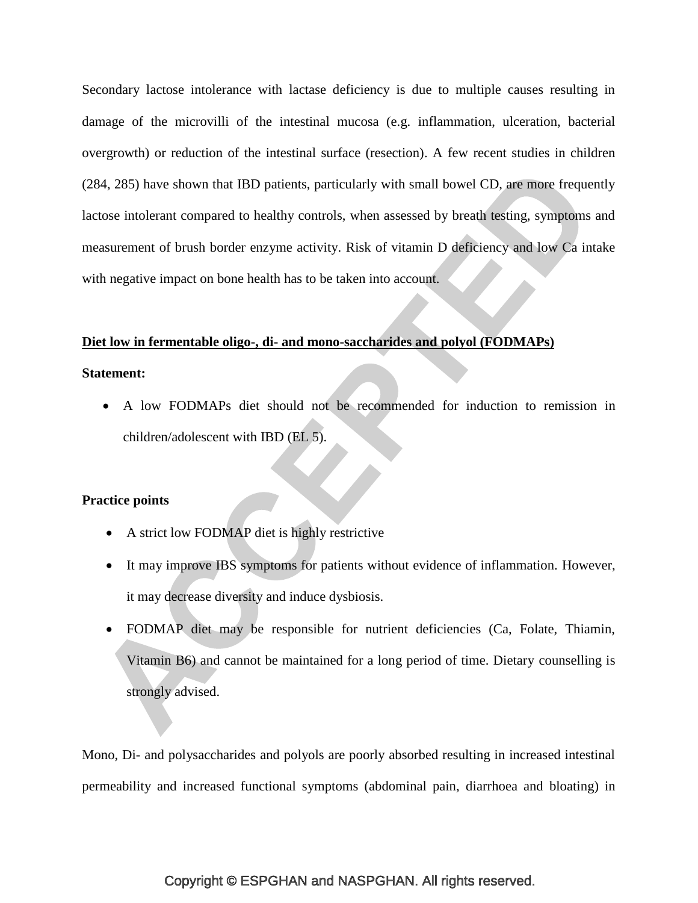Secondary lactose intolerance with lactase deficiency is due to multiple causes resulting in damage of the microvilli of the intestinal mucosa (e.g. inflammation, ulceration, bacterial overgrowth) or reduction of the intestinal surface (resection). A few recent studies in children (284, 285) have shown that IBD patients, particularly with small bowel CD, are more frequently lactose intolerant compared to healthy controls, when assessed by breath testing, symptoms and measurement of brush border enzyme activity. Risk of vitamin D deficiency and low Ca intake with negative impact on bone health has to be taken into account.

**Diet low in fermentable oligo-, di- and mono-saccharides and polyol (FODMAPs)**

**Statement:**

- A low FODMAPs diet should not be recommended for induction to remission in children/adolescent with IBD (EL 5).

**Practice points**

- A strict low FODMAP diet is highly restrictive
- It may improve IBS symptoms for patients without evidence of inflammation. However, it may decrease diversity and induce dysbiosis.
- FODMAP diet may be responsible for nutrient deficiencies (Ca, Folate, Thiamin, Vitamin B6) and cannot be maintained for a long period of time. Dietary counselling is strongly advised.

Mono, Di- and polysaccharides and polyols are poorly absorbed resulting in increased intestinal permeability and increased functional symptoms (abdominal pain, diarrhoea and bloating) in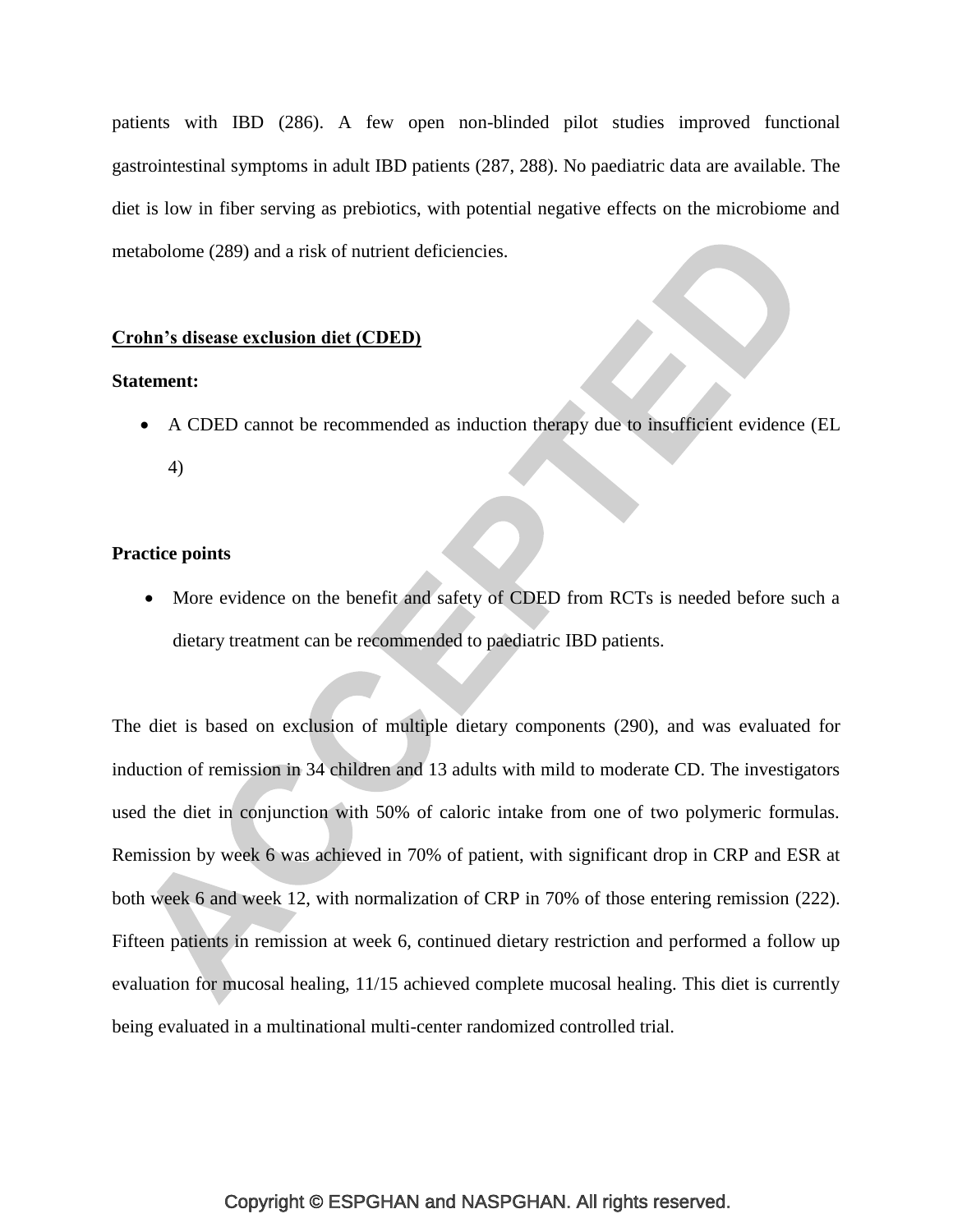patients with IBD (286). A few open non-blinded pilot studies improved functional gastrointestinal symptoms in adult IBD patients (287, 288). No paediatric data are available. The diet is low in fiber serving as prebiotics, with potential negative effects on the microbiome and metabolome (289) and a risk of nutrient deficiencies.

## Crohn's disease exclusion diet (CDED)

**Statement:**

- A CDED cannot be recommended as induction therapy due to insufficient evidence (EL 4)

**Practice points**

- More evidence on the benefit and safety of CDED from RCTs is needed before such a dietary treatment can be recommended to paediatric IBD patients.

The diet is based on exclusion of multiple dietary components (290), and was evaluated for induction of remission in 34 children and 13 adults with mild to moderate CD. The investigators used the diet in conjunction with 50% of caloric intake from one of two polymeric formulas. Remission by week 6 was achieved in 70% of patient, with significant drop in CRP and ESR at both week 6 and week 12, with normalization of CRP in 70% of those entering remission (222). Fifteen patients in remission at week 6, continued dietary restriction and performed a follow up evaluation for mucosal healing, 11/15 achieved complete mucosal healing. This diet is currently being evaluated in a multinational multi-center randomized controlled trial.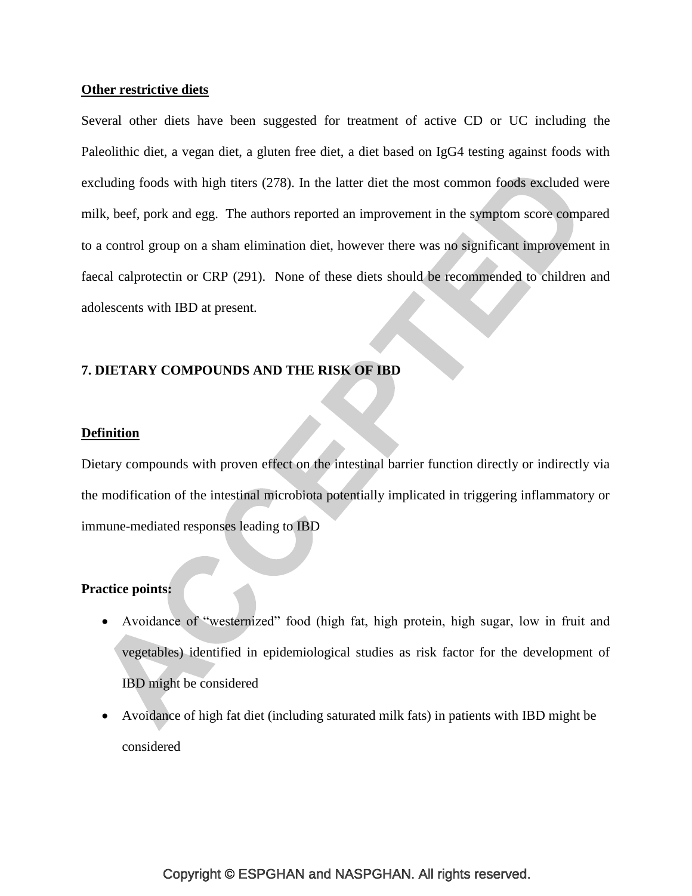**Other restrictive diets**

Several other diets have been suggested for treatment of active CD or UC including the Paleolithic diet, a vegan diet, a gluten free diet, a diet based on IgG4 testing against foods with excluding foods with high titers (278). In the latter diet the most common foods excluded were milk, beef, pork and egg. The authors reported an improvement in the symptom score compared to a control group on a sham elimination diet, however there was no significant improvement in faecal calprotectin or CRP (291). None of these diets should be recommended to children and adolescents with IBD at present.

## 7. DIETARY COMPOUNDS AND THE RISK OF IBD

**Definition**

Dietary compounds with proven effect on the intestinal barrier function directly or indirectly via the modification of the intestinal microbiota potentially implicated in triggering inflammatory or immune-mediated responses leading to IBD

**Practice points:**

- Avoidance of "westernized" food (high fat, high protein, high sugar, low in fruit and vegetables) identified in epidemiological studies as risk factor for the development of IBD might be considered
- Avoidance of high fat diet (including saturated milk fats) in patients with IBD might be considered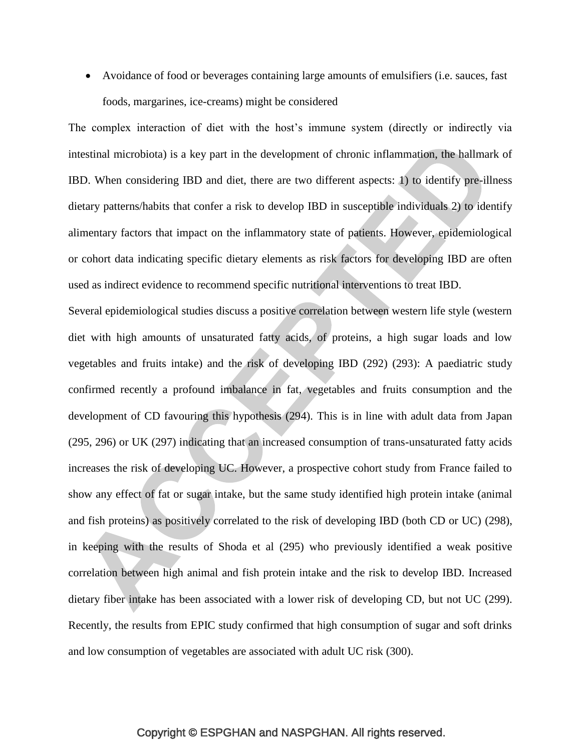- Avoidance of food or beverages containing large amounts of emulsifiers (i.e. sauces, fast foods, margarines, ice-creams) might be considered

The complex interaction of diet with the host's immune system (directly or indirectly via intestinal microbiota) is a key part in the development of chronic inflammation, the hallmark of IBD. When considering IBD and diet, there are two different aspects: 1) to identify pre-illness dietary patterns/habits that confer a risk to develop IBD in susceptible individuals 2) to identify alimentary factors that impact on the inflammatory state of patients. However, epidemiological or cohort data indicating specific dietary elements as risk factors for developing IBD are often used as indirect evidence to recommend specific nutritional interventions to treat IBD.

Several epidemiological studies discuss a positive correlation between western life style (western diet with high amounts of unsaturated fatty acids, of proteins, a high sugar loads and low vegetables and fruits intake) and the risk of developing IBD (292) (293): A paediatric study confirmed recently a profound imbalance in fat, vegetables and fruits consumption and the development of CD favouring this hypothesis (294). This is in line with adult data from Japan (295, 296) or UK (297) indicating that an increased consumption of trans-unsaturated fatty acids increases the risk of developing UC. However, a prospective cohort study from France failed to show any effect of fat or sugar intake, but the same study identified high protein intake (animal and fish proteins) as positively correlated to the risk of developing IBD (both CD or UC) (298), in keeping with the results of Shoda et al (295) who previously identified a weak positive correlation between high animal and fish protein intake and the risk to develop IBD. Increased dietary fiber intake has been associated with a lower risk of developing CD, but not UC (299). Recently, the results from EPIC study confirmed that high consumption of sugar and soft drinks and low consumption of vegetables are associated with adult UC risk (300).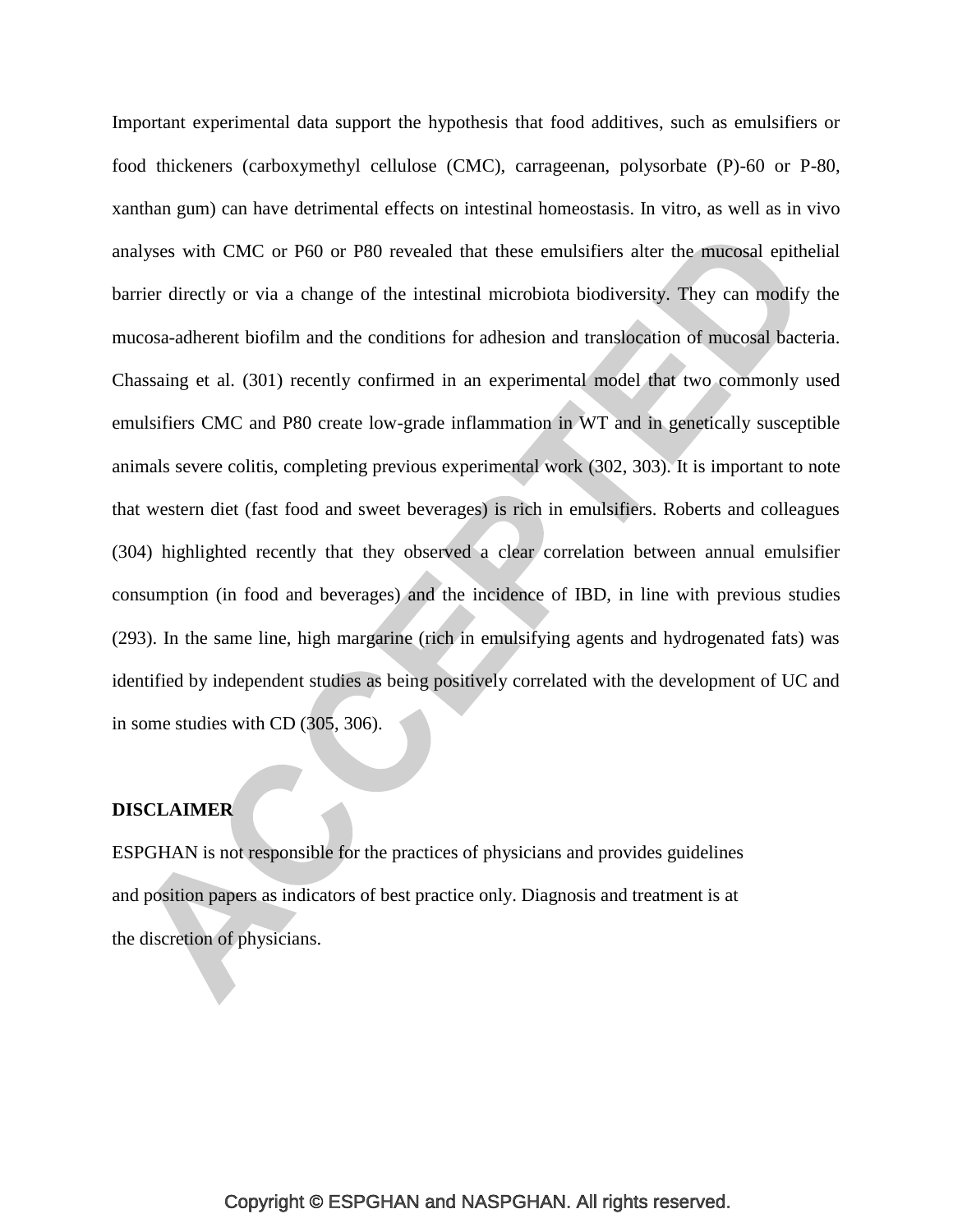Important experimental data support the hypothesis that food additives, such as emulsifiers or food thickeners (carboxymethyl cellulose (CMC), carrageenan, polysorbate (P)-60 or P-80, xanthan gum) can have detrimental effects on intestinal homeostasis. In vitro, as well as in vivo analyses with CMC or P60 or P80 revealed that these emulsifiers alter the mucosal epithelial barrier directly or via a change of the intestinal microbiota biodiversity. They can modify the mucosa-adherent biofilm and the conditions for adhesion and translocation of mucosal bacteria. Chassaing et al. (301) recently confirmed in an experimental model that two commonly used emulsifiers CMC and P80 create low-grade inflammation in WT and in genetically susceptible animals severe colitis, completing previous experimental work (302, 303). It is important to note that western diet (fast food and sweet beverages) is rich in emulsifiers. Roberts and colleagues (304) highlighted recently that they observed a clear correlation between annual emulsifier consumption (in food and beverages) and the incidence of IBD, in line with previous studies (293). In the same line, high margarine (rich in emulsifying agents and hydrogenated fats) was identified by independent studies as being positively correlated with the development of UC and in some studies with CD (305, 306).

**DISCLAIMER**

ESPGHAN is not responsible for the practices of physicians and provides guidelines and position papers as indicators of best practice only. Diagnosis and treatment is at the discretion of physicians.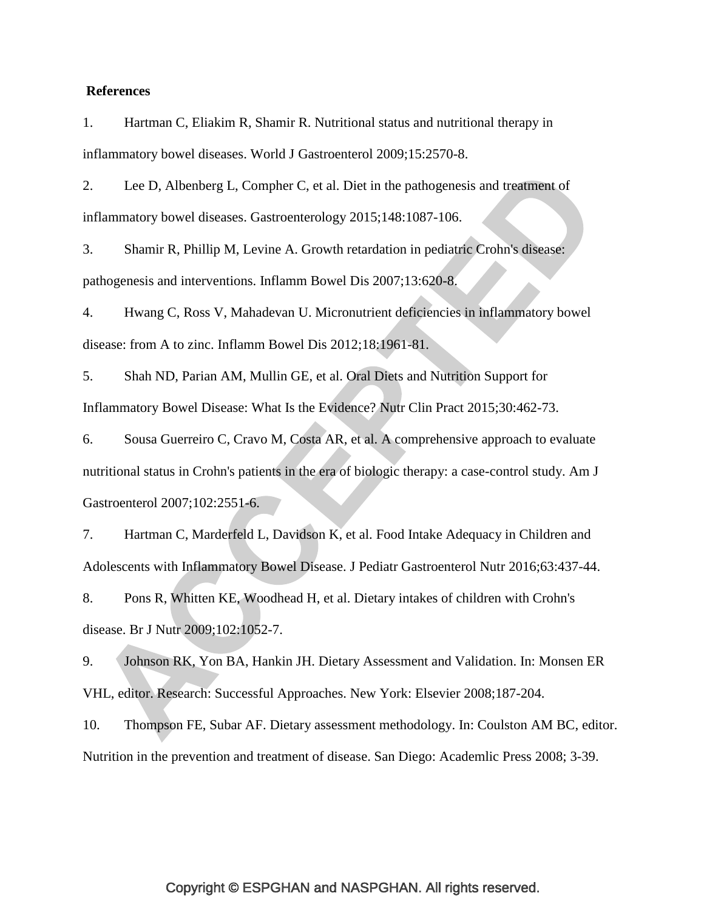**References**

1. Hartman C, Eliakim R, Shamir R. Nutritional status and nutritional therapy in inflammatory bowel diseases. World J Gastroenterol 2009;15:2570-8.

2. Lee D, Albenberg L, Compher C, et al. Diet in the pathogenesis and treatment of inflammatory bowel diseases. Gastroenterology 2015;148:1087-106.

3. Shamir R, Phillip M, Levine A. Growth retardation in pediatric Crohn's disease: pathogenesis and interventions. Inflamm Bowel Dis 2007;13:620-8.

4. Hwang C, Ross V, Mahadevan U. Micronutrient deficiencies in inflammatory bowel disease: from A to zinc. Inflamm Bowel Dis 2012;18:1961-81.

5. Shah ND, Parian AM, Mullin GE, et al. Oral Diets and Nutrition Support for Inflammatory Bowel Disease: What Is the Evidence? Nutr Clin Pract 2015;30:462-73.

6. Sousa Guerreiro C, Cravo M, Costa AR, et al. A comprehensive approach to evaluate nutritional status in Crohn's patients in the era of biologic therapy: a case-control study. Am J Gastroenterol 2007;102:2551-6.

7. Hartman C, Marderfeld L, Davidson K, et al. Food Intake Adequacy in Children and Adolescents with Inflammatory Bowel Disease. J Pediatr Gastroenterol Nutr 2016;63:437-44.

8. Pons R, Whitten KE, Woodhead H, et al. Dietary intakes of children with Crohn's disease. Br J Nutr 2009;102:1052-7.

9. Johnson RK, Yon BA, Hankin JH. Dietary Assessment and Validation. In: Monsen ER VHL, editor. Research: Successful Approaches. New York: Elsevier 2008;187-204.

10. Thompson FE, Subar AF. Dietary assessment methodology. In: Coulston AM BC, editor. Nutrition in the prevention and treatment of disease. San Diego: Academlic Press 2008; 3-39.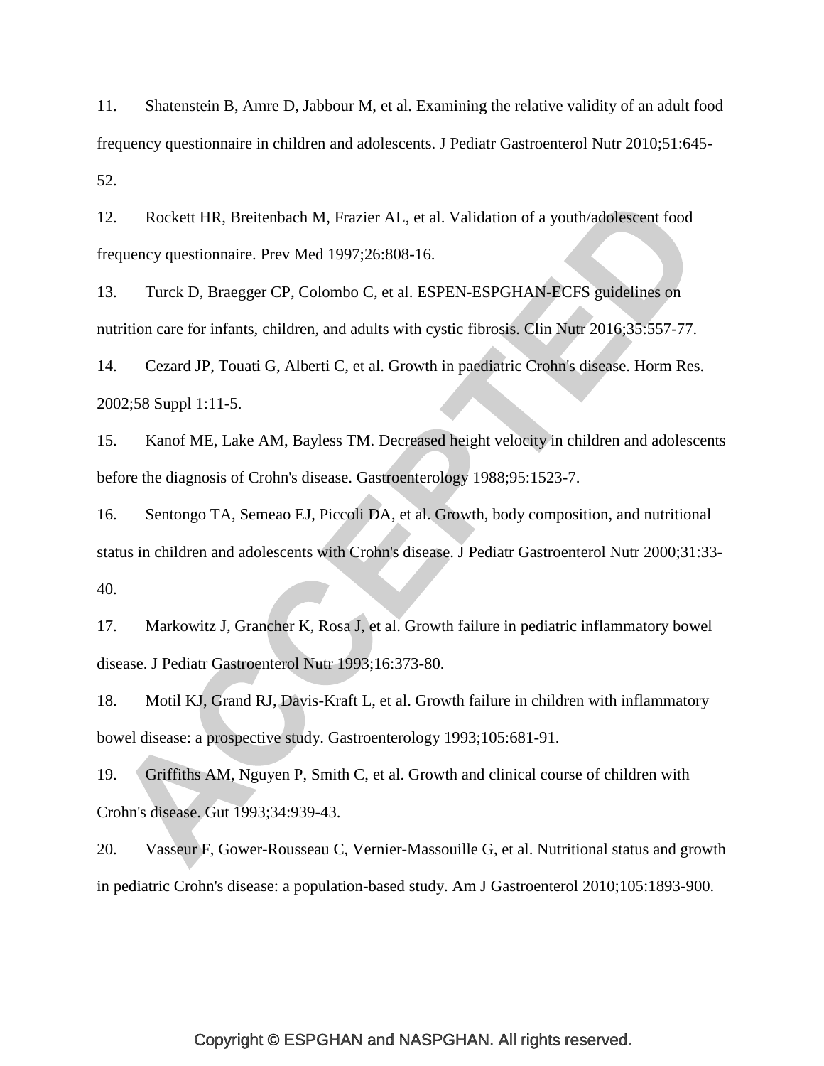11. Shatenstein B, Amre D, Jabbour M, et al. Examining the relative validity of an adult food frequency questionnaire in children and adolescents. J Pediatr Gastroenterol Nutr 2010;51:645-52.

12. Rockett HR, Breitenbach M, Frazier AL, et al. Validation of a youth/adolescent food frequency questionnaire. Prev Med 1997;26:808-16.

13. Turck D, Braegger CP, Colombo C, et al. ESPEN-ESPGHAN-ECFS guidelines on nutrition care for infants, children, and adults with cystic fibrosis. Clin Nutr 2016;35:557-77.

14. Cezard JP, Touati G, Alberti C, et al. Growth in paediatric Crohn's disease. Horm Res. 2002;58 Suppl 1:11-5.

15. Kanof ME, Lake AM, Bayless TM. Decreased height velocity in children and adolescents before the diagnosis of Crohn's disease. Gastroenterology 1988;95:1523-7.

16. Sentongo TA, Semeao EJ, Piccoli DA, et al. Growth, body composition, and nutritional status in children and adolescents with Crohn's disease. J Pediatr Gastroenterol Nutr 2000;31:33-40.

17. Markowitz J, Grancher K, Rosa J, et al. Growth failure in pediatric inflammatory bowel disease. J Pediatr Gastroenterol Nutr 1993;16:373-80.

18. Motil KJ, Grand RJ, Davis-Kraft L, et al. Growth failure in children with inflammatory bowel disease: a prospective study. Gastroenterology 1993;105:681-91.

19. Griffiths AM, Nguyen P, Smith C, et al. Growth and clinical course of children with Crohn's disease. Gut 1993;34:939-43.

20. Vasseur F, Gower-Rousseau C, Vernier-Massouille G, et al. Nutritional status and growth in pediatric Crohn's disease: a population-based study. Am J Gastroenterol 2010;105:1893-900.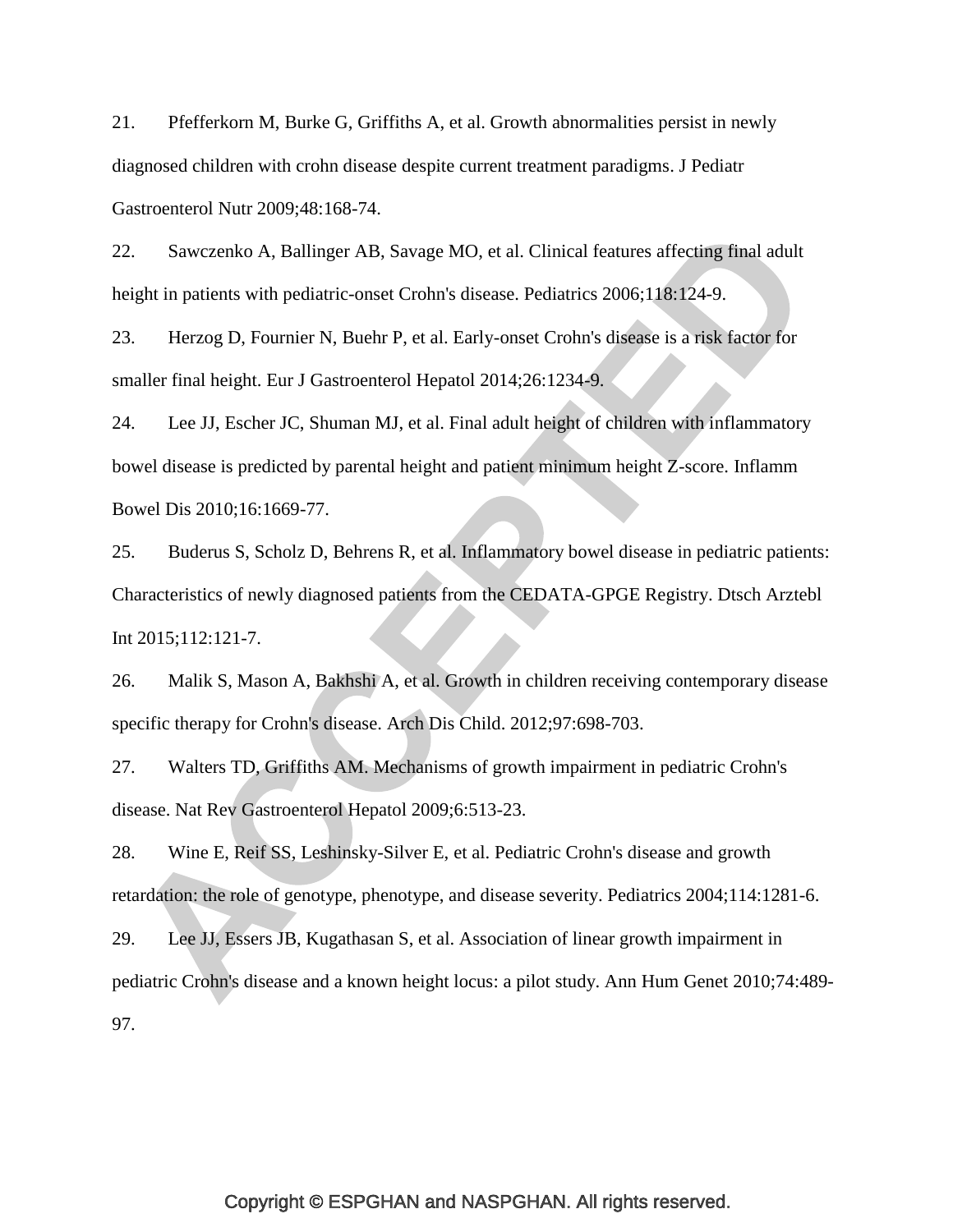21. Pfefferkorn M, Burke G, Griffiths A, et al. Growth abnormalities persist in newly diagnosed children with crohn disease despite current treatment paradigms. J Pediatr Gastroenterol Nutr 2009;48:168-74.

22. Sawczenko A, Ballinger AB, Savage MO, et al. Clinical features affecting final adult height in patients with pediatric-onset Crohn's disease. Pediatrics 2006;118:124-9.

23. Herzog D, Fournier N, Buehr P, et al. Early-onset Crohn's disease is a risk factor for smaller final height. Eur J Gastroenterol Hepatol 2014;26:1234-9.

24. Lee JJ, Escher JC, Shuman MJ, et al. Final adult height of children with inflammatory bowel disease is predicted by parental height and patient minimum height Z-score. Inflamm Bowel Dis 2010;16:1669-77.

25. Buderus S, Scholz D, Behrens R, et al. Inflammatory bowel disease in pediatric patients: Characteristics of newly diagnosed patients from the CEDATA-GPGE Registry. Dtsch Arztebl Int 2015;112:121-7.

26. Malik S, Mason A, Bakhshi A, et al. Growth in children receiving contemporary disease specific therapy for Crohn's disease. Arch Dis Child. 2012;97:698-703.

27. Walters TD, Griffiths AM. Mechanisms of growth impairment in pediatric Crohn's disease. Nat Rev Gastroenterol Hepatol 2009;6:513-23.

28. Wine E, Reif SS, Leshinsky-Silver E, et al. Pediatric Crohn's disease and growth retardation: the role of genotype, phenotype, and disease severity. Pediatrics 2004;114:1281-6.

29. Lee JJ, Essers JB, Kugathasan S, et al. Association of linear growth impairment in pediatric Crohn's disease and a known height locus: a pilot study. Ann Hum Genet 2010;74:489-97.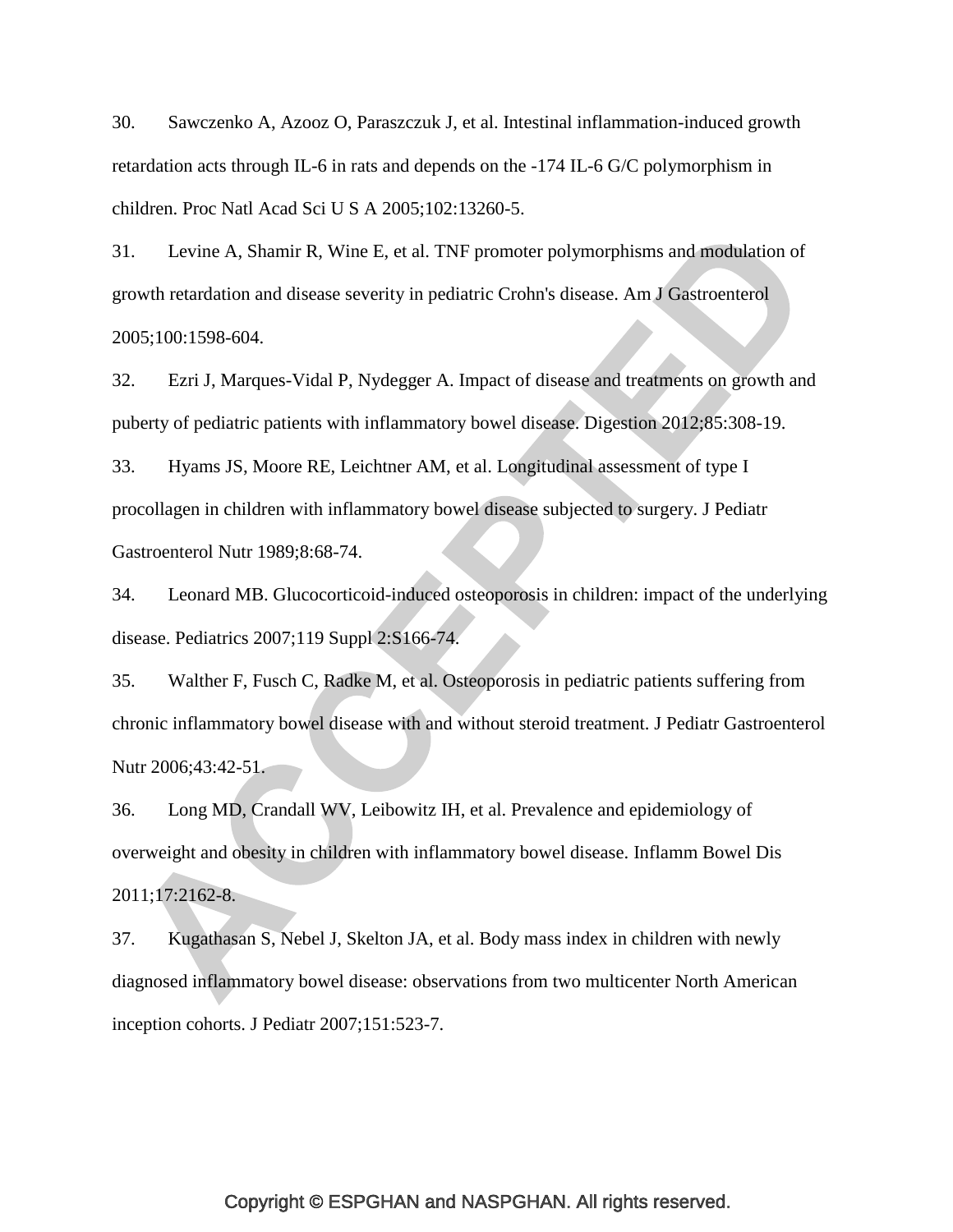30. Sawczenko A, Azooz O, Paraszczuk J, et al. Intestinal inflammation-induced growth retardation acts through IL-6 in rats and depends on the -174 IL-6 G/C polymorphism in children. Proc Natl Acad Sci U S A 2005;102:13260-5.

31. Levine A, Shamir R, Wine E, et al. TNF promoter polymorphisms and modulation of growth retardation and disease severity in pediatric Crohn's disease. Am J Gastroenterol 2005;100:1598-604.

32. Ezri J, Marques-Vidal P, Nydegger A. Impact of disease and treatments on growth and puberty of pediatric patients with inflammatory bowel disease. Digestion 2012;85:308-19.

33. Hyams JS, Moore RE, Leichtner AM, et al. Longitudinal assessment of type I procollagen in children with inflammatory bowel disease subjected to surgery. J Pediatr Gastroenterol Nutr 1989;8:68-74.

34. Leonard MB. Glucocorticoid-induced osteoporosis in children: impact of the underlying disease. Pediatrics 2007;119 Suppl 2:S166-74.

35. Walther F, Fusch C, Radke M, et al. Osteoporosis in pediatric patients suffering from chronic inflammatory bowel disease with and without steroid treatment. J Pediatr Gastroenterol Nutr 2006;43:42-51.

36. Long MD, Crandall WV, Leibowitz IH, et al. Prevalence and epidemiology of overweight and obesity in children with inflammatory bowel disease. Inflamm Bowel Dis 2011;17:2162-8.

37. Kugathasan S, Nebel J, Skelton JA, et al. Body mass index in children with newly diagnosed inflammatory bowel disease: observations from two multicenter North American inception cohorts. J Pediatr 2007;151:523-7.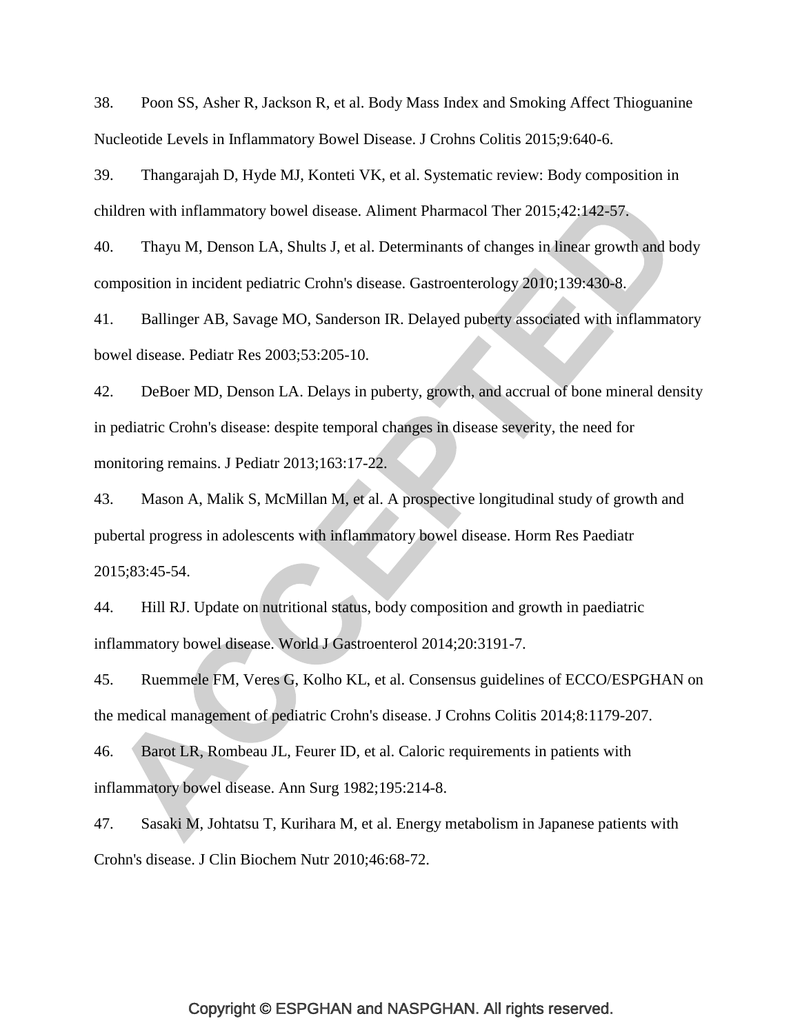38. Poon SS, Asher R, Jackson R, et al. Body Mass Index and Smoking Affect Thioguanine Nucleotide Levels in Inflammatory Bowel Disease. J Crohns Colitis 2015;9:640-6.

39. Thangarajah D, Hyde MJ, Konteti VK, et al. Systematic review: Body composition in children with inflammatory bowel disease. Aliment Pharmacol Ther 2015;42:142-57.

40. Thayu M, Denson LA, Shults J, et al. Determinants of changes in linear growth and body composition in incident pediatric Crohn's disease. Gastroenterology 2010;139:430-8.

41. Ballinger AB, Savage MO, Sanderson IR. Delayed puberty associated with inflammatory bowel disease. Pediatr Res 2003;53:205-10.

42. DeBoer MD, Denson LA. Delays in puberty, growth, and accrual of bone mineral density in pediatric Crohn's disease: despite temporal changes in disease severity, the need for monitoring remains. J Pediatr 2013;163:17-22.

43. Mason A, Malik S, McMillan M, et al. A prospective longitudinal study of growth and pubertal progress in adolescents with inflammatory bowel disease. Horm Res Paediatr 2015;83:45-54.

44. Hill RJ. Update on nutritional status, body composition and growth in paediatric inflammatory bowel disease. World J Gastroenterol 2014;20:3191-7.

45. Ruemmele FM, Veres G, Kolho KL, et al. Consensus guidelines of ECCO/ESPGHAN on the medical management of pediatric Crohn's disease. J Crohns Colitis 2014;8:1179-207.

46. Barot LR, Rombeau JL, Feurer ID, et al. Caloric requirements in patients with inflammatory bowel disease. Ann Surg 1982;195:214-8.

47. Sasaki M, Johtatsu T, Kurihara M, et al. Energy metabolism in Japanese patients with Crohn's disease. J Clin Biochem Nutr 2010;46:68-72.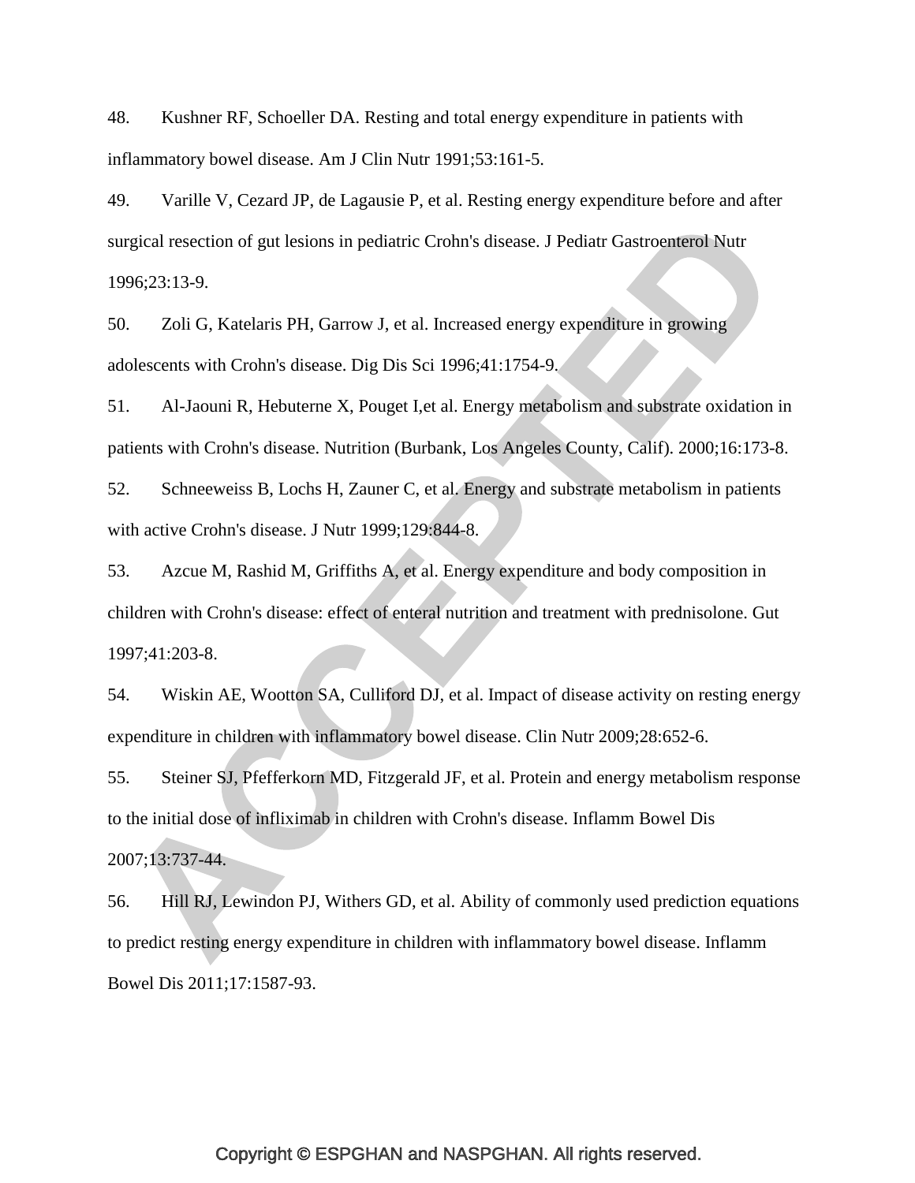48. Kushner RF, Schoeller DA. Resting and total energy expenditure in patients with inflammatory bowel disease. Am J Clin Nutr 1991;53:161-5.

49. Varille V, Cezard JP, de Lagausie P, et al. Resting energy expenditure before and after surgical resection of gut lesions in pediatric Crohn's disease. J Pediatr Gastroenterol Nutr 1996;23:13-9.

50. Zoli G, Katelaris PH, Garrow J, et al. Increased energy expenditure in growing adolescents with Crohn's disease. Dig Dis Sci 1996;41:1754-9.

51. Al-Jaouni R, Hebuterne X, Pouget I,et al. Energy metabolism and substrate oxidation in patients with Crohn's disease. Nutrition (Burbank, Los Angeles County, Calif). 2000;16:173-8.

52. Schneeweiss B, Lochs H, Zauner C, et al. Energy and substrate metabolism in patients with active Crohn's disease. J Nutr 1999;129:844-8.

53. Azcue M, Rashid M, Griffiths A, et al. Energy expenditure and body composition in children with Crohn's disease: effect of enteral nutrition and treatment with prednisolone. Gut 1997;41:203-8.

54. Wiskin AE, Wootton SA, Culliford DJ, et al. Impact of disease activity on resting energy expenditure in children with inflammatory bowel disease. Clin Nutr 2009;28:652-6.

55. Steiner SJ, Pfefferkorn MD, Fitzgerald JF, et al. Protein and energy metabolism response to the initial dose of infliximab in children with Crohn's disease. Inflamm Bowel Dis 2007;13:737-44.

56. Hill RJ, Lewindon PJ, Withers GD, et al. Ability of commonly used prediction equations to predict resting energy expenditure in children with inflammatory bowel disease. Inflamm Bowel Dis 2011;17:1587-93.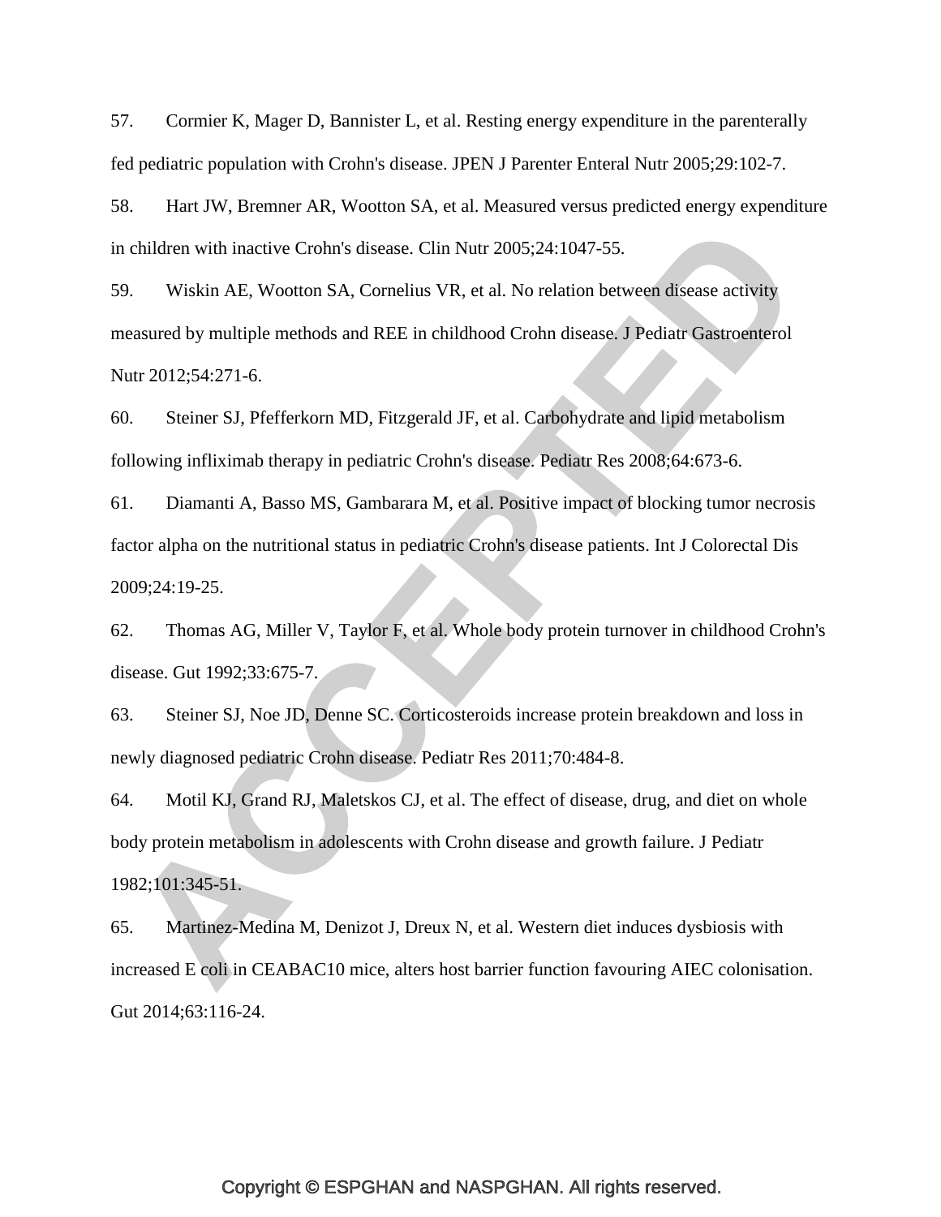57. Cormier K, Mager D, Bannister L, et al. Resting energy expenditure in the parenterally fed pediatric population with Crohn's disease. JPEN J Parenter Enteral Nutr 2005;29:102-7.

58. Hart JW, Bremner AR, Wootton SA, et al. Measured versus predicted energy expenditure in children with inactive Crohn's disease. Clin Nutr 2005;24:1047-55.

59. Wiskin AE, Wootton SA, Cornelius VR, et al. No relation between disease activity measured by multiple methods and REE in childhood Crohn disease. J Pediatr Gastroenterol Nutr 2012;54:271-6.

60. Steiner SJ, Pfefferkorn MD, Fitzgerald JF, et al. Carbohydrate and lipid metabolism following infliximab therapy in pediatric Crohn's disease. Pediatr Res 2008;64:673-6.

61. Diamanti A, Basso MS, Gambarara M, et al. Positive impact of blocking tumor necrosis factor alpha on the nutritional status in pediatric Crohn's disease patients. Int J Colorectal Dis 2009;24:19-25.

62. Thomas AG, Miller V, Taylor F, et al. Whole body protein turnover in childhood Crohn's disease. Gut 1992;33:675-7.

63. Steiner SJ, Noe JD, Denne SC. Corticosteroids increase protein breakdown and loss in newly diagnosed pediatric Crohn disease. Pediatr Res 2011;70:484-8.

64. Motil KJ, Grand RJ, Maletskos CJ, et al. The effect of disease, drug, and diet on whole body protein metabolism in adolescents with Crohn disease and growth failure. J Pediatr 1982;101:345-51.

65. Martinez-Medina M, Denizot J, Dreux N, et al. Western diet induces dysbiosis with increased E coli in CEABAC10 mice, alters host barrier function favouring AIEC colonisation. Gut 2014;63:116-24.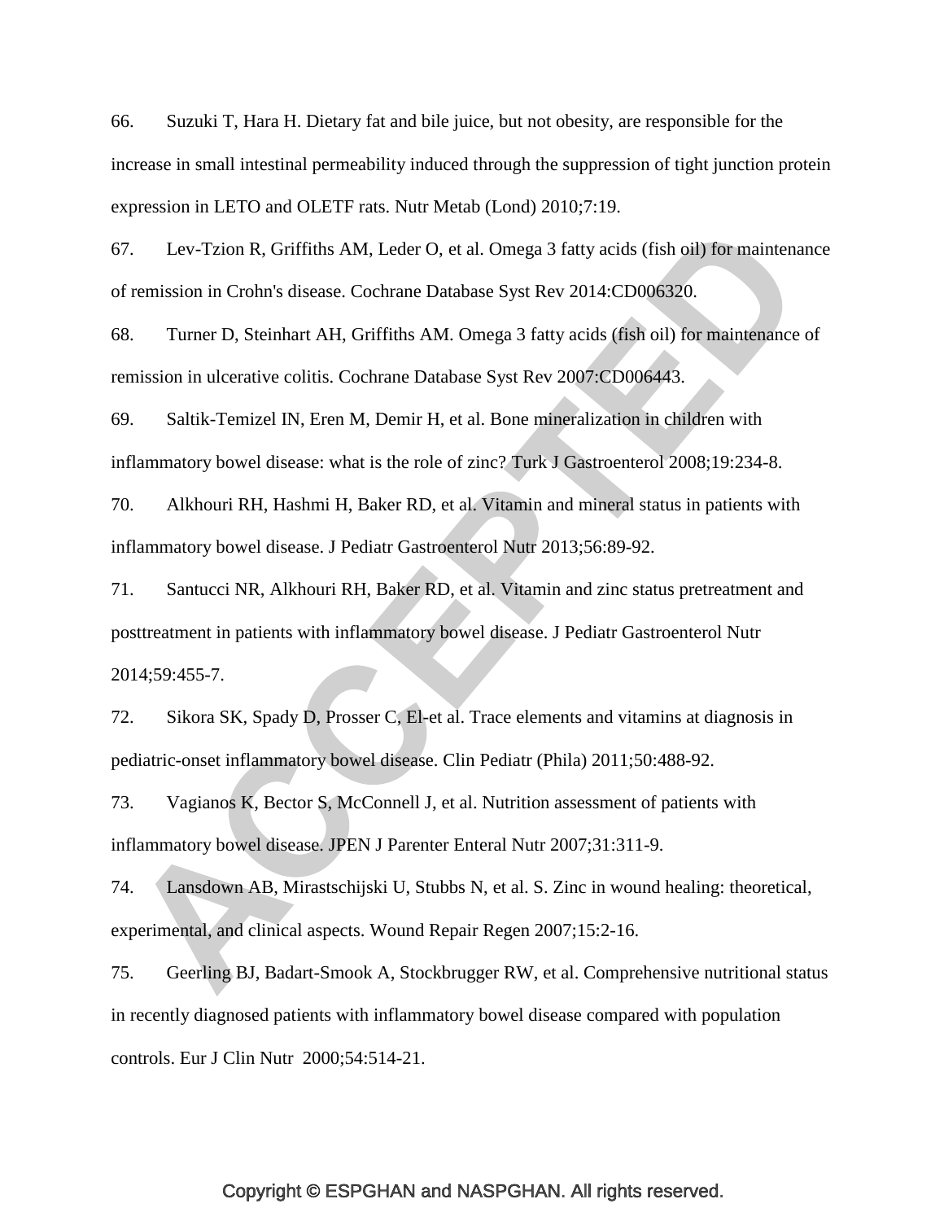66. Suzuki T, Hara H. Dietary fat and bile juice, but not obesity, are responsible for the increase in small intestinal permeability induced through the suppression of tight junction protein expression in LETO and OLETF rats. Nutr Metab (Lond) 2010;7:19.

67. Lev-Tzion R, Griffiths AM, Leder O, et al. Omega 3 fatty acids (fish oil) for maintenance of remission in Crohn's disease. Cochrane Database Syst Rev 2014:CD006320.

68. Turner D, Steinhart AH, Griffiths AM. Omega 3 fatty acids (fish oil) for maintenance of remission in ulcerative colitis. Cochrane Database Syst Rev 2007:CD006443.

69. Saltik-Temizel IN, Eren M, Demir H, et al. Bone mineralization in children with inflammatory bowel disease: what is the role of zinc? Turk J Gastroenterol 2008;19:234-8.

70. Alkhouri RH, Hashmi H, Baker RD, et al. Vitamin and mineral status in patients with inflammatory bowel disease. J Pediatr Gastroenterol Nutr 2013;56:89-92.

71. Santucci NR, Alkhouri RH, Baker RD, et al. Vitamin and zinc status pretreatment and posttreatment in patients with inflammatory bowel disease. J Pediatr Gastroenterol Nutr 2014;59:455-7.

72. Sikora SK, Spady D, Prosser C, El-et al. Trace elements and vitamins at diagnosis in pediatric-onset inflammatory bowel disease. Clin Pediatr (Phila) 2011;50:488-92.

73. Vagianos K, Bector S, McConnell J, et al. Nutrition assessment of patients with inflammatory bowel disease. JPEN J Parenter Enteral Nutr 2007;31:311-9.

74. Lansdown AB, Mirastschijski U, Stubbs N, et al. S. Zinc in wound healing: theoretical, experimental, and clinical aspects. Wound Repair Regen 2007;15:2-16.

75. Geerling BJ, Badart-Smook A, Stockbrugger RW, et al. Comprehensive nutritional status in recently diagnosed patients with inflammatory bowel disease compared with population controls. Eur J Clin Nutr 2000;54:514-21.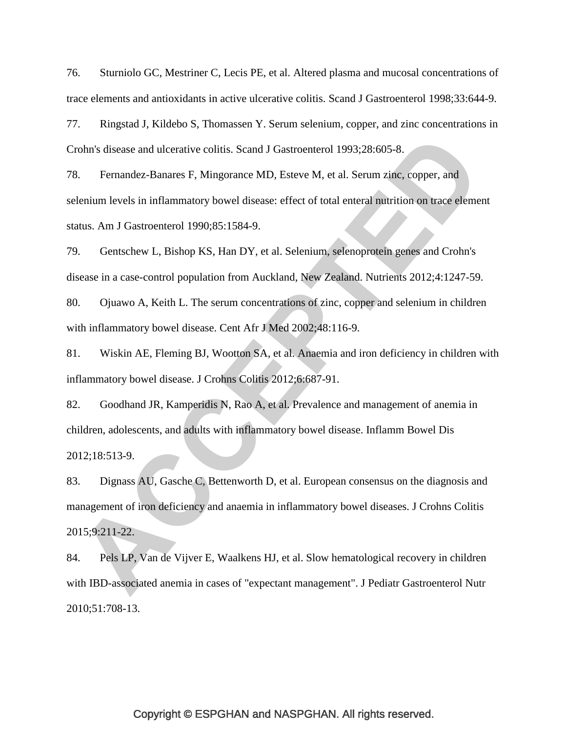76. Sturniolo GC, Mestriner C, Lecis PE, et al. Altered plasma and mucosal concentrations of trace elements and antioxidants in active ulcerative colitis. Scand J Gastroenterol 1998;33:644-9.

77. Ringstad J, Kildebo S, Thomassen Y. Serum selenium, copper, and zinc concentrations in Crohn's disease and ulcerative colitis. Scand J Gastroenterol 1993;28:605-8.

78. Fernandez-Banares F, Mingorance MD, Esteve M, et al. Serum zinc, copper, and selenium levels in inflammatory bowel disease: effect of total enteral nutrition on trace element status. Am J Gastroenterol 1990;85:1584-9.

79. Gentschew L, Bishop KS, Han DY, et al. Selenium, selenoprotein genes and Crohn's disease in a case-control population from Auckland, New Zealand. Nutrients 2012;4:1247-59.

80. Ojuawo A, Keith L. The serum concentrations of zinc, copper and selenium in children with inflammatory bowel disease. Cent Afr J Med 2002;48:116-9.

81. Wiskin AE, Fleming BJ, Wootton SA, et al. Anaemia and iron deficiency in children with inflammatory bowel disease. J Crohns Colitis 2012;6:687-91.

82. Goodhand JR, Kamperidis N, Rao A, et al. Prevalence and management of anemia in children, adolescents, and adults with inflammatory bowel disease. Inflamm Bowel Dis 2012;18:513-9.

83. Dignass AU, Gasche C, Bettenworth D, et al. European consensus on the diagnosis and management of iron deficiency and anaemia in inflammatory bowel diseases. J Crohns Colitis 2015;9:211-22.

84. Pels LP, Van de Vijver E, Waalkens HJ, et al. Slow hematological recovery in children with IBD-associated anemia in cases of "expectant management". J Pediatr Gastroenterol Nutr 2010;51:708-13.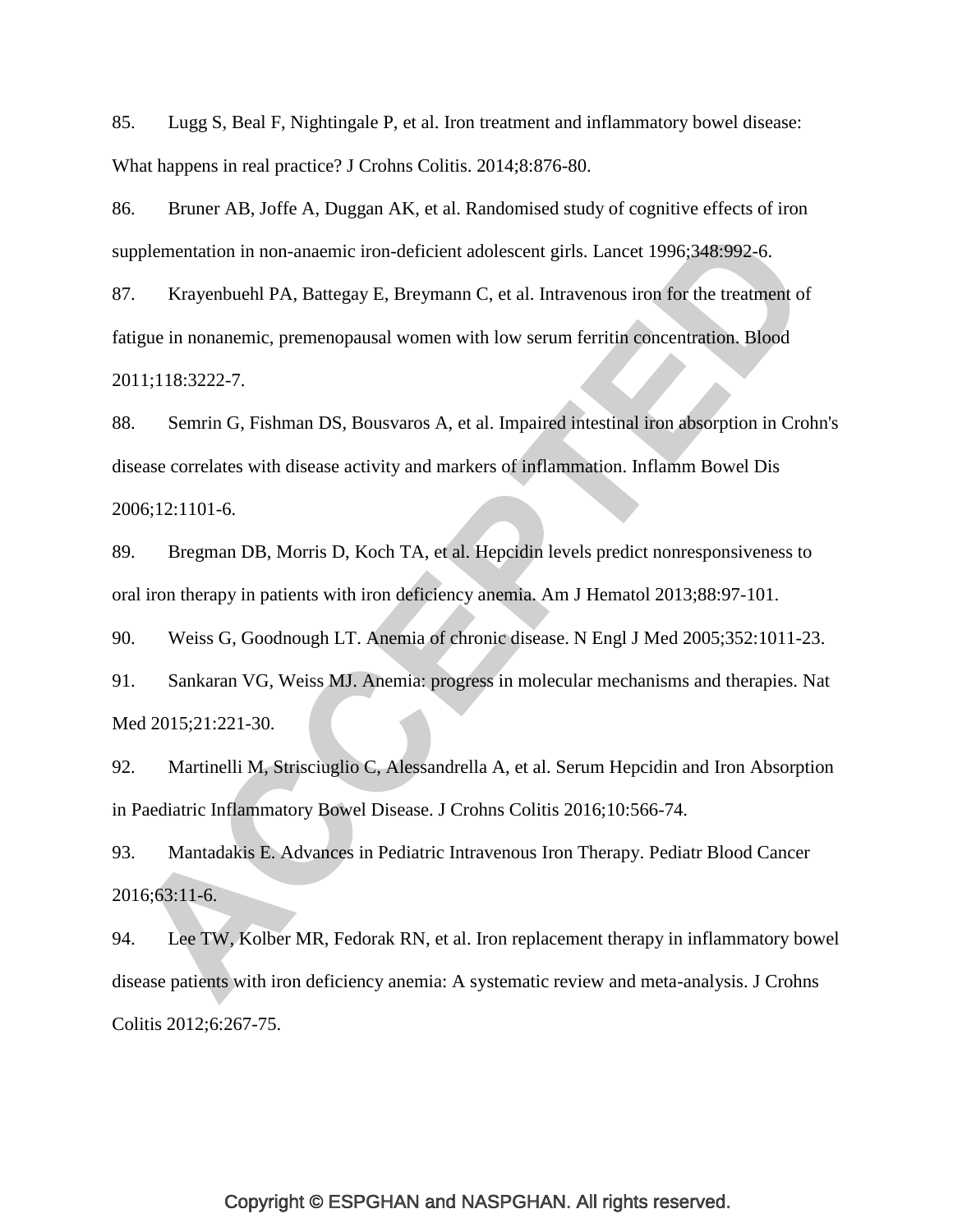85. Lugg S, Beal F, Nightingale P, et al. Iron treatment and inflammatory bowel disease: What happens in real practice? J Crohns Colitis. 2014;8:876-80.

86. Bruner AB, Joffe A, Duggan AK, et al. Randomised study of cognitive effects of iron supplementation in non-anaemic iron-deficient adolescent girls. Lancet 1996;348:992-6.

87. Krayenbuehl PA, Battegay E, Breymann C, et al. Intravenous iron for the treatment of fatigue in nonanemic, premenopausal women with low serum ferritin concentration. Blood 2011;118:3222-7.

88. Semrin G, Fishman DS, Bousvaros A, et al. Impaired intestinal iron absorption in Crohn's disease correlates with disease activity and markers of inflammation. Inflamm Bowel Dis 2006;12:1101-6.

89. Bregman DB, Morris D, Koch TA, et al. Hepcidin levels predict nonresponsiveness to oral iron therapy in patients with iron deficiency anemia. Am J Hematol 2013;88:97-101.

90. Weiss G, Goodnough LT. Anemia of chronic disease. N Engl J Med 2005;352:1011-23.

91. Sankaran VG, Weiss MJ. Anemia: progress in molecular mechanisms and therapies. Nat Med 2015;21:221-30.

92. Martinelli M, Strisciuglio C, Alessandrella A, et al. Serum Hepcidin and Iron Absorption in Paediatric Inflammatory Bowel Disease. J Crohns Colitis 2016;10:566-74.

93. Mantadakis E. Advances in Pediatric Intravenous Iron Therapy. Pediatr Blood Cancer 2016;63:11-6.

94. Lee TW, Kolber MR, Fedorak RN, et al. Iron replacement therapy in inflammatory bowel disease patients with iron deficiency anemia: A systematic review and meta-analysis. J Crohns Colitis 2012;6:267-75.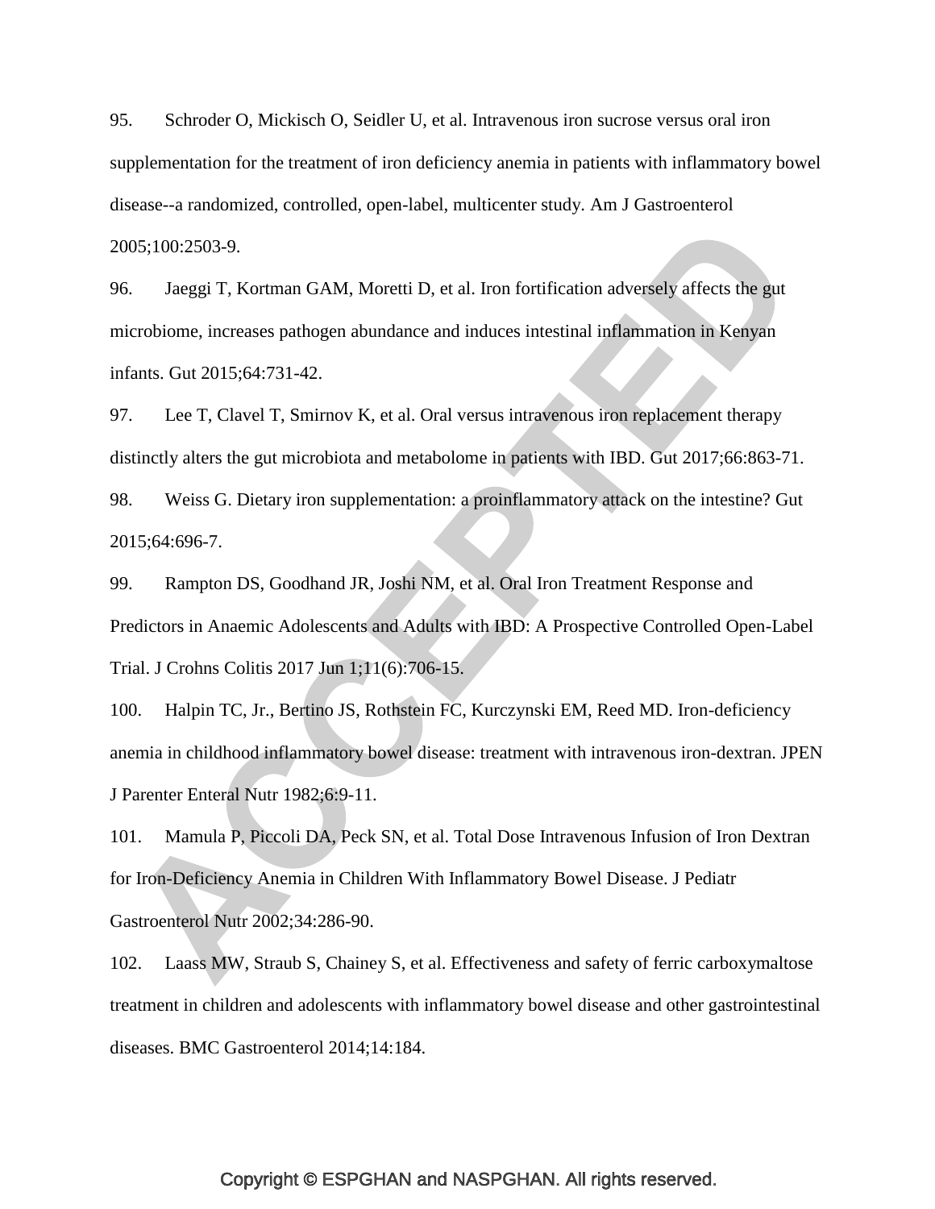95. Schroder O, Mickisch O, Seidler U, et al. Intravenous iron sucrose versus oral iron supplementation for the treatment of iron deficiency anemia in patients with inflammatory bowel disease--a randomized, controlled, open-label, multicenter study. Am J Gastroenterol 2005;100:2503-9.

96. Jaeggi T, Kortman GAM, Moretti D, et al. Iron fortification adversely affects the gut microbiome, increases pathogen abundance and induces intestinal inflammation in Kenyan infants. Gut 2015;64:731-42.

97. Lee T, Clavel T, Smirnov K, et al. Oral versus intravenous iron replacement therapy distinctly alters the gut microbiota and metabolome in patients with IBD. Gut 2017;66:863-71.

98. Weiss G. Dietary iron supplementation: a proinflammatory attack on the intestine? Gut 2015;64:696-7.

99. Rampton DS, Goodhand JR, Joshi NM, et al. Oral Iron Treatment Response and Predictors in Anaemic Adolescents and Adults with IBD: A Prospective Controlled Open-Label Trial. J Crohns Colitis 2017 Jun 1;11(6):706-15.

100. Halpin TC, Jr., Bertino JS, Rothstein FC, Kurczynski EM, Reed MD. Iron-deficiency anemia in childhood inflammatory bowel disease: treatment with intravenous iron-dextran. JPEN J Parenter Enteral Nutr 1982;6:9-11.

101. Mamula P, Piccoli DA, Peck SN, et al. Total Dose Intravenous Infusion of Iron Dextran for Iron-Deficiency Anemia in Children With Inflammatory Bowel Disease. J Pediatr Gastroenterol Nutr 2002;34:286-90.

102. Laass MW, Straub S, Chainey S, et al. Effectiveness and safety of ferric carboxymaltose treatment in children and adolescents with inflammatory bowel disease and other gastrointestinal diseases. BMC Gastroenterol 2014;14:184.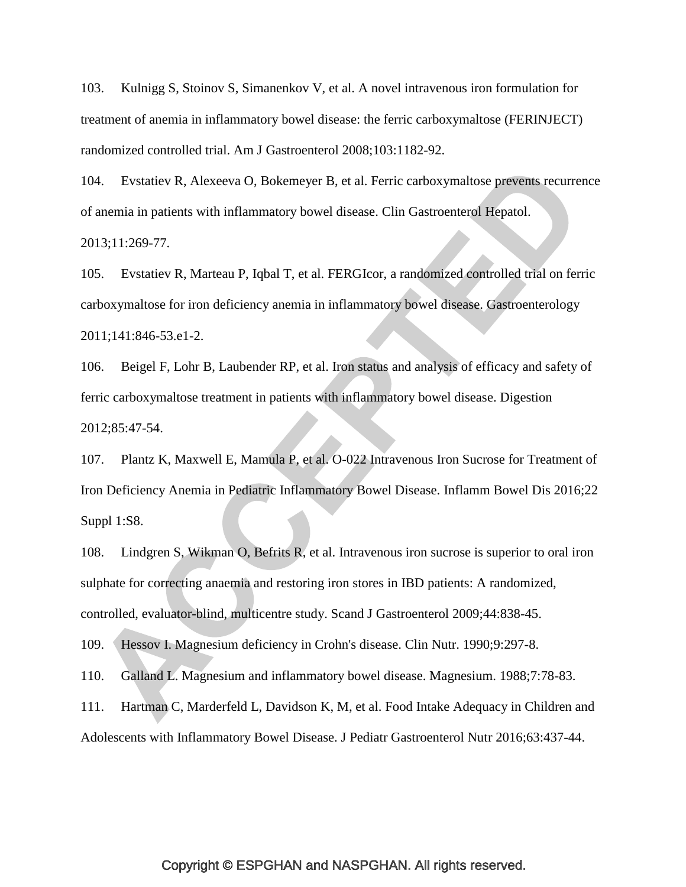103. Kulnigg S, Stoinov S, Simanenkov V, et al. A novel intravenous iron formulation for treatment of anemia in inflammatory bowel disease: the ferric carboxymaltose (FERINJECT) randomized controlled trial. Am J Gastroenterol 2008;103:1182-92.

104. Evstatiev R, Alexeeva O, Bokemeyer B, et al. Ferric carboxymaltose prevents recurrence of anemia in patients with inflammatory bowel disease. Clin Gastroenterol Hepatol. 2013;11:269-77.

105. Evstatiev R, Marteau P, Iqbal T, et al. FERGIcor, a randomized controlled trial on ferric carboxymaltose for iron deficiency anemia in inflammatory bowel disease. Gastroenterology 2011;141:846-53.e1-2.

106. Beigel F, Lohr B, Laubender RP, et al. Iron status and analysis of efficacy and safety of ferric carboxymaltose treatment in patients with inflammatory bowel disease. Digestion 2012;85:47-54.

107. Plantz K, Maxwell E, Mamula P, et al. O-022 Intravenous Iron Sucrose for Treatment of Iron Deficiency Anemia in Pediatric Inflammatory Bowel Disease. Inflamm Bowel Dis 2016;22 Suppl 1:S8.

108. Lindgren S, Wikman O, Befrits R, et al. Intravenous iron sucrose is superior to oral iron sulphate for correcting anaemia and restoring iron stores in IBD patients: A randomized, controlled, evaluator-blind, multicentre study. Scand J Gastroenterol 2009;44:838-45.

109. Hessov I. Magnesium deficiency in Crohn's disease. Clin Nutr. 1990;9:297-8.

110. Galland L. Magnesium and inflammatory bowel disease. Magnesium. 1988;7:78-83.

111. Hartman C, Marderfeld L, Davidson K, M, et al. Food Intake Adequacy in Children and Adolescents with Inflammatory Bowel Disease. J Pediatr Gastroenterol Nutr 2016;63:437-44.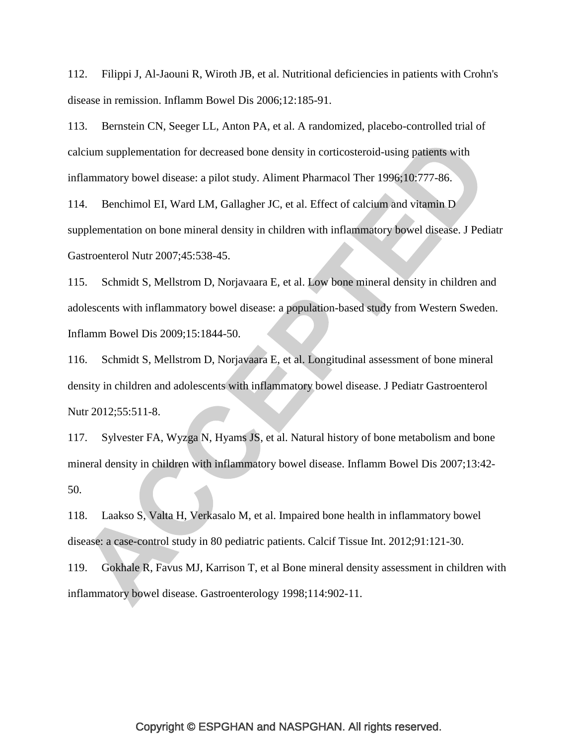112. Filippi J, Al-Jaouni R, Wiroth JB, et al. Nutritional deficiencies in patients with Crohn's disease in remission. Inflamm Bowel Dis 2006;12:185-91.

113. Bernstein CN, Seeger LL, Anton PA, et al. A randomized, placebo-controlled trial of calcium supplementation for decreased bone density in corticosteroid-using patients with inflammatory bowel disease: a pilot study. Aliment Pharmacol Ther 1996;10:777-86.

114. Benchimol EI, Ward LM, Gallagher JC, et al. Effect of calcium and vitamin D supplementation on bone mineral density in children with inflammatory bowel disease. J Pediatr Gastroenterol Nutr 2007;45:538-45.

115. Schmidt S, Mellstrom D, Norjavaara E, et al. Low bone mineral density in children and adolescents with inflammatory bowel disease: a population-based study from Western Sweden. Inflamm Bowel Dis 2009;15:1844-50.

116. Schmidt S, Mellstrom D, Norjavaara E, et al. Longitudinal assessment of bone mineral density in children and adolescents with inflammatory bowel disease. J Pediatr Gastroenterol Nutr 2012;55:511-8.

117. Sylvester FA, Wyzga N, Hyams JS, et al. Natural history of bone metabolism and bone mineral density in children with inflammatory bowel disease. Inflamm Bowel Dis 2007;13:42-50.

118. Laakso S, Valta H, Verkasalo M, et al. Impaired bone health in inflammatory bowel disease: a case-control study in 80 pediatric patients. Calcif Tissue Int. 2012;91:121-30.

119. Gokhale R, Favus MJ, Karrison T, et al Bone mineral density assessment in children with inflammatory bowel disease. Gastroenterology 1998;114:902-11.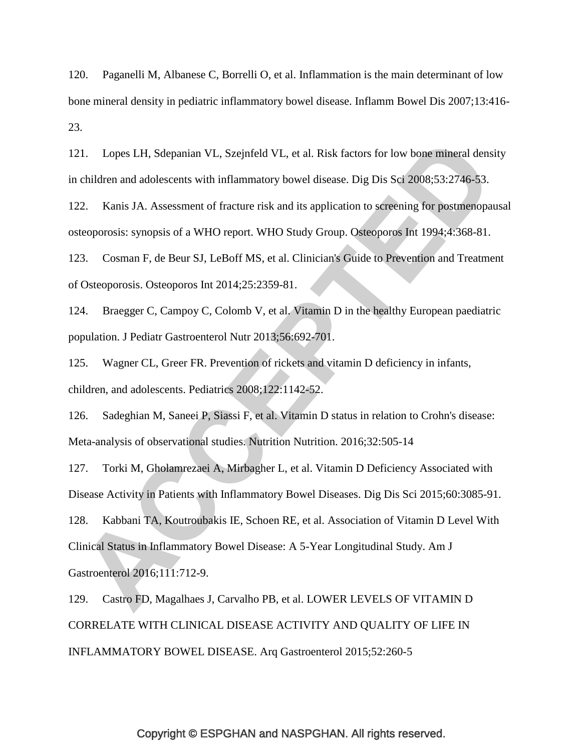120. Paganelli M, Albanese C, Borrelli O, et al. Inflammation is the main determinant of low bone mineral density in pediatric inflammatory bowel disease. Inflamm Bowel Dis 2007;13:416-23.

121. Lopes LH, Sdepanian VL, Szejnfeld VL, et al. Risk factors for low bone mineral density in children and adolescents with inflammatory bowel disease. Dig Dis Sci 2008;53:2746-53.

122. Kanis JA. Assessment of fracture risk and its application to screening for postmenopausal osteoporosis: synopsis of a WHO report. WHO Study Group. Osteoporos Int 1994;4:368-81.

123. Cosman F, de Beur SJ, LeBoff MS, et al. Clinician's Guide to Prevention and Treatment of Osteoporosis. Osteoporos Int 2014;25:2359-81.

124. Braegger C, Campoy C, Colomb V, et al. Vitamin D in the healthy European paediatric population. J Pediatr Gastroenterol Nutr 2013;56:692-701.

125. Wagner CL, Greer FR. Prevention of rickets and vitamin D deficiency in infants, children, and adolescents. Pediatrics 2008;122:1142-52.

126. Sadeghian M, Saneei P, Siassi F, et al. Vitamin D status in relation to Crohn's disease: Meta-analysis of observational studies. Nutrition Nutrition. 2016;32:505-14

127. Torki M, Gholamrezaei A, Mirbagher L, et al. Vitamin D Deficiency Associated with Disease Activity in Patients with Inflammatory Bowel Diseases. Dig Dis Sci 2015;60:3085-91.

128. Kabbani TA, Koutroubakis IE, Schoen RE, et al. Association of Vitamin D Level With Clinical Status in Inflammatory Bowel Disease: A 5-Year Longitudinal Study. Am J Gastroenterol 2016;111:712-9.

129. Castro FD, Magalhaes J, Carvalho PB, et al. LOWER LEVELS OF VITAMIN D CORRELATE WITH CLINICAL DISEASE ACTIVITY AND QUALITY OF LIFE IN INFLAMMATORY BOWEL DISEASE. Arq Gastroenterol 2015;52:260-5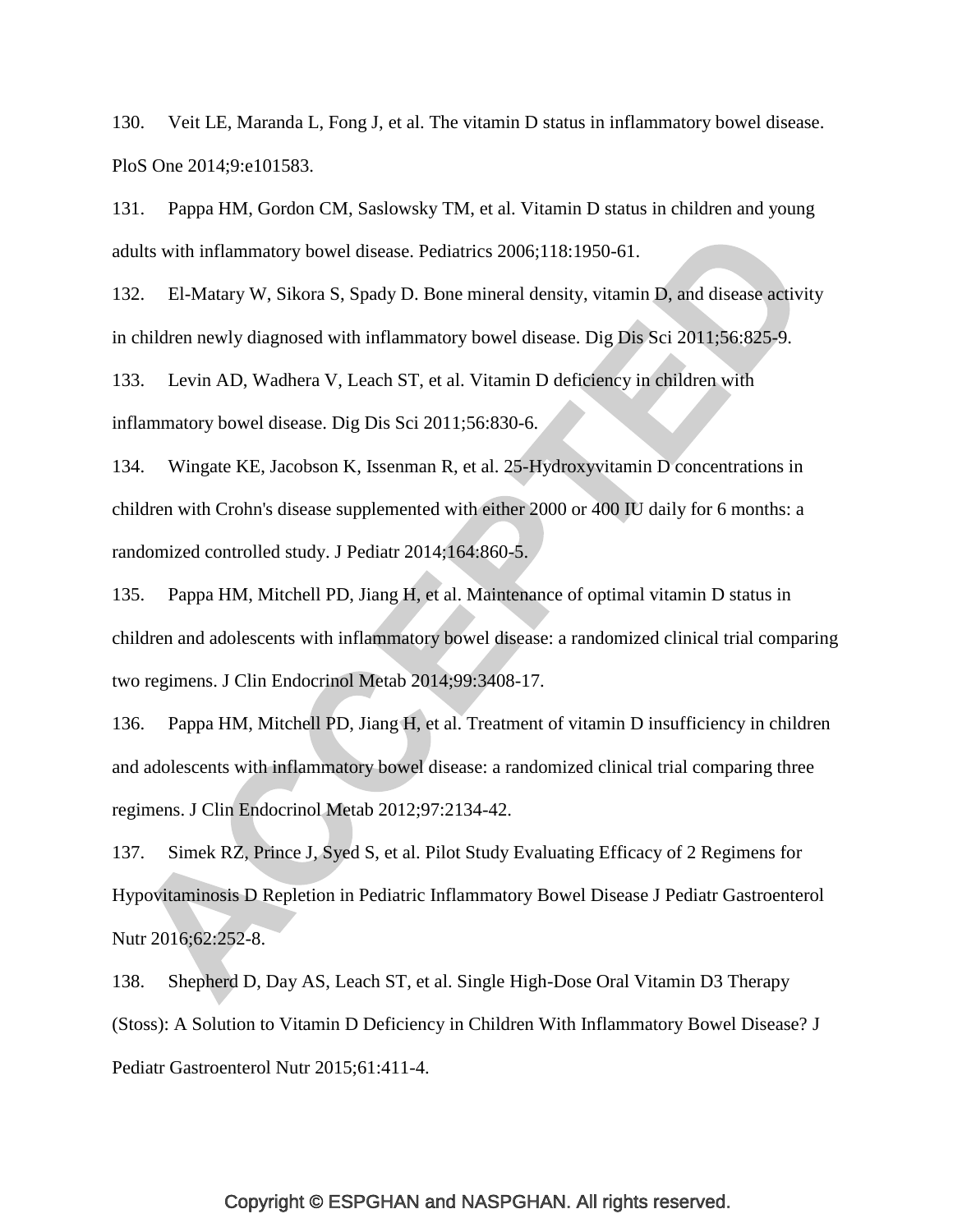130. Veit LE, Maranda L, Fong J, et al. The vitamin D status in inflammatory bowel disease. PloS One 2014;9:e101583.

131. Pappa HM, Gordon CM, Saslowsky TM, et al. Vitamin D status in children and young adults with inflammatory bowel disease. Pediatrics 2006;118:1950-61.

132. El-Matary W, Sikora S, Spady D. Bone mineral density, vitamin D, and disease activity in children newly diagnosed with inflammatory bowel disease. Dig Dis Sci 2011;56:825-9.

133. Levin AD, Wadhera V, Leach ST, et al. Vitamin D deficiency in children with inflammatory bowel disease. Dig Dis Sci 2011;56:830-6.

134. Wingate KE, Jacobson K, Issenman R, et al. 25-Hydroxyvitamin D concentrations in children with Crohn's disease supplemented with either 2000 or 400 IU daily for 6 months: a randomized controlled study. J Pediatr 2014;164:860-5.

135. Pappa HM, Mitchell PD, Jiang H, et al. Maintenance of optimal vitamin D status in children and adolescents with inflammatory bowel disease: a randomized clinical trial comparing two regimens. J Clin Endocrinol Metab 2014;99:3408-17.

136. Pappa HM, Mitchell PD, Jiang H, et al. Treatment of vitamin D insufficiency in children and adolescents with inflammatory bowel disease: a randomized clinical trial comparing three regimens. J Clin Endocrinol Metab 2012;97:2134-42.

137. Simek RZ, Prince J, Syed S, et al. Pilot Study Evaluating Efficacy of 2 Regimens for Hypovitaminosis D Repletion in Pediatric Inflammatory Bowel Disease J Pediatr Gastroenterol Nutr 2016;62:252-8.

138. Shepherd D, Day AS, Leach ST, et al. Single High-Dose Oral Vitamin D3 Therapy (Stoss): A Solution to Vitamin D Deficiency in Children With Inflammatory Bowel Disease? J Pediatr Gastroenterol Nutr 2015;61:411-4.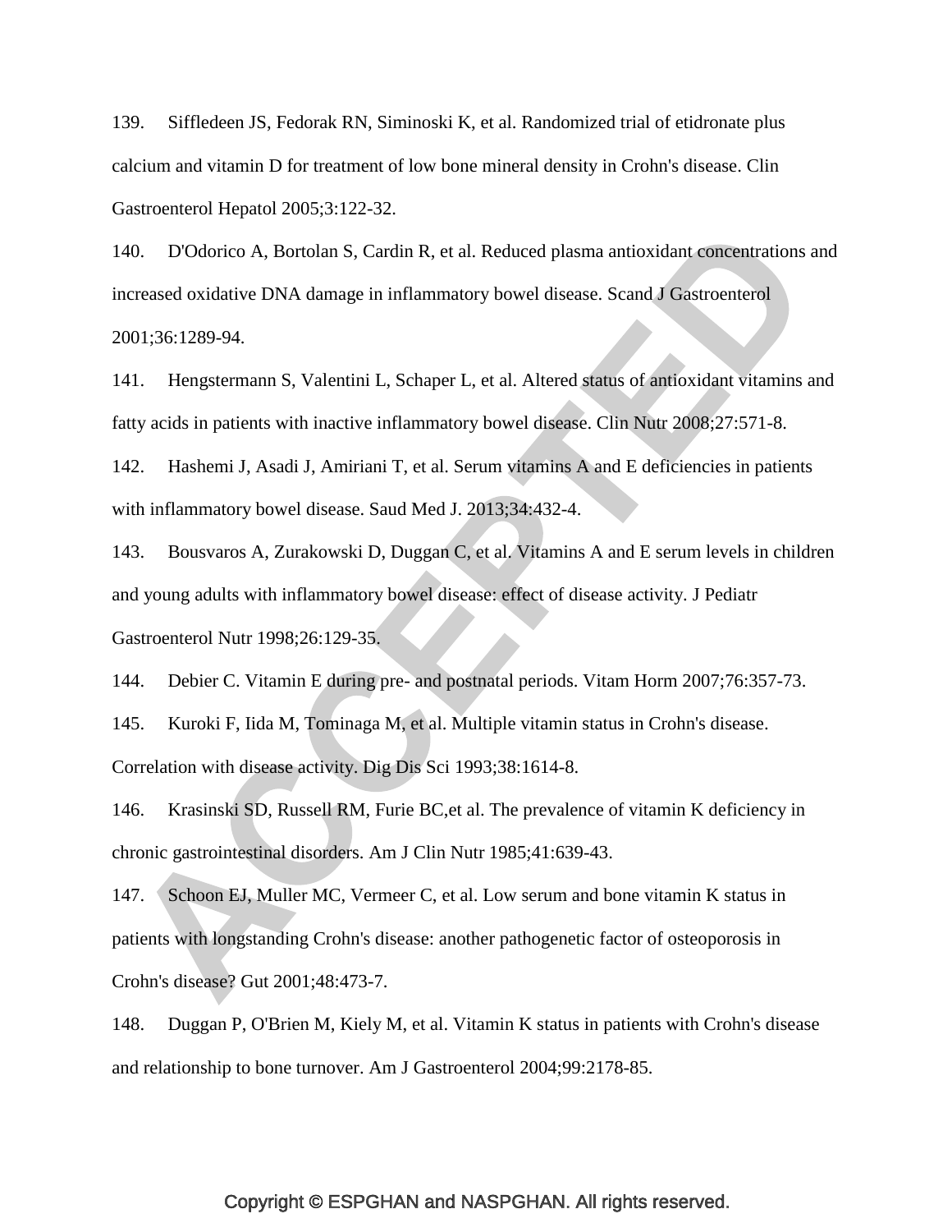139. Siffledeen JS, Fedorak RN, Siminoski K, et al. Randomized trial of etidronate plus calcium and vitamin D for treatment of low bone mineral density in Crohn's disease. Clin Gastroenterol Hepatol 2005;3:122-32.

140. D'Odorico A, Bortolan S, Cardin R, et al. Reduced plasma antioxidant concentrations and increased oxidative DNA damage in inflammatory bowel disease. Scand J Gastroenterol 2001;36:1289-94.

141. Hengstermann S, Valentini L, Schaper L, et al. Altered status of antioxidant vitamins and fatty acids in patients with inactive inflammatory bowel disease. Clin Nutr 2008;27:571-8.

142. Hashemi J, Asadi J, Amiriani T, et al. Serum vitamins A and E deficiencies in patients with inflammatory bowel disease. Saud Med J. 2013;34:432-4.

143. Bousvaros A, Zurakowski D, Duggan C, et al. Vitamins A and E serum levels in children and young adults with inflammatory bowel disease: effect of disease activity. J Pediatr Gastroenterol Nutr 1998;26:129-35.

144. Debier C. Vitamin E during pre- and postnatal periods. Vitam Horm 2007;76:357-73.

145. Kuroki F, Iida M, Tominaga M, et al. Multiple vitamin status in Crohn's disease. Correlation with disease activity. Dig Dis Sci 1993;38:1614-8.

146. Krasinski SD, Russell RM, Furie BC,et al. The prevalence of vitamin K deficiency in chronic gastrointestinal disorders. Am J Clin Nutr 1985;41:639-43.

147. Schoon EJ, Muller MC, Vermeer C, et al. Low serum and bone vitamin K status in patients with longstanding Crohn's disease: another pathogenetic factor of osteoporosis in Crohn's disease? Gut 2001;48:473-7.

148. Duggan P, O'Brien M, Kiely M, et al. Vitamin K status in patients with Crohn's disease and relationship to bone turnover. Am J Gastroenterol 2004;99:2178-85.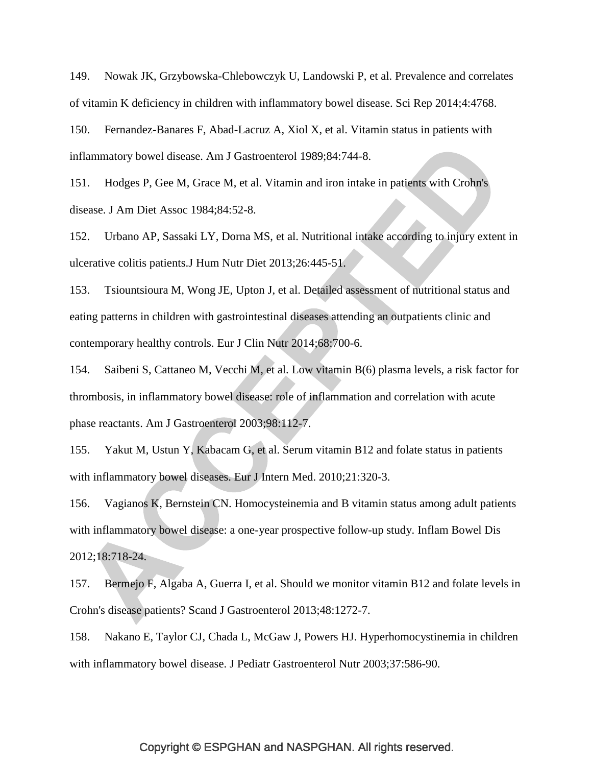149. Nowak JK, Grzybowska-Chlebowczyk U, Landowski P, et al. Prevalence and correlates of vitamin K deficiency in children with inflammatory bowel disease. Sci Rep 2014;4:4768.

150. Fernandez-Banares F, Abad-Lacruz A, Xiol X, et al. Vitamin status in patients with inflammatory bowel disease. Am J Gastroenterol 1989;84:744-8.

151. Hodges P, Gee M, Grace M, et al. Vitamin and iron intake in patients with Crohn's disease. J Am Diet Assoc 1984;84:52-8.

152. Urbano AP, Sassaki LY, Dorna MS, et al. Nutritional intake according to injury extent in ulcerative colitis patients.J Hum Nutr Diet 2013;26:445-51.

153. Tsiountsioura M, Wong JE, Upton J, et al. Detailed assessment of nutritional status and eating patterns in children with gastrointestinal diseases attending an outpatients clinic and contemporary healthy controls. Eur J Clin Nutr 2014;68:700-6.

154. Saibeni S, Cattaneo M, Vecchi M, et al. Low vitamin B(6) plasma levels, a risk factor for thrombosis, in inflammatory bowel disease: role of inflammation and correlation with acute phase reactants. Am J Gastroenterol 2003;98:112-7.

155. Yakut M, Ustun Y, Kabacam G, et al. Serum vitamin B12 and folate status in patients with inflammatory bowel diseases. Eur J Intern Med. 2010;21:320-3.

156. Vagianos K, Bernstein CN. Homocysteinemia and B vitamin status among adult patients with inflammatory bowel disease: a one-year prospective follow-up study. Inflam Bowel Dis 2012;18:718-24.

157. Bermejo F, Algaba A, Guerra I, et al. Should we monitor vitamin B12 and folate levels in Crohn's disease patients? Scand J Gastroenterol 2013;48:1272-7.

158. Nakano E, Taylor CJ, Chada L, McGaw J, Powers HJ. Hyperhomocystinemia in children with inflammatory bowel disease. J Pediatr Gastroenterol Nutr 2003;37:586-90.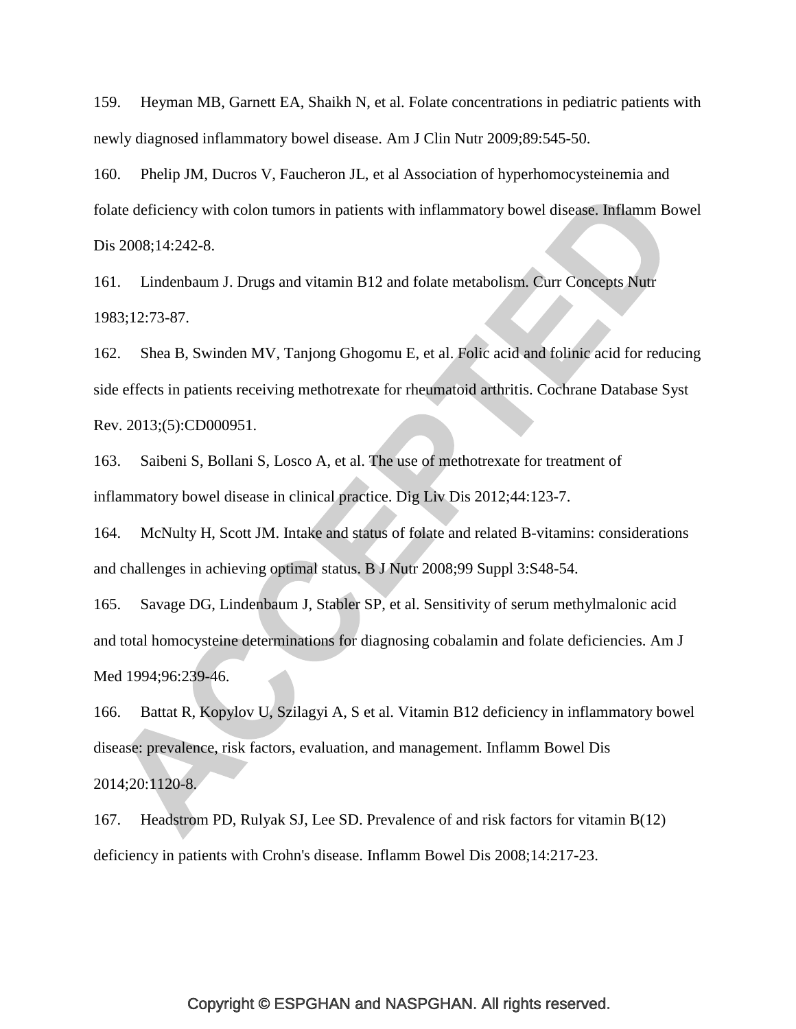159. Heyman MB, Garnett EA, Shaikh N, et al. Folate concentrations in pediatric patients with newly diagnosed inflammatory bowel disease. Am J Clin Nutr 2009;89:545-50.

160. Phelip JM, Ducros V, Faucheron JL, et al Association of hyperhomocysteinemia and folate deficiency with colon tumors in patients with inflammatory bowel disease. Inflamm Bowel Dis 2008;14:242-8.

161. Lindenbaum J. Drugs and vitamin B12 and folate metabolism. Curr Concepts Nutr 1983;12:73-87.

162. Shea B, Swinden MV, Tanjong Ghogomu E, et al. Folic acid and folinic acid for reducing side effects in patients receiving methotrexate for rheumatoid arthritis. Cochrane Database Syst Rev. 2013;(5):CD000951.

163. Saibeni S, Bollani S, Losco A, et al. The use of methotrexate for treatment of inflammatory bowel disease in clinical practice. Dig Liv Dis 2012;44:123-7.

164. McNulty H, Scott JM. Intake and status of folate and related B-vitamins: considerations and challenges in achieving optimal status. B J Nutr 2008;99 Suppl 3:S48-54.

165. Savage DG, Lindenbaum J, Stabler SP, et al. Sensitivity of serum methylmalonic acid and total homocysteine determinations for diagnosing cobalamin and folate deficiencies. Am J Med 1994;96:239-46.

166. Battat R, Kopylov U, Szilagyi A, S et al. Vitamin B12 deficiency in inflammatory bowel disease: prevalence, risk factors, evaluation, and management. Inflamm Bowel Dis 2014;20:1120-8.

167. Headstrom PD, Rulyak SJ, Lee SD. Prevalence of and risk factors for vitamin B(12) deficiency in patients with Crohn's disease. Inflamm Bowel Dis 2008;14:217-23.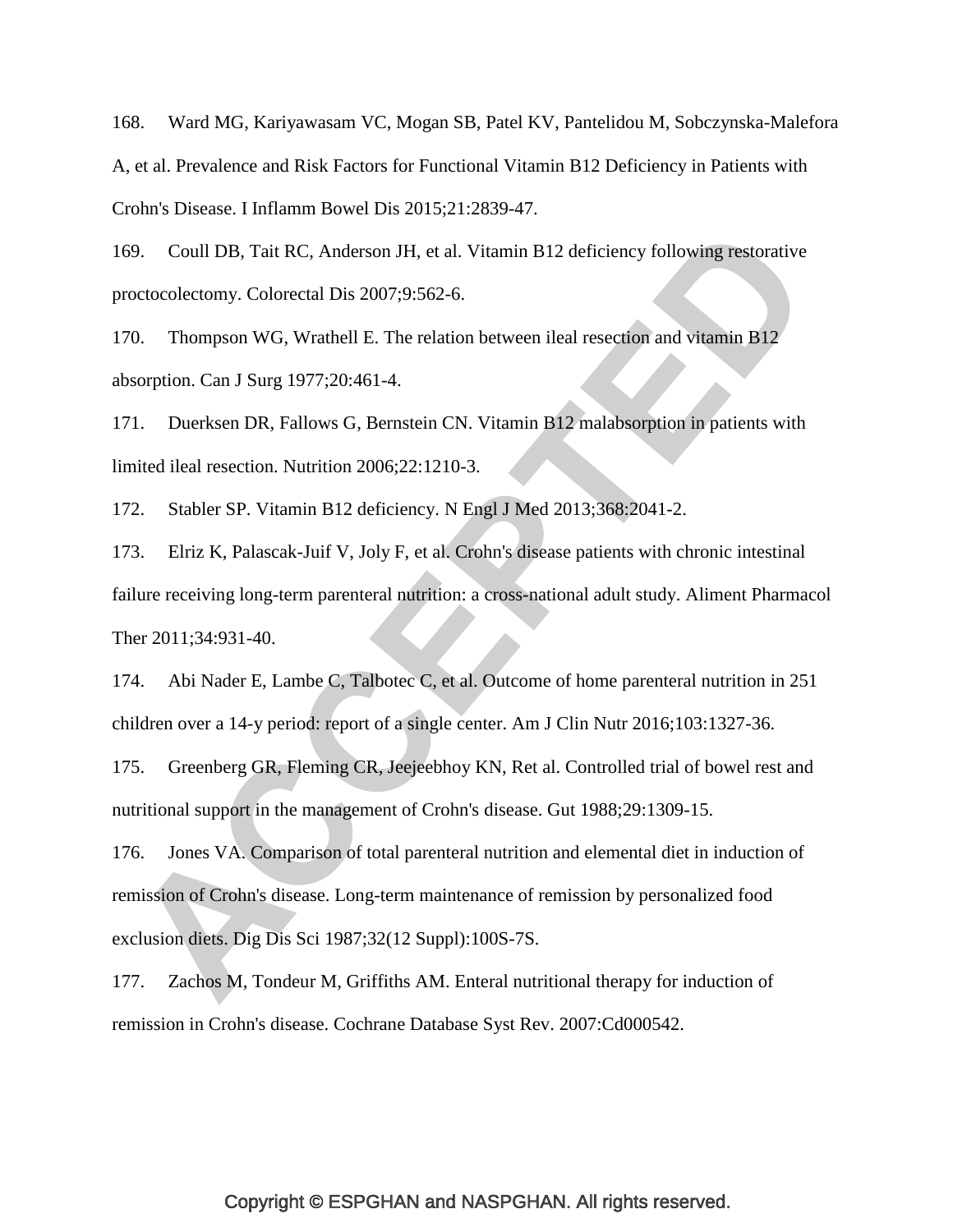168. Ward MG, Kariyawasam VC, Mogan SB, Patel KV, Pantelidou M, Sobczynska-Malefora A, et al. Prevalence and Risk Factors for Functional Vitamin B12 Deficiency in Patients with Crohn's Disease. I Inflamm Bowel Dis 2015;21:2839-47.

169. Coull DB, Tait RC, Anderson JH, et al. Vitamin B12 deficiency following restorative proctocolectomy. Colorectal Dis 2007;9:562-6.

170. Thompson WG, Wrathell E. The relation between ileal resection and vitamin B12 absorption. Can J Surg 1977;20:461-4.

171. Duerksen DR, Fallows G, Bernstein CN. Vitamin B12 malabsorption in patients with limited ileal resection. Nutrition 2006;22:1210-3.

172. Stabler SP. Vitamin B12 deficiency. N Engl J Med 2013;368:2041-2.

173. Elriz K, Palascak-Juif V, Joly F, et al. Crohn's disease patients with chronic intestinal failure receiving long-term parenteral nutrition: a cross-national adult study. Aliment Pharmacol Ther 2011;34:931-40.

174. Abi Nader E, Lambe C, Talbotec C, et al. Outcome of home parenteral nutrition in 251 children over a 14-y period: report of a single center. Am J Clin Nutr 2016;103:1327-36.

175. Greenberg GR, Fleming CR, Jeejeebhoy KN, Ret al. Controlled trial of bowel rest and nutritional support in the management of Crohn's disease. Gut 1988;29:1309-15.

176. Jones VA. Comparison of total parenteral nutrition and elemental diet in induction of remission of Crohn's disease. Long-term maintenance of remission by personalized food exclusion diets. Dig Dis Sci 1987;32(12 Suppl):100S-7S.

177. Zachos M, Tondeur M, Griffiths AM. Enteral nutritional therapy for induction of remission in Crohn's disease. Cochrane Database Syst Rev. 2007:Cd000542.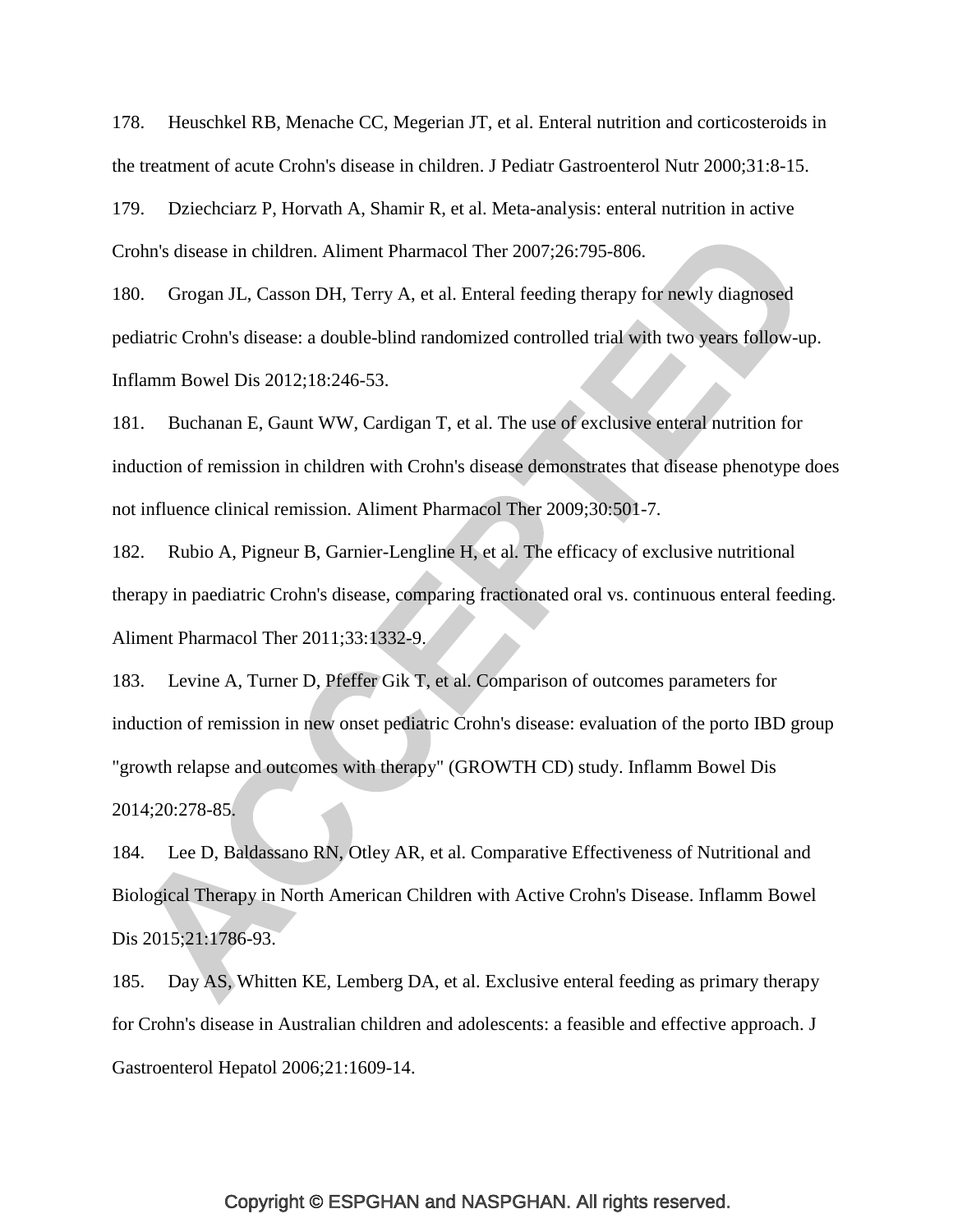178. Heuschkel RB, Menache CC, Megerian JT, et al. Enteral nutrition and corticosteroids in the treatment of acute Crohn's disease in children. J Pediatr Gastroenterol Nutr 2000;31:8-15.

179. Dziechciarz P, Horvath A, Shamir R, et al. Meta-analysis: enteral nutrition in active Crohn's disease in children. Aliment Pharmacol Ther 2007;26:795-806.

180. Grogan JL, Casson DH, Terry A, et al. Enteral feeding therapy for newly diagnosed pediatric Crohn's disease: a double-blind randomized controlled trial with two years follow-up. Inflamm Bowel Dis 2012;18:246-53.

181. Buchanan E, Gaunt WW, Cardigan T, et al. The use of exclusive enteral nutrition for induction of remission in children with Crohn's disease demonstrates that disease phenotype does not influence clinical remission. Aliment Pharmacol Ther 2009;30:501-7.

182. Rubio A, Pigneur B, Garnier-Lengline H, et al. The efficacy of exclusive nutritional therapy in paediatric Crohn's disease, comparing fractionated oral vs. continuous enteral feeding. Aliment Pharmacol Ther 2011;33:1332-9.

183. Levine A, Turner D, Pfeffer Gik T, et al. Comparison of outcomes parameters for induction of remission in new onset pediatric Crohn's disease: evaluation of the porto IBD group "growth relapse and outcomes with therapy" (GROWTH CD) study. Inflamm Bowel Dis 2014;20:278-85.

184. Lee D, Baldassano RN, Otley AR, et al. Comparative Effectiveness of Nutritional and Biological Therapy in North American Children with Active Crohn's Disease. Inflamm Bowel Dis 2015;21:1786-93.

185. Day AS, Whitten KE, Lemberg DA, et al. Exclusive enteral feeding as primary therapy for Crohn's disease in Australian children and adolescents: a feasible and effective approach. J Gastroenterol Hepatol 2006;21:1609-14.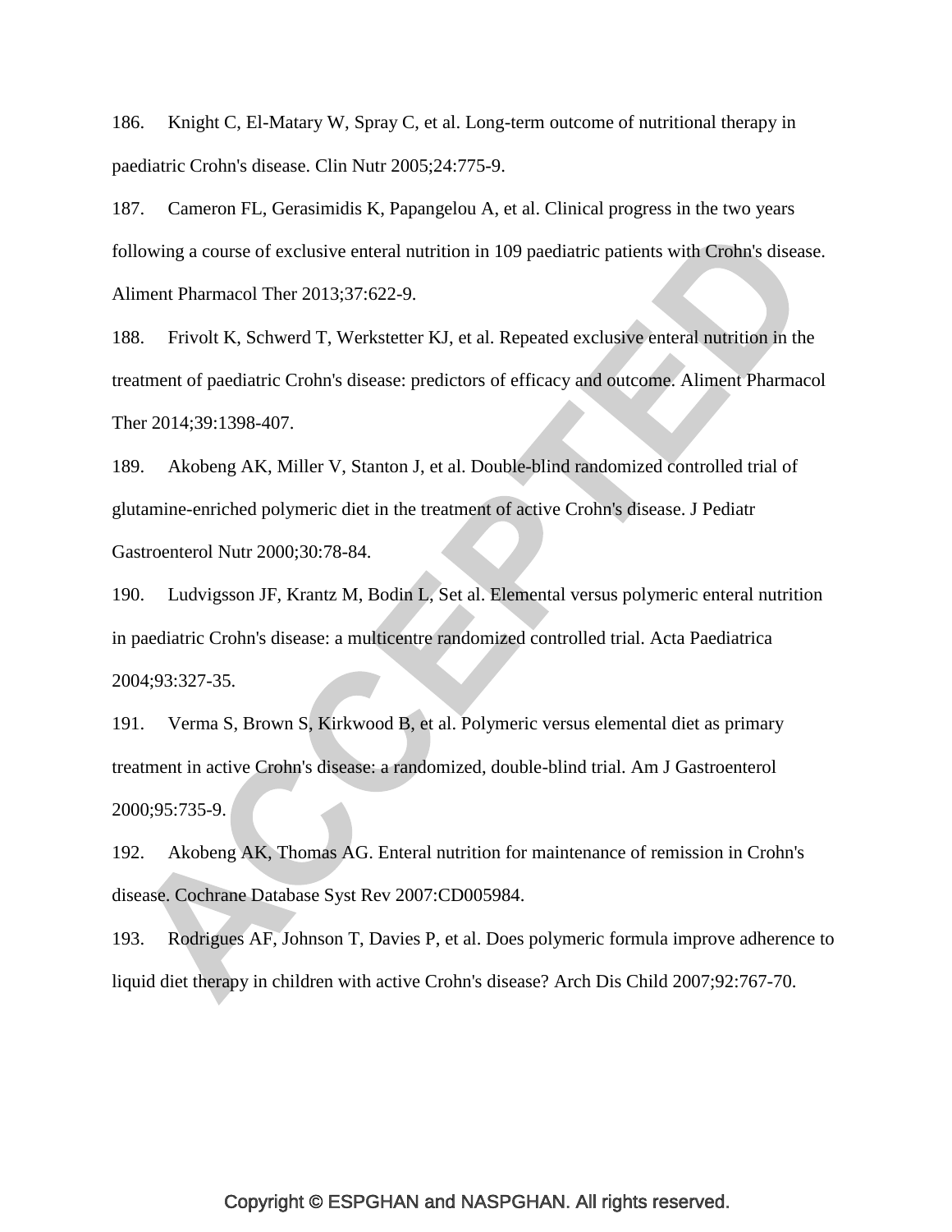186. Knight C, El-Matary W, Spray C, et al. Long-term outcome of nutritional therapy in paediatric Crohn's disease. Clin Nutr 2005;24:775-9.

187. Cameron FL, Gerasimidis K, Papangelou A, et al. Clinical progress in the two years following a course of exclusive enteral nutrition in 109 paediatric patients with Crohn's disease. Aliment Pharmacol Ther 2013;37:622-9.

188. Frivolt K, Schwerd T, Werkstetter KJ, et al. Repeated exclusive enteral nutrition in the treatment of paediatric Crohn's disease: predictors of efficacy and outcome. Aliment Pharmacol Ther 2014;39:1398-407.

189. Akobeng AK, Miller V, Stanton J, et al. Double-blind randomized controlled trial of glutamine-enriched polymeric diet in the treatment of active Crohn's disease. J Pediatr Gastroenterol Nutr 2000;30:78-84.

190. Ludvigsson JF, Krantz M, Bodin L, Set al. Elemental versus polymeric enteral nutrition in paediatric Crohn's disease: a multicentre randomized controlled trial. Acta Paediatrica 2004;93:327-35.

191. Verma S, Brown S, Kirkwood B, et al. Polymeric versus elemental diet as primary treatment in active Crohn's disease: a randomized, double-blind trial. Am J Gastroenterol 2000;95:735-9.

192. Akobeng AK, Thomas AG. Enteral nutrition for maintenance of remission in Crohn's disease. Cochrane Database Syst Rev 2007:CD005984.

193. Rodrigues AF, Johnson T, Davies P, et al. Does polymeric formula improve adherence to liquid diet therapy in children with active Crohn's disease? Arch Dis Child 2007;92:767-70.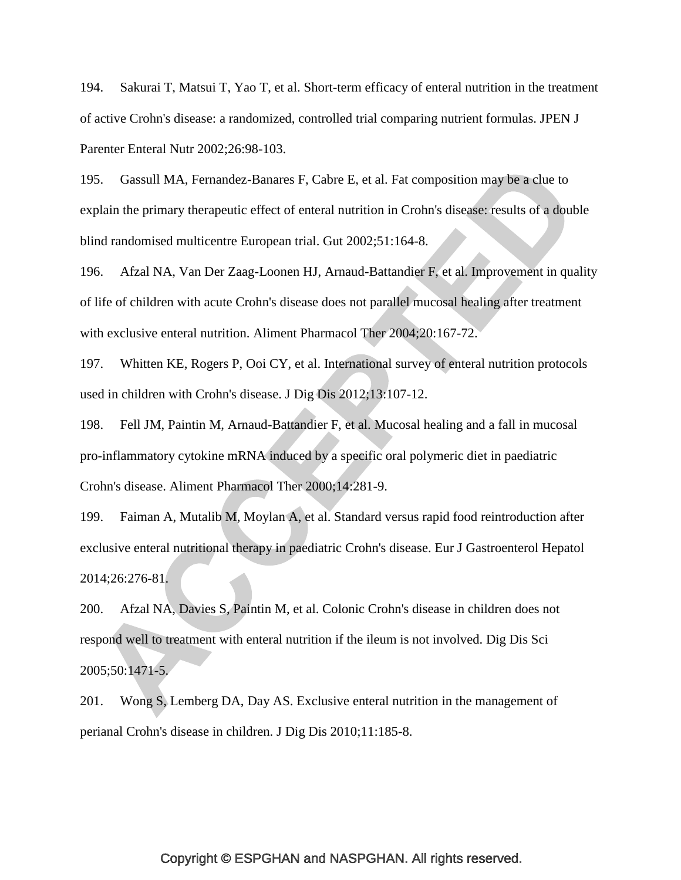194. Sakurai T, Matsui T, Yao T, et al. Short-term efficacy of enteral nutrition in the treatment of active Crohn's disease: a randomized, controlled trial comparing nutrient formulas. JPEN J Parenter Enteral Nutr 2002;26:98-103.

195. Gassull MA, Fernandez-Banares F, Cabre E, et al. Fat composition may be a clue to explain the primary therapeutic effect of enteral nutrition in Crohn's disease: results of a double blind randomised multicentre European trial. Gut 2002;51:164-8.

196. Afzal NA, Van Der Zaag-Loonen HJ, Arnaud-Battandier F, et al. Improvement in quality of life of children with acute Crohn's disease does not parallel mucosal healing after treatment with exclusive enteral nutrition. Aliment Pharmacol Ther 2004;20:167-72.

197. Whitten KE, Rogers P, Ooi CY, et al. International survey of enteral nutrition protocols used in children with Crohn's disease. J Dig Dis 2012;13:107-12.

198. Fell JM, Paintin M, Arnaud-Battandier F, et al. Mucosal healing and a fall in mucosal pro-inflammatory cytokine mRNA induced by a specific oral polymeric diet in paediatric Crohn's disease. Aliment Pharmacol Ther 2000;14:281-9.

199. Faiman A, Mutalib M, Moylan A, et al. Standard versus rapid food reintroduction after exclusive enteral nutritional therapy in paediatric Crohn's disease. Eur J Gastroenterol Hepatol 2014;26:276-81.

200. Afzal NA, Davies S, Paintin M, et al. Colonic Crohn's disease in children does not respond well to treatment with enteral nutrition if the ileum is not involved. Dig Dis Sci 2005;50:1471-5.

201. Wong S, Lemberg DA, Day AS. Exclusive enteral nutrition in the management of perianal Crohn's disease in children. J Dig Dis 2010;11:185-8.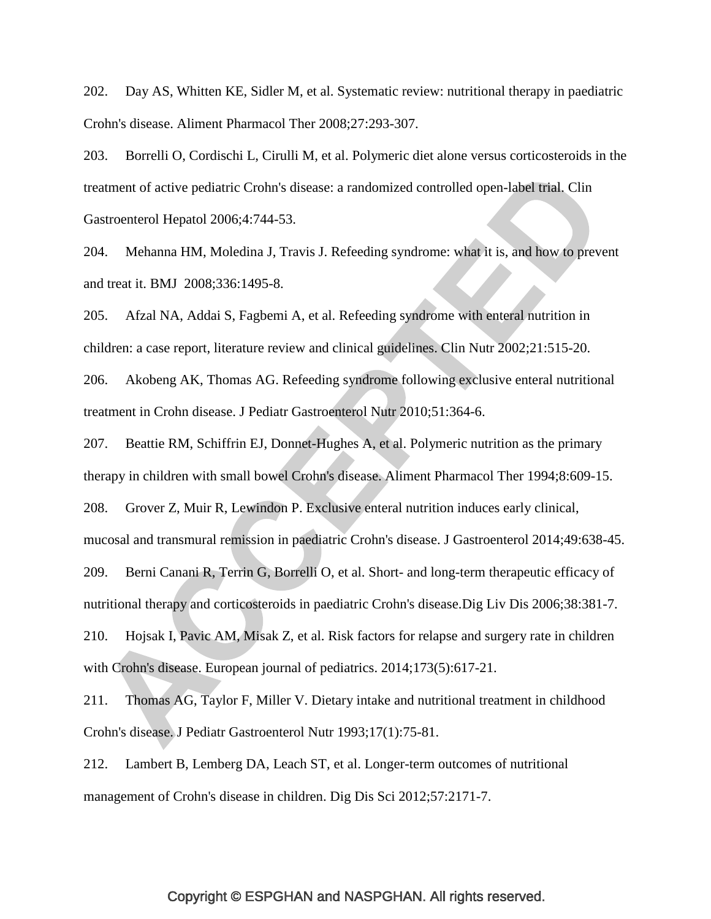202. Day AS, Whitten KE, Sidler M, et al. Systematic review: nutritional therapy in paediatric Crohn's disease. Aliment Pharmacol Ther 2008;27:293-307.

203. Borrelli O, Cordischi L, Cirulli M, et al. Polymeric diet alone versus corticosteroids in the treatment of active pediatric Crohn's disease: a randomized controlled open-label trial. Clin Gastroenterol Hepatol 2006;4:744-53.

204. Mehanna HM, Moledina J, Travis J. Refeeding syndrome: what it is, and how to prevent and treat it. BMJ 2008;336:1495-8.

205. Afzal NA, Addai S, Fagbemi A, et al. Refeeding syndrome with enteral nutrition in children: a case report, literature review and clinical guidelines. Clin Nutr 2002;21:515-20.

206. Akobeng AK, Thomas AG. Refeeding syndrome following exclusive enteral nutritional treatment in Crohn disease. J Pediatr Gastroenterol Nutr 2010;51:364-6.

207. Beattie RM, Schiffrin EJ, Donnet-Hughes A, et al. Polymeric nutrition as the primary therapy in children with small bowel Crohn's disease. Aliment Pharmacol Ther 1994;8:609-15.

208. Grover Z, Muir R, Lewindon P. Exclusive enteral nutrition induces early clinical, mucosal and transmural remission in paediatric Crohn's disease. J Gastroenterol 2014;49:638-45.

209. Berni Canani R, Terrin G, Borrelli O, et al. Short- and long-term therapeutic efficacy of nutritional therapy and corticosteroids in paediatric Crohn's disease.Dig Liv Dis 2006;38:381-7.

210. Hojsak I, Pavic AM, Misak Z, et al. Risk factors for relapse and surgery rate in children with Crohn's disease. European journal of pediatrics. 2014;173(5):617-21.

211. Thomas AG, Taylor F, Miller V. Dietary intake and nutritional treatment in childhood Crohn's disease. J Pediatr Gastroenterol Nutr 1993;17(1):75-81.

212. Lambert B, Lemberg DA, Leach ST, et al. Longer-term outcomes of nutritional management of Crohn's disease in children. Dig Dis Sci 2012;57:2171-7.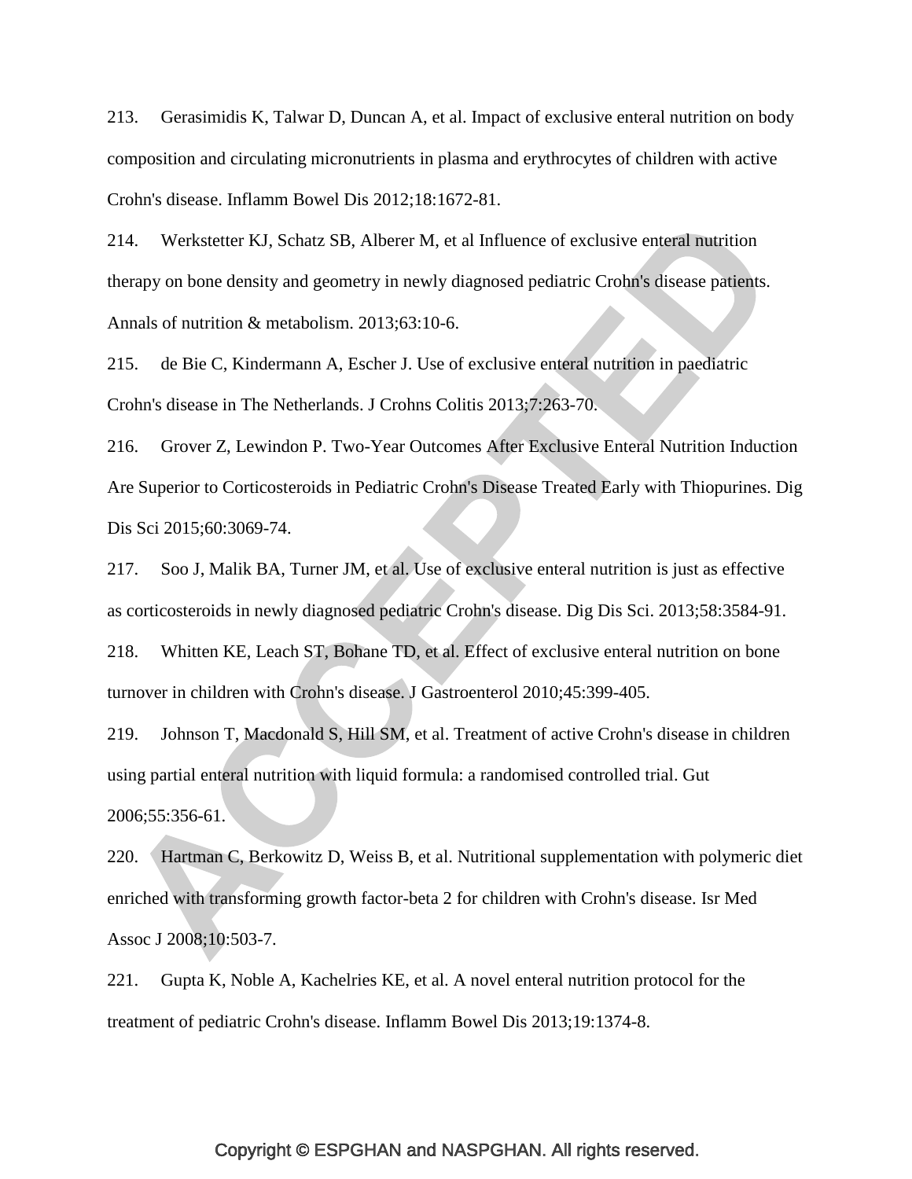213. Gerasimidis K, Talwar D, Duncan A, et al. Impact of exclusive enteral nutrition on body composition and circulating micronutrients in plasma and erythrocytes of children with active Crohn's disease. Inflamm Bowel Dis 2012;18:1672-81.

214. Werkstetter KJ, Schatz SB, Alberer M, et al Influence of exclusive enteral nutrition therapy on bone density and geometry in newly diagnosed pediatric Crohn's disease patients. Annals of nutrition & metabolism. 2013;63:10-6.

215. de Bie C, Kindermann A, Escher J. Use of exclusive enteral nutrition in paediatric Crohn's disease in The Netherlands. J Crohns Colitis 2013;7:263-70.

216. Grover Z, Lewindon P. Two-Year Outcomes After Exclusive Enteral Nutrition Induction Are Superior to Corticosteroids in Pediatric Crohn's Disease Treated Early with Thiopurines. Dig Dis Sci 2015;60:3069-74.

217. Soo J, Malik BA, Turner JM, et al. Use of exclusive enteral nutrition is just as effective as corticosteroids in newly diagnosed pediatric Crohn's disease. Dig Dis Sci. 2013;58:3584-91.

218. Whitten KE, Leach ST, Bohane TD, et al. Effect of exclusive enteral nutrition on bone turnover in children with Crohn's disease. J Gastroenterol 2010;45:399-405.

219. Johnson T, Macdonald S, Hill SM, et al. Treatment of active Crohn's disease in children using partial enteral nutrition with liquid formula: a randomised controlled trial. Gut 2006;55:356-61.

220. Hartman C, Berkowitz D, Weiss B, et al. Nutritional supplementation with polymeric diet enriched with transforming growth factor-beta 2 for children with Crohn's disease. Isr Med Assoc J 2008;10:503-7.

221. Gupta K, Noble A, Kachelries KE, et al. A novel enteral nutrition protocol for the treatment of pediatric Crohn's disease. Inflamm Bowel Dis 2013;19:1374-8.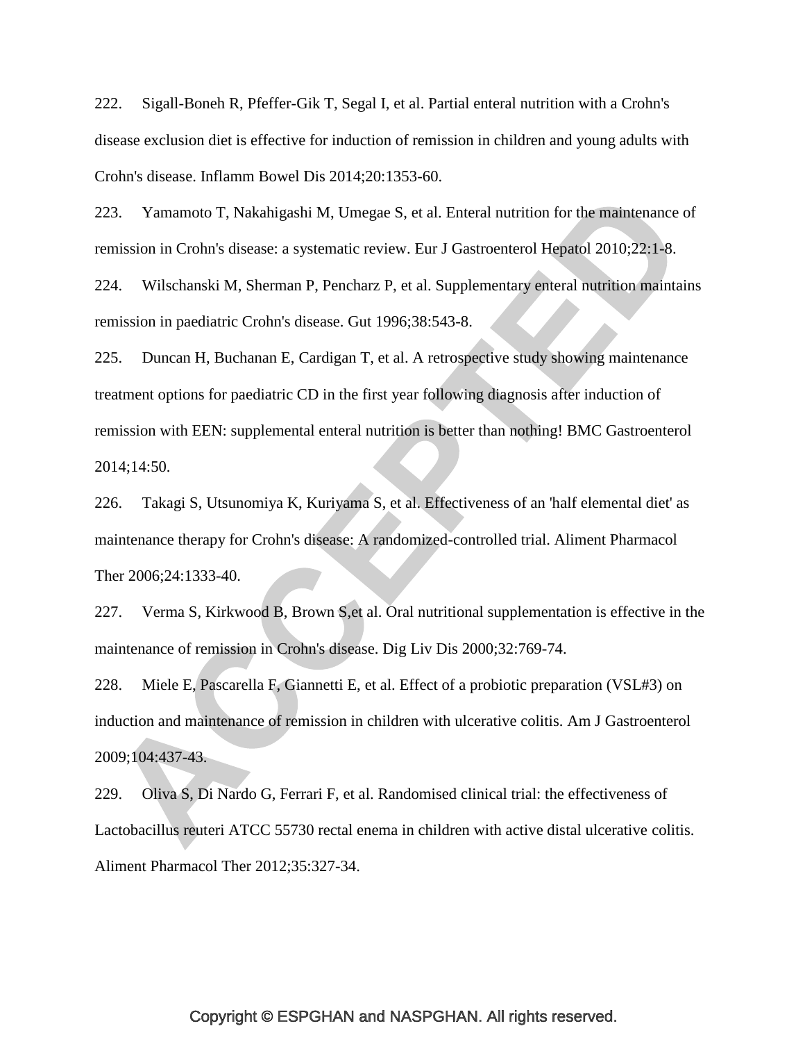222. Sigall-Boneh R, Pfeffer-Gik T, Segal I, et al. Partial enteral nutrition with a Crohn's disease exclusion diet is effective for induction of remission in children and young adults with Crohn's disease. Inflamm Bowel Dis 2014;20:1353-60.

223. Yamamoto T, Nakahigashi M, Umegae S, et al. Enteral nutrition for the maintenance of remission in Crohn's disease: a systematic review. Eur J Gastroenterol Hepatol 2010;22:1-8.

224. Wilschanski M, Sherman P, Pencharz P, et al. Supplementary enteral nutrition maintains remission in paediatric Crohn's disease. Gut 1996;38:543-8.

225. Duncan H, Buchanan E, Cardigan T, et al. A retrospective study showing maintenance treatment options for paediatric CD in the first year following diagnosis after induction of remission with EEN: supplemental enteral nutrition is better than nothing! BMC Gastroenterol 2014;14:50.

226. Takagi S, Utsunomiya K, Kuriyama S, et al. Effectiveness of an 'half elemental diet' as maintenance therapy for Crohn's disease: A randomized-controlled trial. Aliment Pharmacol Ther 2006;24:1333-40.

227. Verma S, Kirkwood B, Brown S,et al. Oral nutritional supplementation is effective in the maintenance of remission in Crohn's disease. Dig Liv Dis 2000;32:769-74.

228. Miele E, Pascarella F, Giannetti E, et al. Effect of a probiotic preparation (VSL#3) on induction and maintenance of remission in children with ulcerative colitis. Am J Gastroenterol 2009;104:437-43.

229. Oliva S, Di Nardo G, Ferrari F, et al. Randomised clinical trial: the effectiveness of Lactobacillus reuteri ATCC 55730 rectal enema in children with active distal ulcerative colitis. Aliment Pharmacol Ther 2012;35:327-34.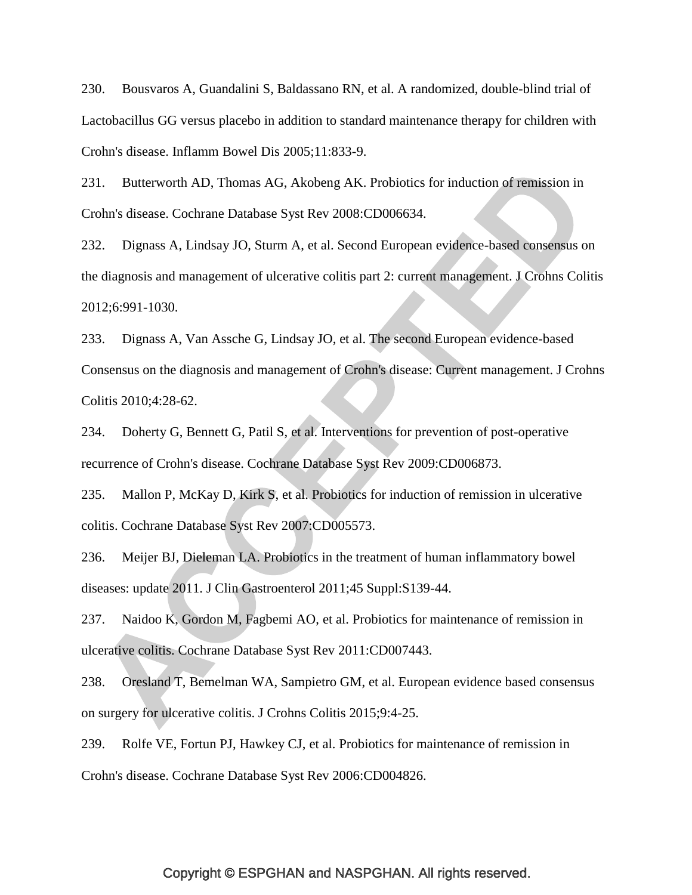230. Bousvaros A, Guandalini S, Baldassano RN, et al. A randomized, double-blind trial of Lactobacillus GG versus placebo in addition to standard maintenance therapy for children with Crohn's disease. Inflamm Bowel Dis 2005;11:833-9.

231. Butterworth AD, Thomas AG, Akobeng AK. Probiotics for induction of remission in Crohn's disease. Cochrane Database Syst Rev 2008:CD006634.

232. Dignass A, Lindsay JO, Sturm A, et al. Second European evidence-based consensus on the diagnosis and management of ulcerative colitis part 2: current management. J Crohns Colitis 2012;6:991-1030.

233. Dignass A, Van Assche G, Lindsay JO, et al. The second European evidence-based Consensus on the diagnosis and management of Crohn's disease: Current management. J Crohns Colitis 2010;4:28-62.

234. Doherty G, Bennett G, Patil S, et al. Interventions for prevention of post-operative recurrence of Crohn's disease. Cochrane Database Syst Rev 2009:CD006873.

235. Mallon P, McKay D, Kirk S, et al. Probiotics for induction of remission in ulcerative colitis. Cochrane Database Syst Rev 2007:CD005573.

236. Meijer BJ, Dieleman LA. Probiotics in the treatment of human inflammatory bowel diseases: update 2011. J Clin Gastroenterol 2011;45 Suppl:S139-44.

237. Naidoo K, Gordon M, Fagbemi AO, et al. Probiotics for maintenance of remission in ulcerative colitis. Cochrane Database Syst Rev 2011:CD007443.

238. Oresland T, Bemelman WA, Sampietro GM, et al. European evidence based consensus on surgery for ulcerative colitis. J Crohns Colitis 2015;9:4-25.

239. Rolfe VE, Fortun PJ, Hawkey CJ, et al. Probiotics for maintenance of remission in Crohn's disease. Cochrane Database Syst Rev 2006:CD004826.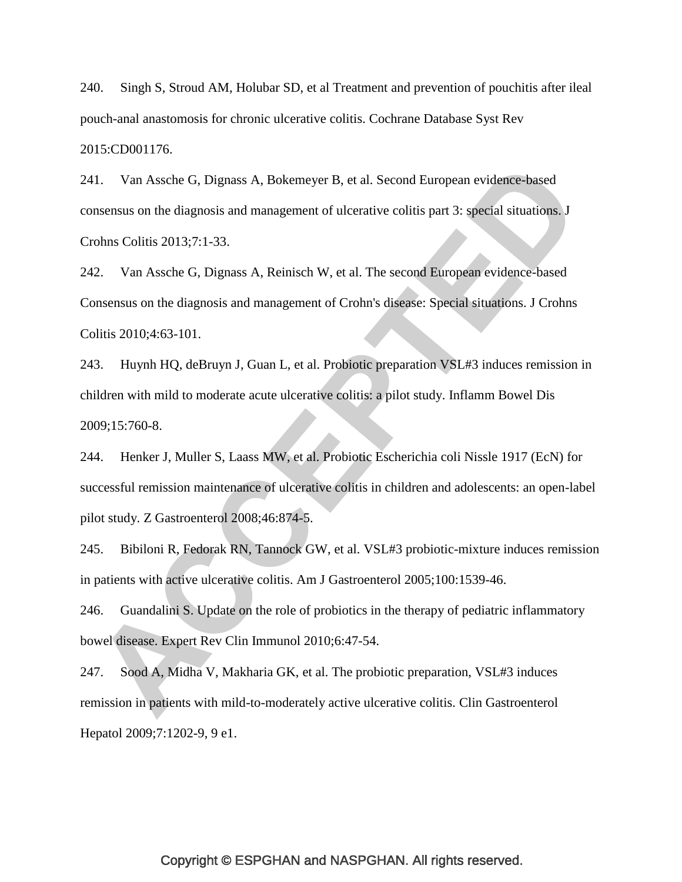240. Singh S, Stroud AM, Holubar SD, et al Treatment and prevention of pouchitis after ileal pouch-anal anastomosis for chronic ulcerative colitis. Cochrane Database Syst Rev 2015:CD001176.

241. Van Assche G, Dignass A, Bokemeyer B, et al. Second European evidence-based consensus on the diagnosis and management of ulcerative colitis part 3: special situations. J Crohns Colitis 2013;7:1-33.

242. Van Assche G, Dignass A, Reinisch W, et al. The second European evidence-based Consensus on the diagnosis and management of Crohn's disease: Special situations. J Crohns Colitis 2010;4:63-101.

243. Huynh HQ, deBruyn J, Guan L, et al. Probiotic preparation VSL#3 induces remission in children with mild to moderate acute ulcerative colitis: a pilot study. Inflamm Bowel Dis 2009;15:760-8.

244. Henker J, Muller S, Laass MW, et al. Probiotic Escherichia coli Nissle 1917 (EcN) for successful remission maintenance of ulcerative colitis in children and adolescents: an open-label pilot study. Z Gastroenterol 2008;46:874-5.

245. Bibiloni R, Fedorak RN, Tannock GW, et al. VSL#3 probiotic-mixture induces remission in patients with active ulcerative colitis. Am J Gastroenterol 2005;100:1539-46.

246. Guandalini S. Update on the role of probiotics in the therapy of pediatric inflammatory bowel disease. Expert Rev Clin Immunol 2010;6:47-54.

247. Sood A, Midha V, Makharia GK, et al. The probiotic preparation, VSL#3 induces remission in patients with mild-to-moderately active ulcerative colitis. Clin Gastroenterol Hepatol 2009;7:1202-9, 9 e1.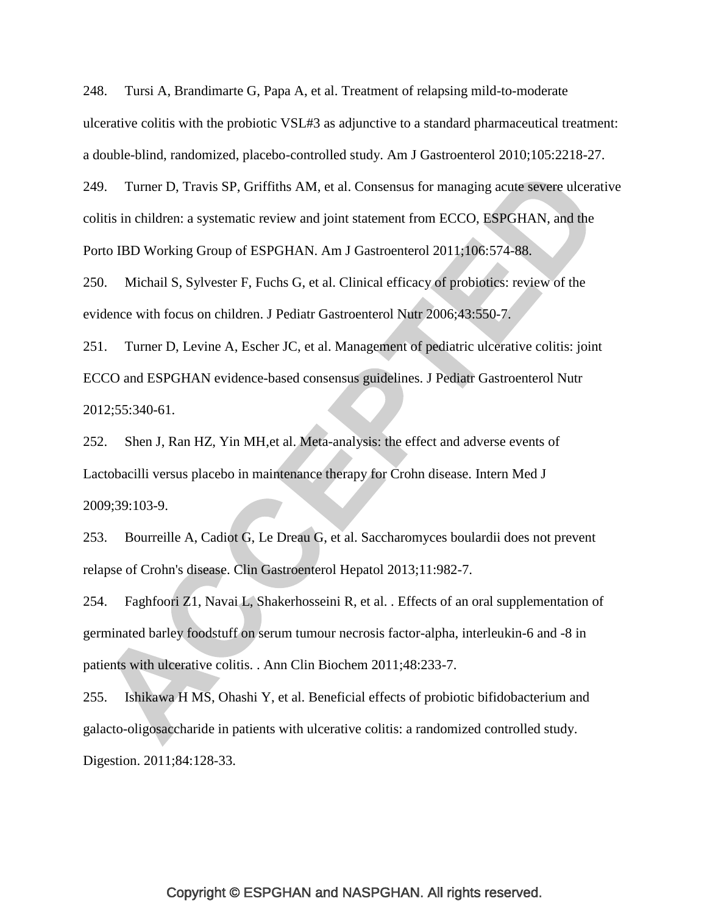248. Tursi A, Brandimarte G, Papa A, et al. Treatment of relapsing mild-to-moderate ulcerative colitis with the probiotic VSL#3 as adjunctive to a standard pharmaceutical treatment: a double-blind, randomized, placebo-controlled study. Am J Gastroenterol 2010;105:2218-27.

249. Turner D, Travis SP, Griffiths AM, et al. Consensus for managing acute severe ulcerative colitis in children: a systematic review and joint statement from ECCO, ESPGHAN, and the Porto IBD Working Group of ESPGHAN. Am J Gastroenterol 2011;106:574-88.

250. Michail S, Sylvester F, Fuchs G, et al. Clinical efficacy of probiotics: review of the evidence with focus on children. J Pediatr Gastroenterol Nutr 2006;43:550-7.

251. Turner D, Levine A, Escher JC, et al. Management of pediatric ulcerative colitis: joint ECCO and ESPGHAN evidence-based consensus guidelines. J Pediatr Gastroenterol Nutr 2012;55:340-61.

252. Shen J, Ran HZ, Yin MH,et al. Meta-analysis: the effect and adverse events of Lactobacilli versus placebo in maintenance therapy for Crohn disease. Intern Med J 2009;39:103-9.

253. Bourreille A, Cadiot G, Le Dreau G, et al. Saccharomyces boulardii does not prevent relapse of Crohn's disease. Clin Gastroenterol Hepatol 2013;11:982-7.

254. Faghfoori Z1, Navai L, Shakerhosseini R, et al. . Effects of an oral supplementation of germinated barley foodstuff on serum tumour necrosis factor-alpha, interleukin-6 and -8 in patients with ulcerative colitis. . Ann Clin Biochem 2011;48:233-7.

255. Ishikawa H MS, Ohashi Y, et al. Beneficial effects of probiotic bifidobacterium and galacto-oligosaccharide in patients with ulcerative colitis: a randomized controlled study. Digestion. 2011;84:128-33.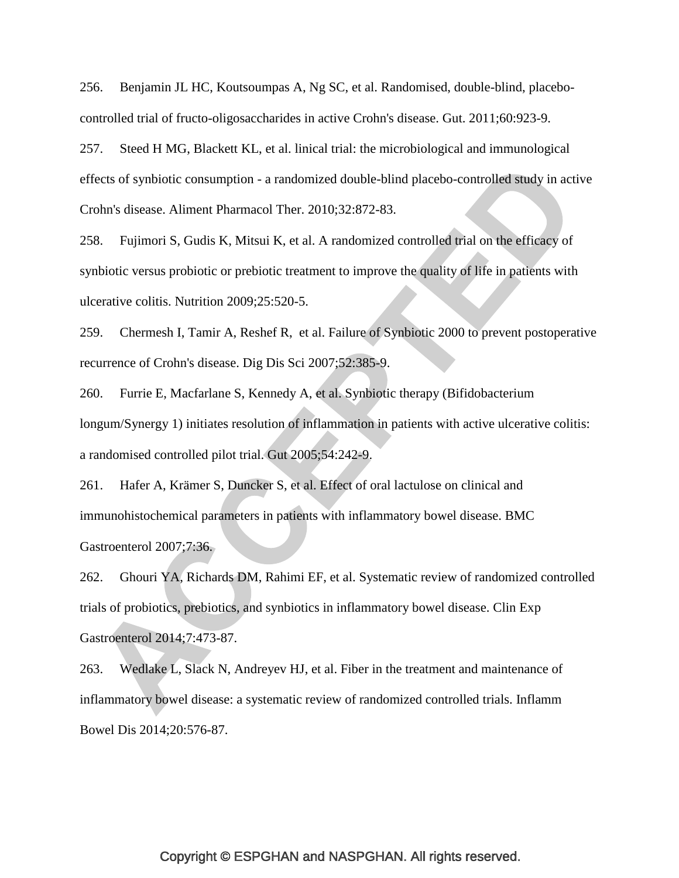256. Benjamin JL HC, Koutsoumpas A, Ng SC, et al. Randomised, double-blind, placebo-controlled trial of fructo-oligosaccharides in active Crohn's disease. Gut. 2011;60:923-9.

257. Steed H MG, Blackett KL, et al. linical trial: the microbiological and immunological effects of synbiotic consumption - a randomized double-blind placebo-controlled study in active Crohn's disease. Aliment Pharmacol Ther. 2010;32:872-83.

258. Fujimori S, Gudis K, Mitsui K, et al. A randomized controlled trial on the efficacy of synbiotic versus probiotic or prebiotic treatment to improve the quality of life in patients with ulcerative colitis. Nutrition 2009;25:520-5.

259. Chermesh I, Tamir A, Reshef R, et al. Failure of Synbiotic 2000 to prevent postoperative recurrence of Crohn's disease. Dig Dis Sci 2007;52:385-9.

260. Furrie E, Macfarlane S, Kennedy A, et al. Synbiotic therapy (Bifidobacterium longum/Synergy 1) initiates resolution of inflammation in patients with active ulcerative colitis: a randomised controlled pilot trial. Gut 2005;54:242-9.

261. Hafer A, Krämer S, Duncker S, et al. Effect of oral lactulose on clinical and immunohistochemical parameters in patients with inflammatory bowel disease. BMC Gastroenterol 2007;7:36.

262. Ghouri YA, Richards DM, Rahimi EF, et al. Systematic review of randomized controlled trials of probiotics, prebiotics, and synbiotics in inflammatory bowel disease. Clin Exp Gastroenterol 2014;7:473-87.

263. Wedlake L, Slack N, Andreyev HJ, et al. Fiber in the treatment and maintenance of inflammatory bowel disease: a systematic review of randomized controlled trials. Inflamm Bowel Dis 2014;20:576-87.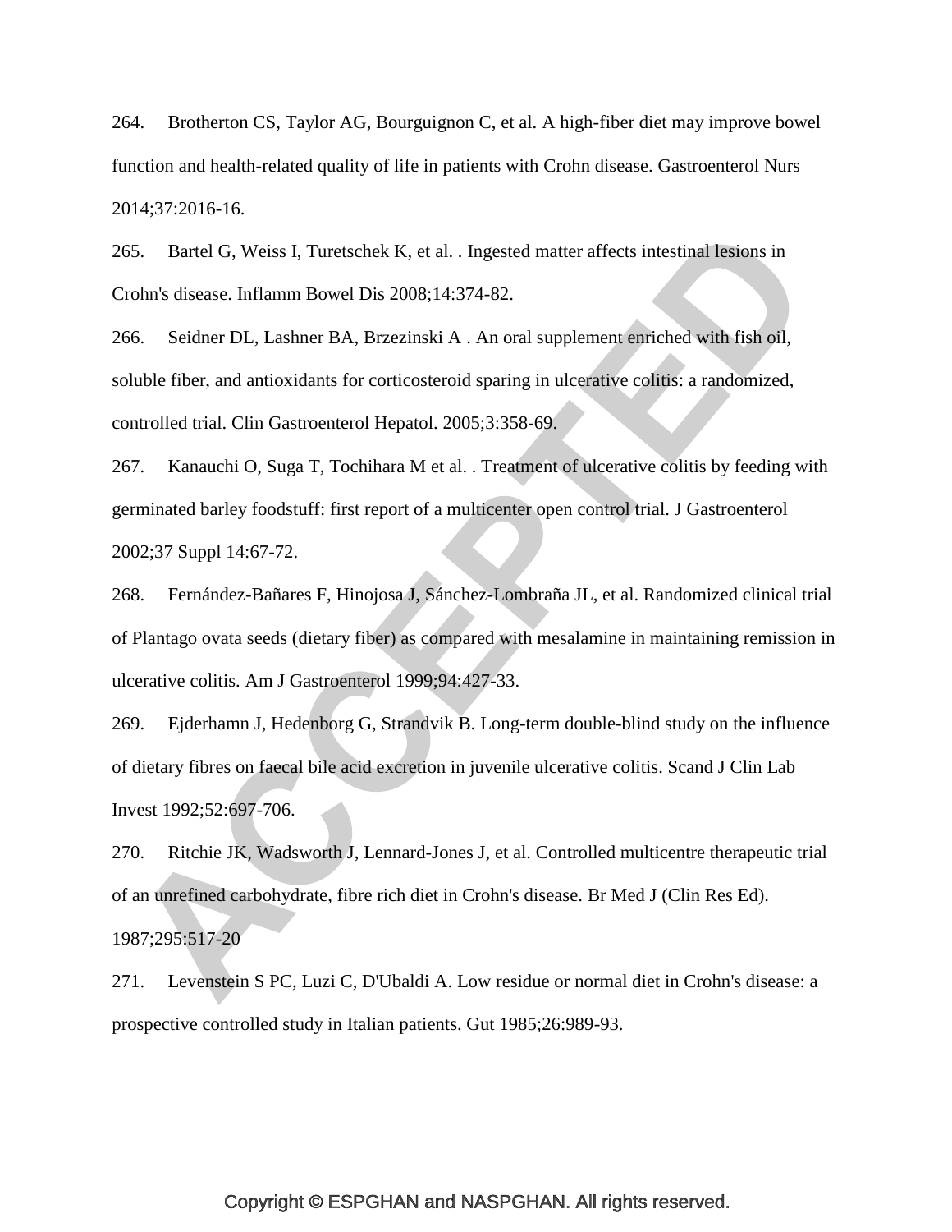264. Brotherton CS, Taylor AG, Bourguignon C, et al. A high-fiber diet may improve bowel function and health-related quality of life in patients with Crohn disease. Gastroenterol Nurs 2014;37:2016-16.

265. Bartel G, Weiss I, Turetschek K, et al. . Ingested matter affects intestinal lesions in Crohn's disease. Inflamm Bowel Dis 2008;14:374-82.

266. Seidner DL, Lashner BA, Brzezinski A . An oral supplement enriched with fish oil, soluble fiber, and antioxidants for corticosteroid sparing in ulcerative colitis: a randomized, controlled trial. Clin Gastroenterol Hepatol. 2005;3:358-69.

267. Kanauchi O, Suga T, Tochihara M et al. . Treatment of ulcerative colitis by feeding with germinated barley foodstuff: first report of a multicenter open control trial. J Gastroenterol 2002;37 Suppl 14:67-72.

268. Fernández-Bañares F, Hinojosa J, Sánchez-Lombraña JL, et al. Randomized clinical trial of Plantago ovata seeds (dietary fiber) as compared with mesalamine in maintaining remission in ulcerative colitis. Am J Gastroenterol 1999;94:427-33.

269. Ejderhamn J, Hedenborg G, Strandvik B. Long-term double-blind study on the influence of dietary fibres on faecal bile acid excretion in juvenile ulcerative colitis. Scand J Clin Lab Invest 1992;52:697-706.

270. Ritchie JK, Wadsworth J, Lennard-Jones J, et al. Controlled multicentre therapeutic trial of an unrefined carbohydrate, fibre rich diet in Crohn's disease. Br Med J (Clin Res Ed). 1987;295:517-20

271. Levenstein S PC, Luzi C, D'Ubaldi A. Low residue or normal diet in Crohn's disease: a prospective controlled study in Italian patients. Gut 1985;26:989-93.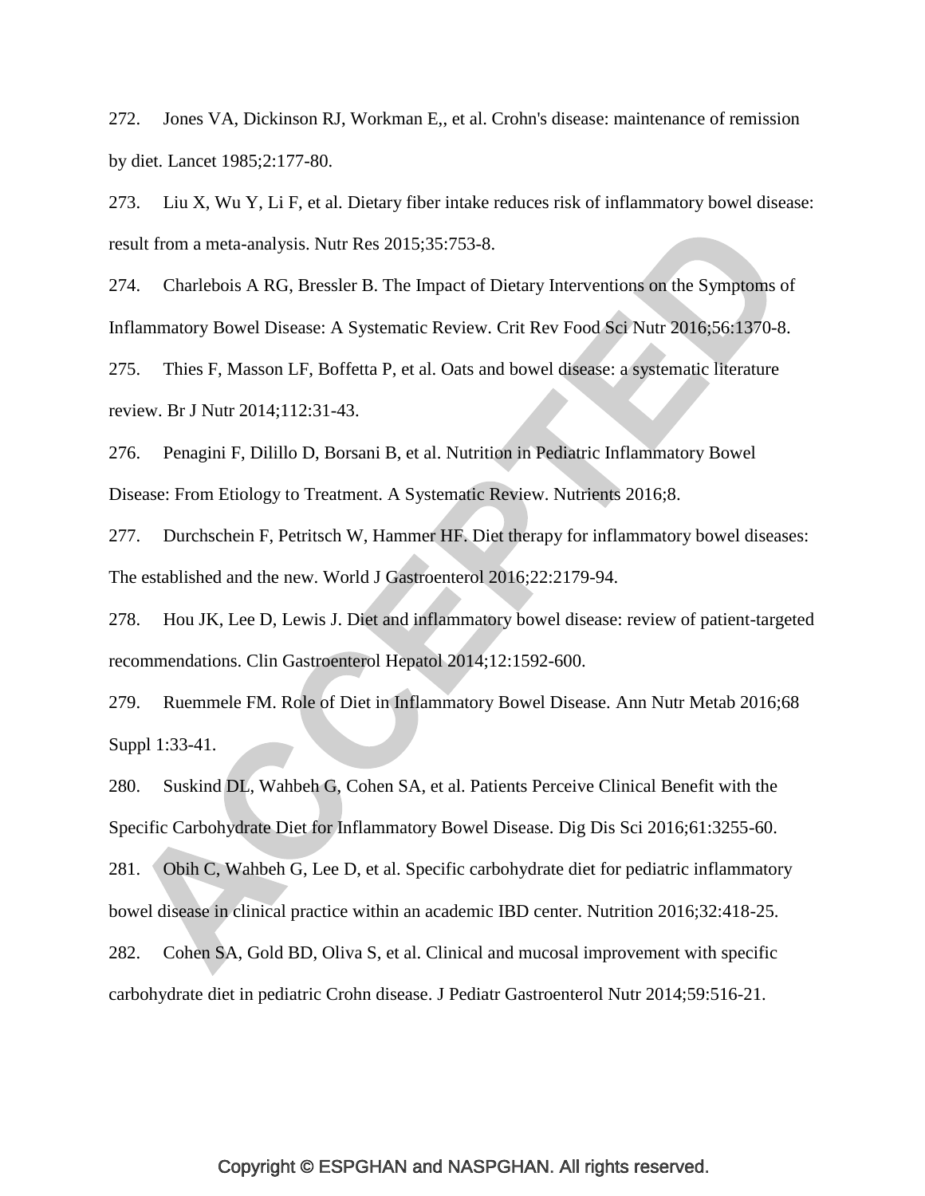272. Jones VA, Dickinson RJ, Workman E,, et al. Crohn's disease: maintenance of remission by diet. Lancet 1985;2:177-80.

273. Liu X, Wu Y, Li F, et al. Dietary fiber intake reduces risk of inflammatory bowel disease: result from a meta-analysis. Nutr Res 2015;35:753-8.

274. Charlebois A RG, Bressler B. The Impact of Dietary Interventions on the Symptoms of Inflammatory Bowel Disease: A Systematic Review. Crit Rev Food Sci Nutr 2016;56:1370-8.

275. Thies F, Masson LF, Boffetta P, et al. Oats and bowel disease: a systematic literature review. Br J Nutr 2014;112:31-43.

276. Penagini F, Dilillo D, Borsani B, et al. Nutrition in Pediatric Inflammatory Bowel Disease: From Etiology to Treatment. A Systematic Review. Nutrients 2016;8.

277. Durchschein F, Petritsch W, Hammer HF. Diet therapy for inflammatory bowel diseases: The established and the new. World J Gastroenterol 2016;22:2179-94.

278. Hou JK, Lee D, Lewis J. Diet and inflammatory bowel disease: review of patient-targeted recommendations. Clin Gastroenterol Hepatol 2014;12:1592-600.

279. Ruemmele FM. Role of Diet in Inflammatory Bowel Disease. Ann Nutr Metab 2016;68 Suppl 1:33-41.

280. Suskind DL, Wahbeh G, Cohen SA, et al. Patients Perceive Clinical Benefit with the Specific Carbohydrate Diet for Inflammatory Bowel Disease. Dig Dis Sci 2016;61:3255-60.

281. Obih C, Wahbeh G, Lee D, et al. Specific carbohydrate diet for pediatric inflammatory bowel disease in clinical practice within an academic IBD center. Nutrition 2016;32:418-25.

282. Cohen SA, Gold BD, Oliva S, et al. Clinical and mucosal improvement with specific carbohydrate diet in pediatric Crohn disease. J Pediatr Gastroenterol Nutr 2014;59:516-21.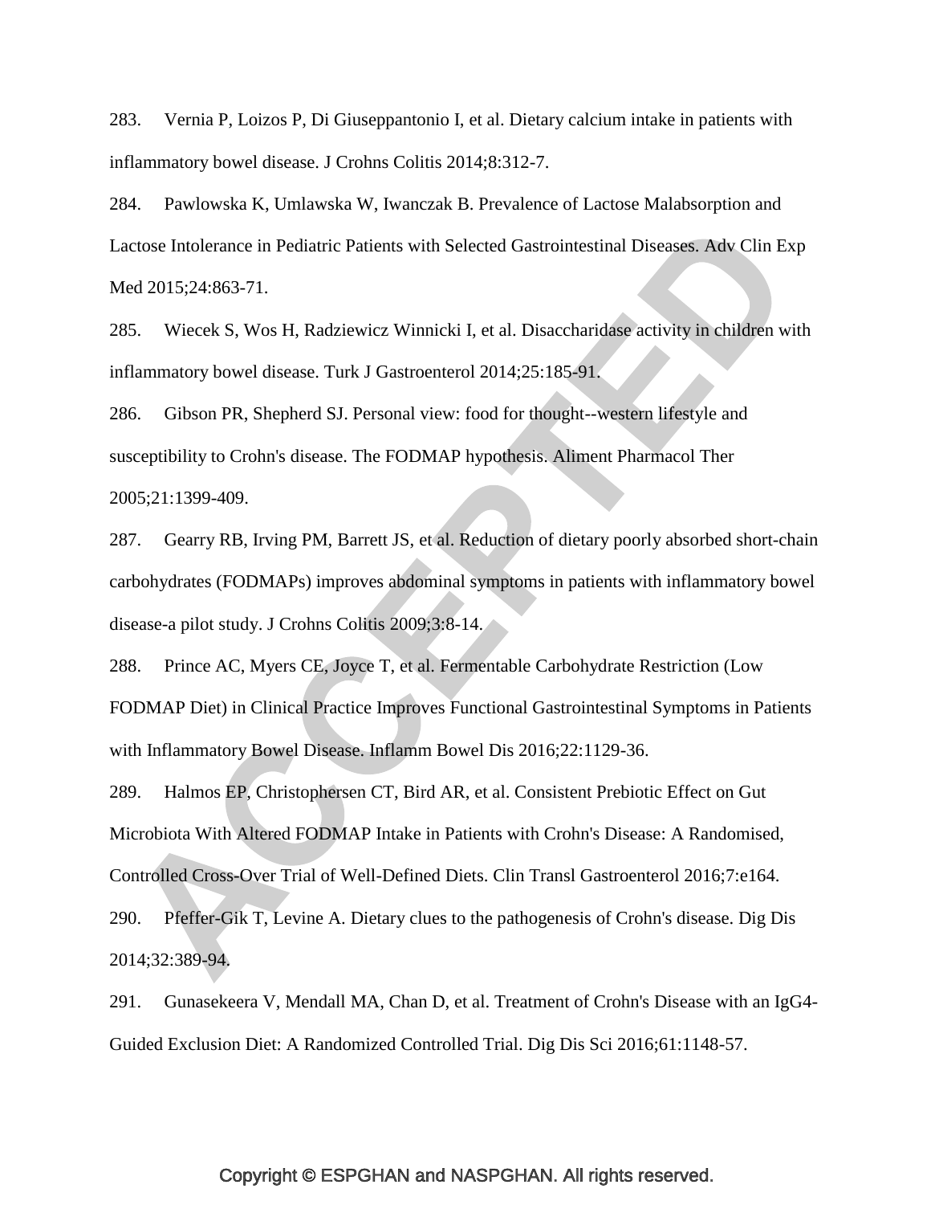283. Vernia P, Loizos P, Di Giuseppantonio I, et al. Dietary calcium intake in patients with inflammatory bowel disease. J Crohns Colitis 2014;8:312-7.

284. Pawlowska K, Umlawska W, Iwanczak B. Prevalence of Lactose Malabsorption and Lactose Intolerance in Pediatric Patients with Selected Gastrointestinal Diseases. Adv Clin Exp Med 2015;24:863-71.

285. Wiecek S, Wos H, Radziewicz Winnicki I, et al. Disaccharidase activity in children with inflammatory bowel disease. Turk J Gastroenterol 2014;25:185-91.

286. Gibson PR, Shepherd SJ. Personal view: food for thought--western lifestyle and susceptibility to Crohn's disease. The FODMAP hypothesis. Aliment Pharmacol Ther 2005;21:1399-409.

287. Gearry RB, Irving PM, Barrett JS, et al. Reduction of dietary poorly absorbed short-chain carbohydrates (FODMAPs) improves abdominal symptoms in patients with inflammatory bowel disease-a pilot study. J Crohns Colitis 2009;3:8-14.

288. Prince AC, Myers CE, Joyce T, et al. Fermentable Carbohydrate Restriction (Low FODMAP Diet) in Clinical Practice Improves Functional Gastrointestinal Symptoms in Patients with Inflammatory Bowel Disease. Inflamm Bowel Dis 2016;22:1129-36.

289. Halmos EP, Christophersen CT, Bird AR, et al. Consistent Prebiotic Effect on Gut Microbiota With Altered FODMAP Intake in Patients with Crohn's Disease: A Randomised, Controlled Cross-Over Trial of Well-Defined Diets. Clin Transl Gastroenterol 2016;7:e164.

290. Pfeffer-Gik T, Levine A. Dietary clues to the pathogenesis of Crohn's disease. Dig Dis 2014;32:389-94.

291. Gunasekeera V, Mendall MA, Chan D, et al. Treatment of Crohn's Disease with an IgG4-Guided Exclusion Diet: A Randomized Controlled Trial. Dig Dis Sci 2016;61:1148-57.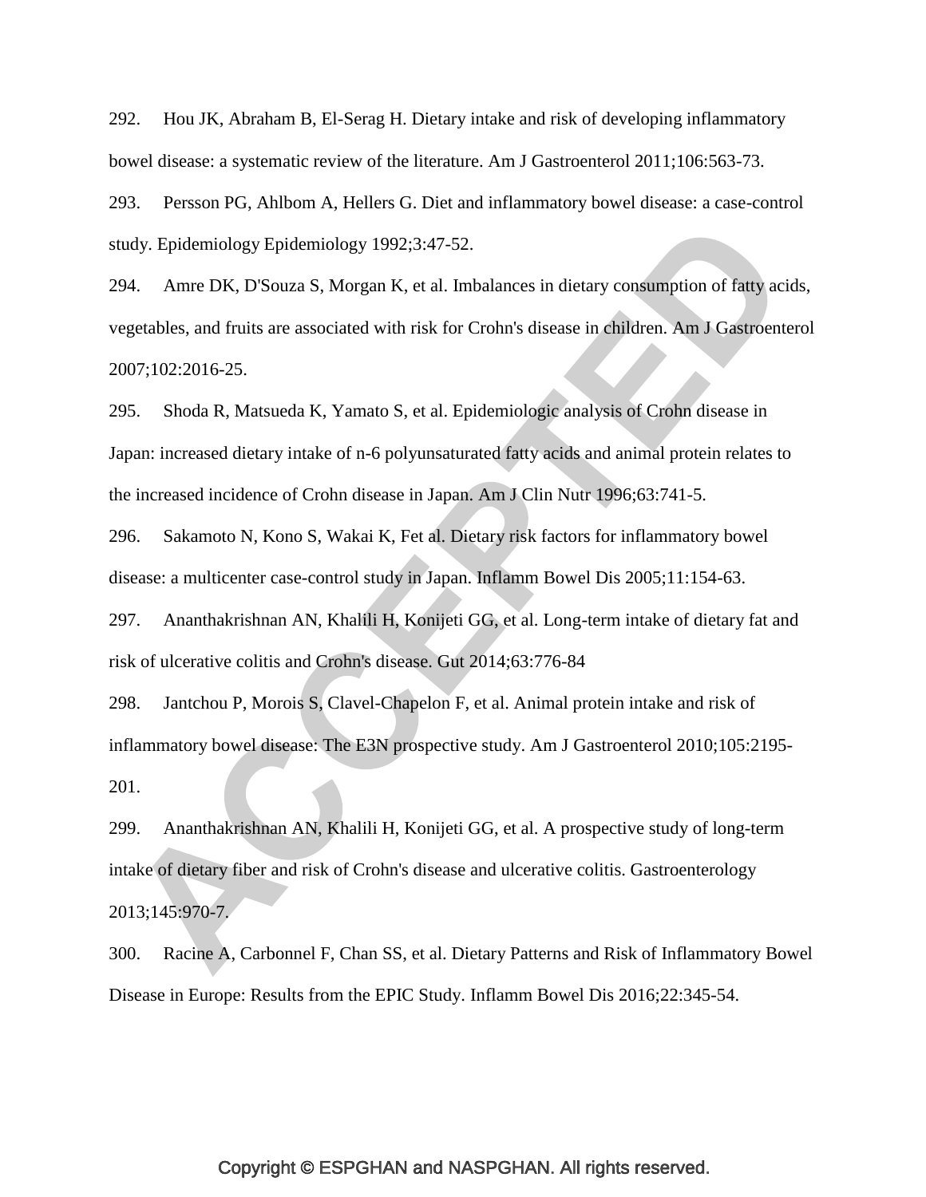292. Hou JK, Abraham B, El-Serag H. Dietary intake and risk of developing inflammatory bowel disease: a systematic review of the literature. Am J Gastroenterol 2011;106:563-73.

293. Persson PG, Ahlbom A, Hellers G. Diet and inflammatory bowel disease: a case-control study. Epidemiology Epidemiology 1992;3:47-52.

294. Amre DK, D'Souza S, Morgan K, et al. Imbalances in dietary consumption of fatty acids, vegetables, and fruits are associated with risk for Crohn's disease in children. Am J Gastroenterol 2007;102:2016-25.

295. Shoda R, Matsueda K, Yamato S, et al. Epidemiologic analysis of Crohn disease in Japan: increased dietary intake of n-6 polyunsaturated fatty acids and animal protein relates to the increased incidence of Crohn disease in Japan. Am J Clin Nutr 1996;63:741-5.

296. Sakamoto N, Kono S, Wakai K, Fet al. Dietary risk factors for inflammatory bowel disease: a multicenter case-control study in Japan. Inflamm Bowel Dis 2005;11:154-63.

297. Ananthakrishnan AN, Khalili H, Konijeti GG, et al. Long-term intake of dietary fat and risk of ulcerative colitis and Crohn's disease. Gut 2014;63:776-84

298. Jantchou P, Morois S, Clavel-Chapelon F, et al. Animal protein intake and risk of inflammatory bowel disease: The E3N prospective study. Am J Gastroenterol 2010;105:2195-201.

299. Ananthakrishnan AN, Khalili H, Konijeti GG, et al. A prospective study of long-term intake of dietary fiber and risk of Crohn's disease and ulcerative colitis. Gastroenterology 2013;145:970-7.

300. Racine A, Carbonnel F, Chan SS, et al. Dietary Patterns and Risk of Inflammatory Bowel Disease in Europe: Results from the EPIC Study. Inflamm Bowel Dis 2016;22:345-54.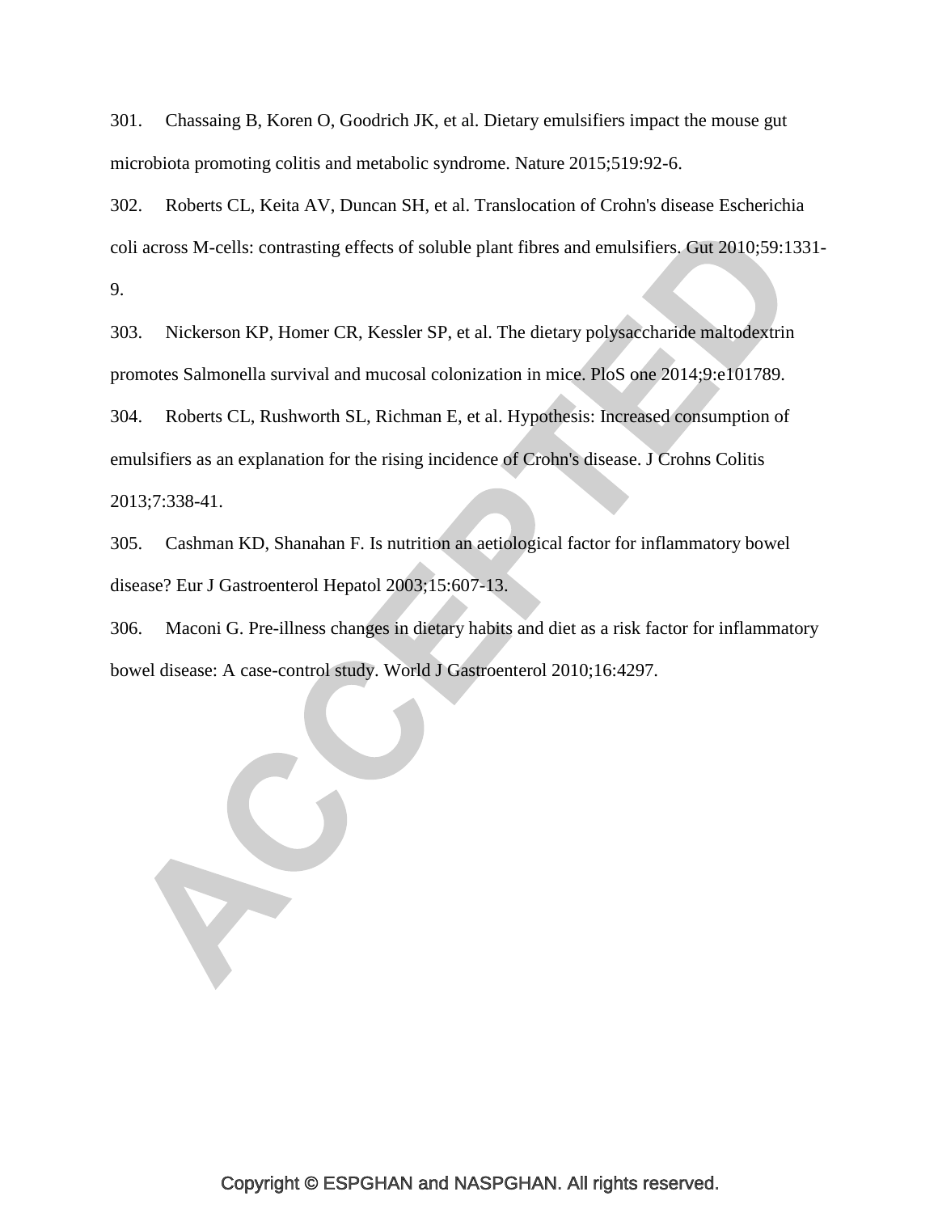301. Chassaing B, Koren O, Goodrich JK, et al. Dietary emulsifiers impact the mouse gut microbiota promoting colitis and metabolic syndrome. Nature 2015;519:92-6.

302. Roberts CL, Keita AV, Duncan SH, et al. Translocation of Crohn's disease Escherichia coli across M-cells: contrasting effects of soluble plant fibres and emulsifiers. Gut 2010;59:1331-9.

303. Nickerson KP, Homer CR, Kessler SP, et al. The dietary polysaccharide maltodextrin promotes Salmonella survival and mucosal colonization in mice. PloS one 2014;9:e101789.

304. Roberts CL, Rushworth SL, Richman E, et al. Hypothesis: Increased consumption of emulsifiers as an explanation for the rising incidence of Crohn's disease. J Crohns Colitis 2013;7:338-41.

305. Cashman KD, Shanahan F. Is nutrition an aetiological factor for inflammatory bowel disease? Eur J Gastroenterol Hepatol 2003;15:607-13.

306. Maconi G. Pre-illness changes in dietary habits and diet as a risk factor for inflammatory bowel disease: A case-control study. World J Gastroenterol 2010;16:4297.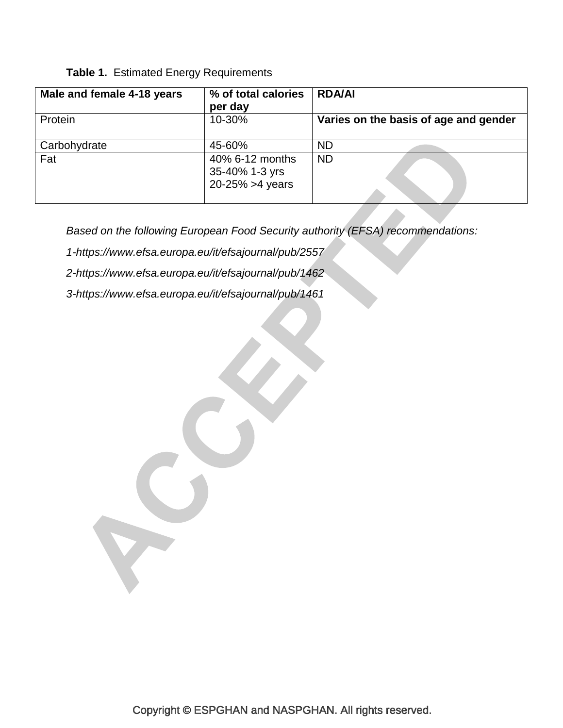**Table 1.** Estimated Energy Requirements

| **Male and female 4-18 years** | **% of total calories per day** | **RDA/AI** |
|---|---|---|
| Protein | 10-30% | **Varies on the basis of age and gender** |
| Carbohydrate | 45-60% | ND |
| Fat | 40% 6-12 months<br>35-40% 1-3 yrs<br>20-25% >4 years | ND |

*Based on the following European Food Security authority (EFSA) recommendations:*

*1-https://www.efsa.europa.eu/it/efsajournal/pub/2557*

*2-https://www.efsa.europa.eu/it/efsajournal/pub/1462*

*3-https://www.efsa.europa.eu/it/efsajournal/pub/1461*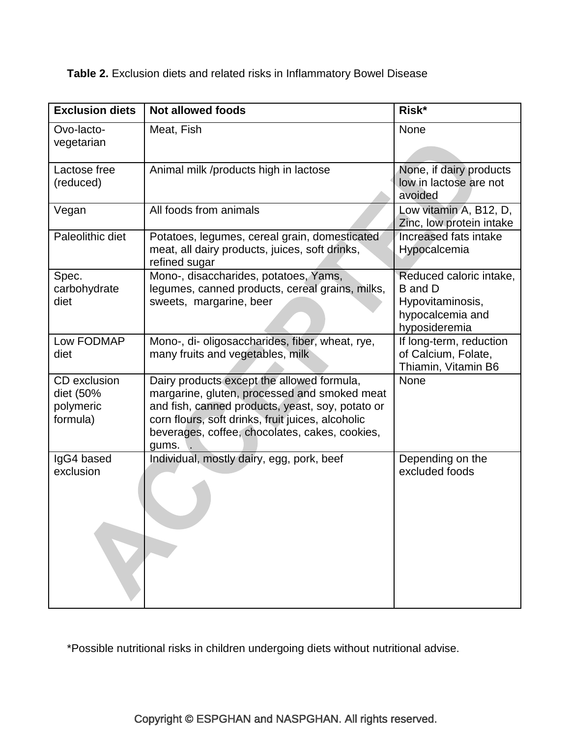**Table 2.** Exclusion diets and related risks in Inflammatory Bowel Disease

| Exclusion diets | Not allowed foods | Risk* |
|---|---|---|
| Ovo-lacto-vegetarian | Meat, Fish | None |
| Lactose free (reduced) | Animal milk /products high in lactose | None, if dairy products low in lactose are not avoided |
| Vegan | All foods from animals | Low vitamin A, B12, D, Zinc, low protein intake |
| Paleolithic diet | Potatoes, legumes, cereal grain, domesticated meat, all dairy products, juices, soft drinks, refined sugar | Increased fats intake Hypocalcemia |
| Spec. carbohydrate diet | Mono-, disaccharides, potatoes, Yams, legumes, canned products, cereal grains, milks, sweets, margarine, beer | Reduced caloric intake, B and D Hypovitaminosis, hypocalcemia and hyposideremia |
| Low FODMAP diet | Mono-, di- oligosaccharides, fiber, wheat, rye, many fruits and vegetables, milk | If long-term, reduction of Calcium, Folate, Thiamin, Vitamin B6 |
| CD exclusion diet (50% polymeric formula) | Dairy products except the allowed formula, margarine, gluten, processed and smoked meat and fish, canned products, yeast, soy, potato or corn flours, soft drinks, fruit juices, alcoholic beverages, coffee, chocolates, cakes, cookies, gums. | None |
| IgG4 based exclusion | Individual, mostly dairy, egg, pork, beef | Depending on the excluded foods |

*Possible nutritional risks in children undergoing diets without nutritional advise.